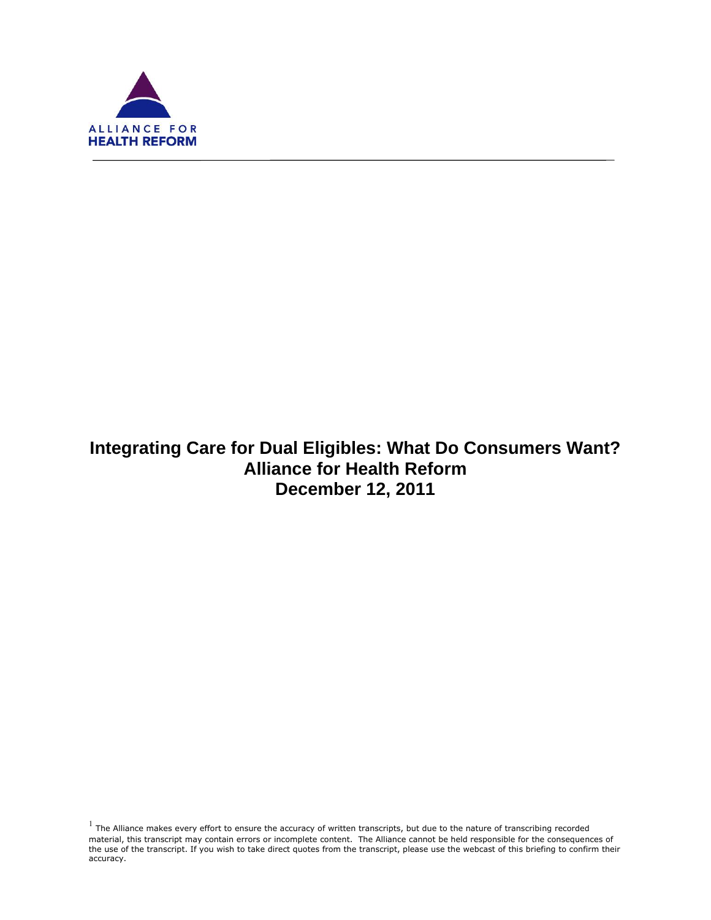ALLIANCE FOR
HEALTH REFORM

# Integrating Care for Dual Eligibles: What Do Consumers Want?
## Alliance for Health Reform
## December 12, 2011

[1] The Alliance makes every effort to ensure the accuracy of written transcripts, but due to the nature of transcribing recorded material, this transcript may contain errors or incomplete content. The Alliance cannot be held responsible for the consequences of the use of the transcript. If you wish to take direct quotes from the transcript, please use the webcast of this briefing to confirm their accuracy.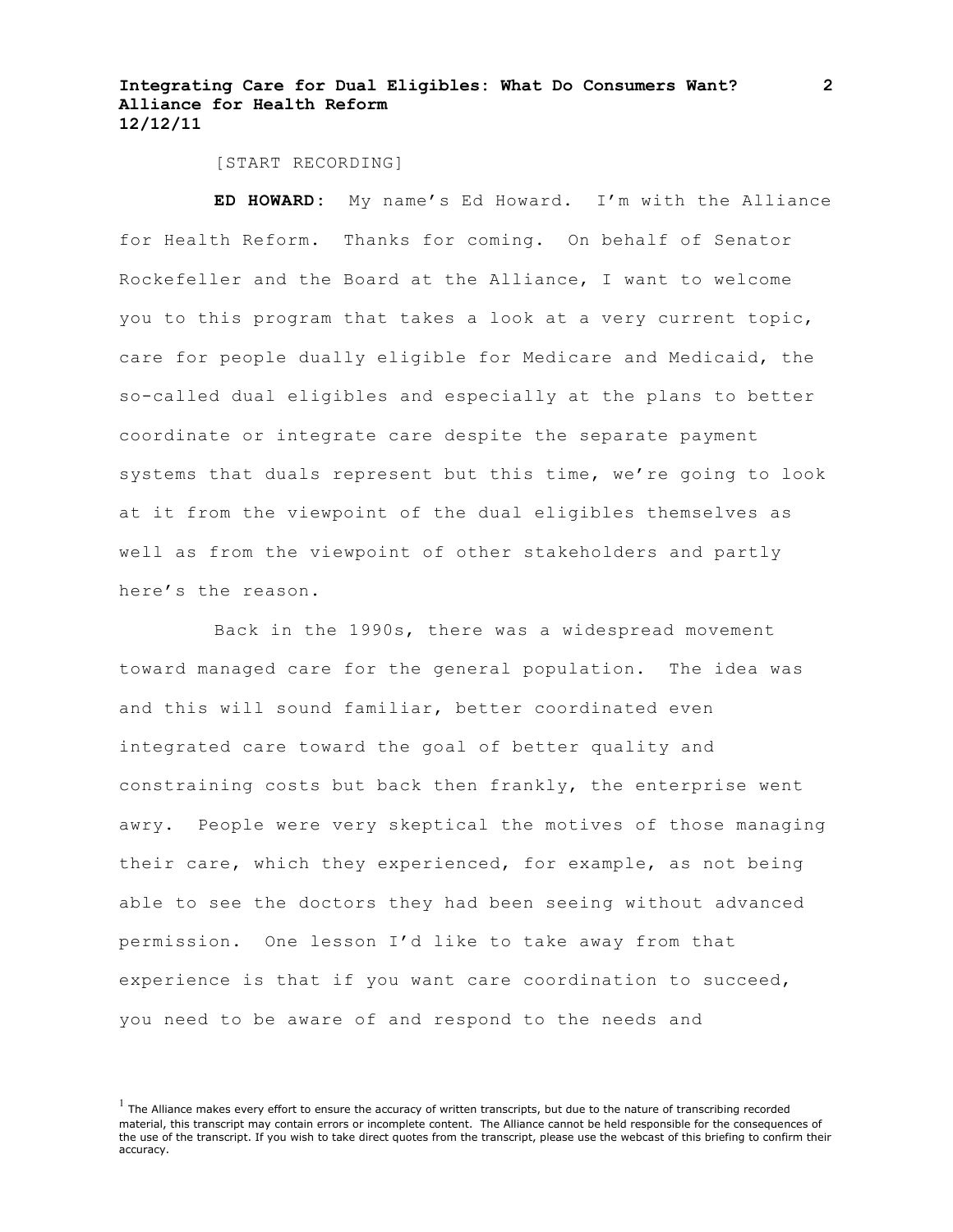[START RECORDING]

**ED HOWARD:** My name's Ed Howard. I'm with the Alliance for Health Reform. Thanks for coming. On behalf of Senator Rockefeller and the Board at the Alliance, I want to welcome you to this program that takes a look at a very current topic, care for people dually eligible for Medicare and Medicaid, the so-called dual eligibles and especially at the plans to better coordinate or integrate care despite the separate payment systems that duals represent but this time, we're going to look at it from the viewpoint of the dual eligibles themselves as well as from the viewpoint of other stakeholders and partly here's the reason.

Back in the 1990s, there was a widespread movement toward managed care for the general population. The idea was and this will sound familiar, better coordinated even integrated care toward the goal of better quality and constraining costs but back then frankly, the enterprise went awry. People were very skeptical the motives of those managing their care, which they experienced, for example, as not being able to see the doctors they had been seeing without advanced permission. One lesson I'd like to take away from that experience is that if you want care coordination to succeed, you need to be aware of and respond to the needs and

[1] The Alliance makes every effort to ensure the accuracy of written transcripts, but due to the nature of transcribing recorded material, this transcript may contain errors or incomplete content. The Alliance cannot be held responsible for the consequences of the use of the transcript. If you wish to take direct quotes from the transcript, please use the webcast of this briefing to confirm their accuracy.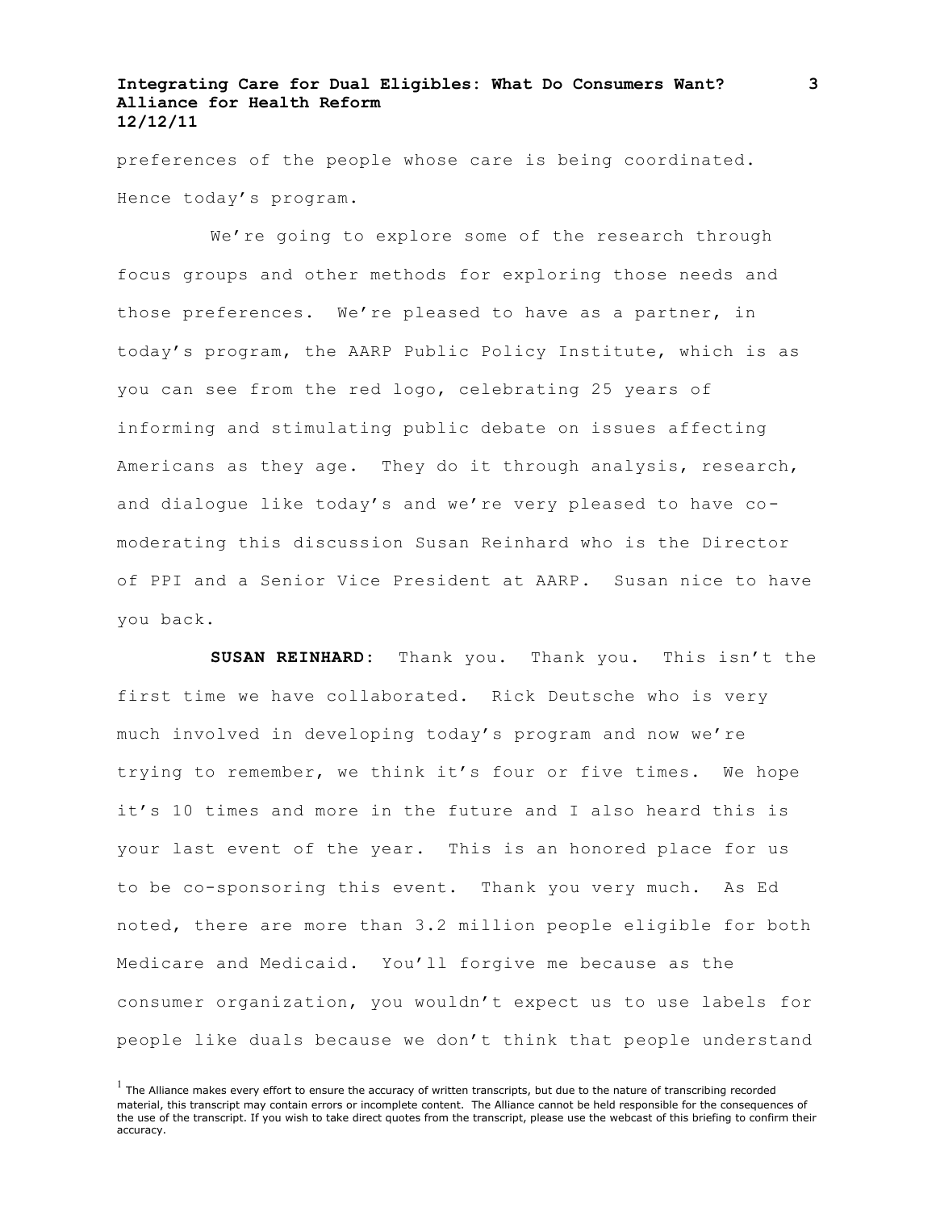preferences of the people whose care is being coordinated. Hence today's program.

We're going to explore some of the research through focus groups and other methods for exploring those needs and those preferences. We're pleased to have as a partner, in today's program, the AARP Public Policy Institute, which is as you can see from the red logo, celebrating 25 years of informing and stimulating public debate on issues affecting Americans as they age. They do it through analysis, research, and dialogue like today's and we're very pleased to have co-moderating this discussion Susan Reinhard who is the Director of PPI and a Senior Vice President at AARP. Susan nice to have you back.

**SUSAN REINHARD:** Thank you. Thank you. This isn't the first time we have collaborated. Rick Deutsche who is very much involved in developing today's program and now we're trying to remember, we think it's four or five times. We hope it's 10 times and more in the future and I also heard this is your last event of the year. This is an honored place for us to be co-sponsoring this event. Thank you very much. As Ed noted, there are more than 3.2 million people eligible for both Medicare and Medicaid. You'll forgive me because as the consumer organization, you wouldn't expect us to use labels for people like duals because we don't think that people understand

[1] The Alliance makes every effort to ensure the accuracy of written transcripts, but due to the nature of transcribing recorded material, this transcript may contain errors or incomplete content. The Alliance cannot be held responsible for the consequences of the use of the transcript. If you wish to take direct quotes from the transcript, please use the webcast of this briefing to confirm their accuracy.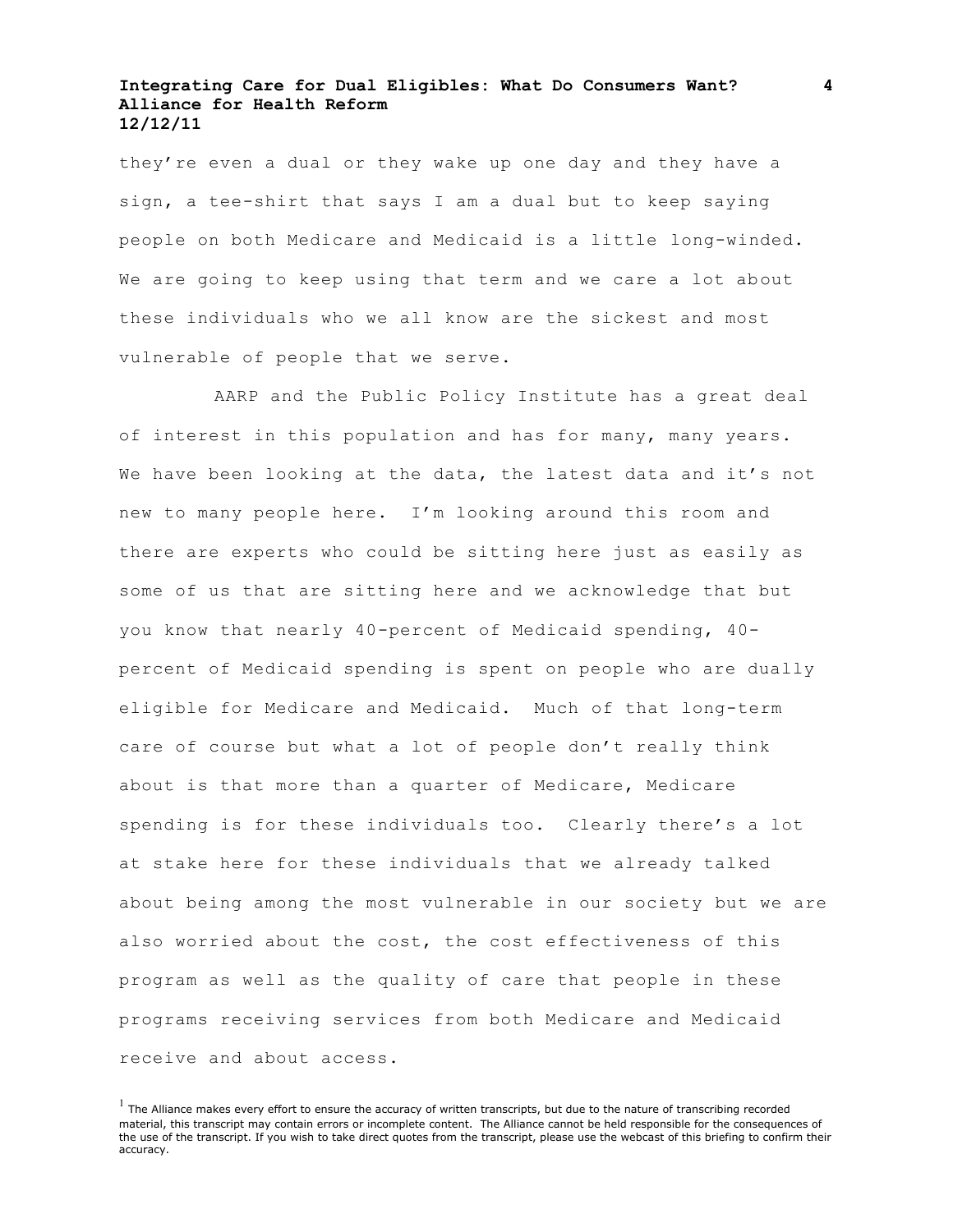they're even a dual or they wake up one day and they have a sign, a tee-shirt that says I am a dual but to keep saying people on both Medicare and Medicaid is a little long-winded. We are going to keep using that term and we care a lot about these individuals who we all know are the sickest and most vulnerable of people that we serve.

AARP and the Public Policy Institute has a great deal of interest in this population and has for many, many years. We have been looking at the data, the latest data and it's not new to many people here. I'm looking around this room and there are experts who could be sitting here just as easily as some of us that are sitting here and we acknowledge that but you know that nearly 40-percent of Medicaid spending, 40-percent of Medicaid spending is spent on people who are dually eligible for Medicare and Medicaid. Much of that long-term care of course but what a lot of people don't really think about is that more than a quarter of Medicare, Medicare spending is for these individuals too. Clearly there's a lot at stake here for these individuals that we already talked about being among the most vulnerable in our society but we are also worried about the cost, the cost effectiveness of this program as well as the quality of care that people in these programs receiving services from both Medicare and Medicaid receive and about access.

[1] The Alliance makes every effort to ensure the accuracy of written transcripts, but due to the nature of transcribing recorded material, this transcript may contain errors or incomplete content. The Alliance cannot be held responsible for the consequences of the use of the transcript. If you wish to take direct quotes from the transcript, please use the webcast of this briefing to confirm their accuracy.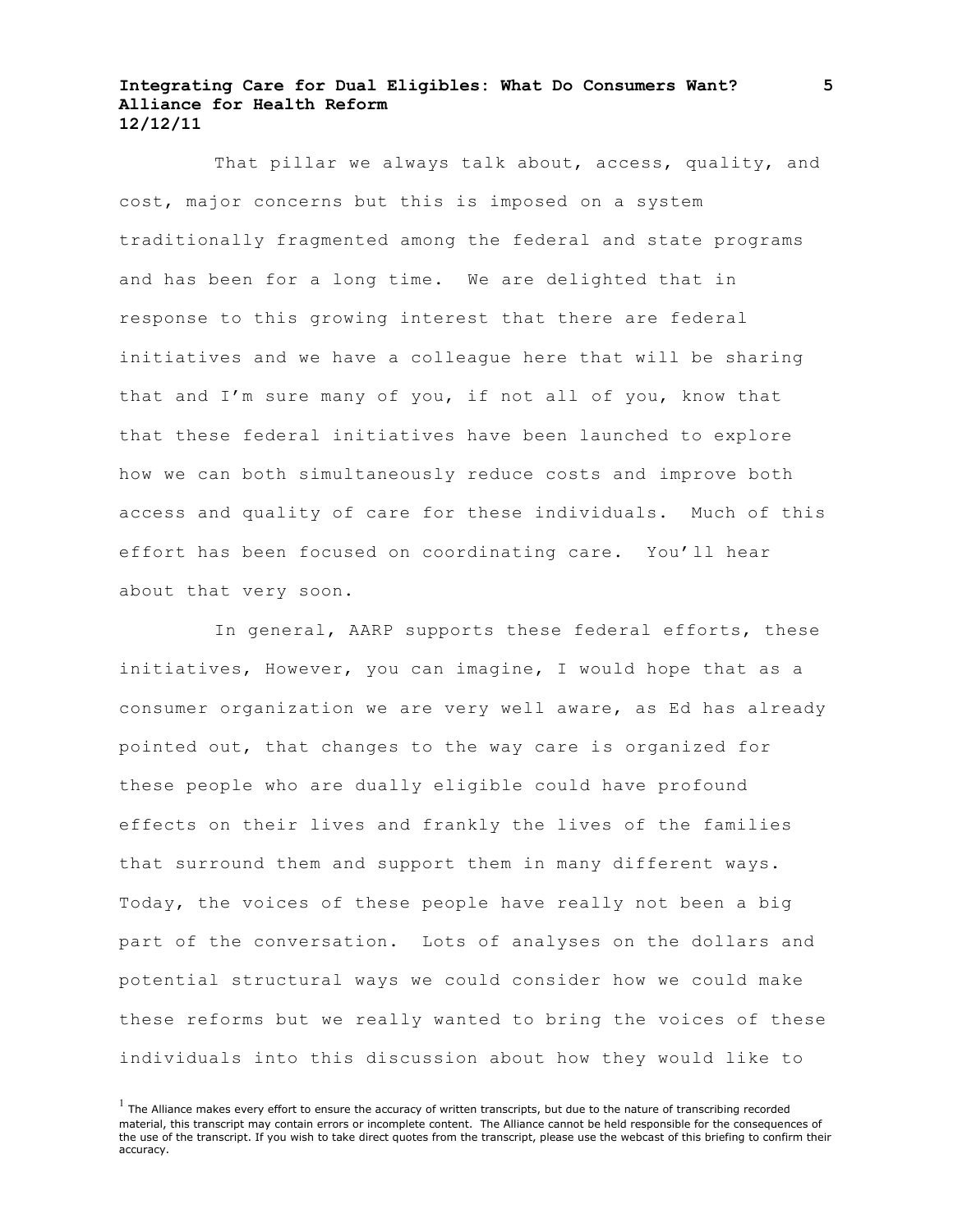That pillar we always talk about, access, quality, and cost, major concerns but this is imposed on a system traditionally fragmented among the federal and state programs and has been for a long time. We are delighted that in response to this growing interest that there are federal initiatives and we have a colleague here that will be sharing that and I'm sure many of you, if not all of you, know that that these federal initiatives have been launched to explore how we can both simultaneously reduce costs and improve both access and quality of care for these individuals. Much of this effort has been focused on coordinating care. You'll hear about that very soon.

In general, AARP supports these federal efforts, these initiatives, However, you can imagine, I would hope that as a consumer organization we are very well aware, as Ed has already pointed out, that changes to the way care is organized for these people who are dually eligible could have profound effects on their lives and frankly the lives of the families that surround them and support them in many different ways. Today, the voices of these people have really not been a big part of the conversation. Lots of analyses on the dollars and potential structural ways we could consider how we could make these reforms but we really wanted to bring the voices of these individuals into this discussion about how they would like to

[1] The Alliance makes every effort to ensure the accuracy of written transcripts, but due to the nature of transcribing recorded material, this transcript may contain errors or incomplete content. The Alliance cannot be held responsible for the consequences of the use of the transcript. If you wish to take direct quotes from the transcript, please use the webcast of this briefing to confirm their accuracy.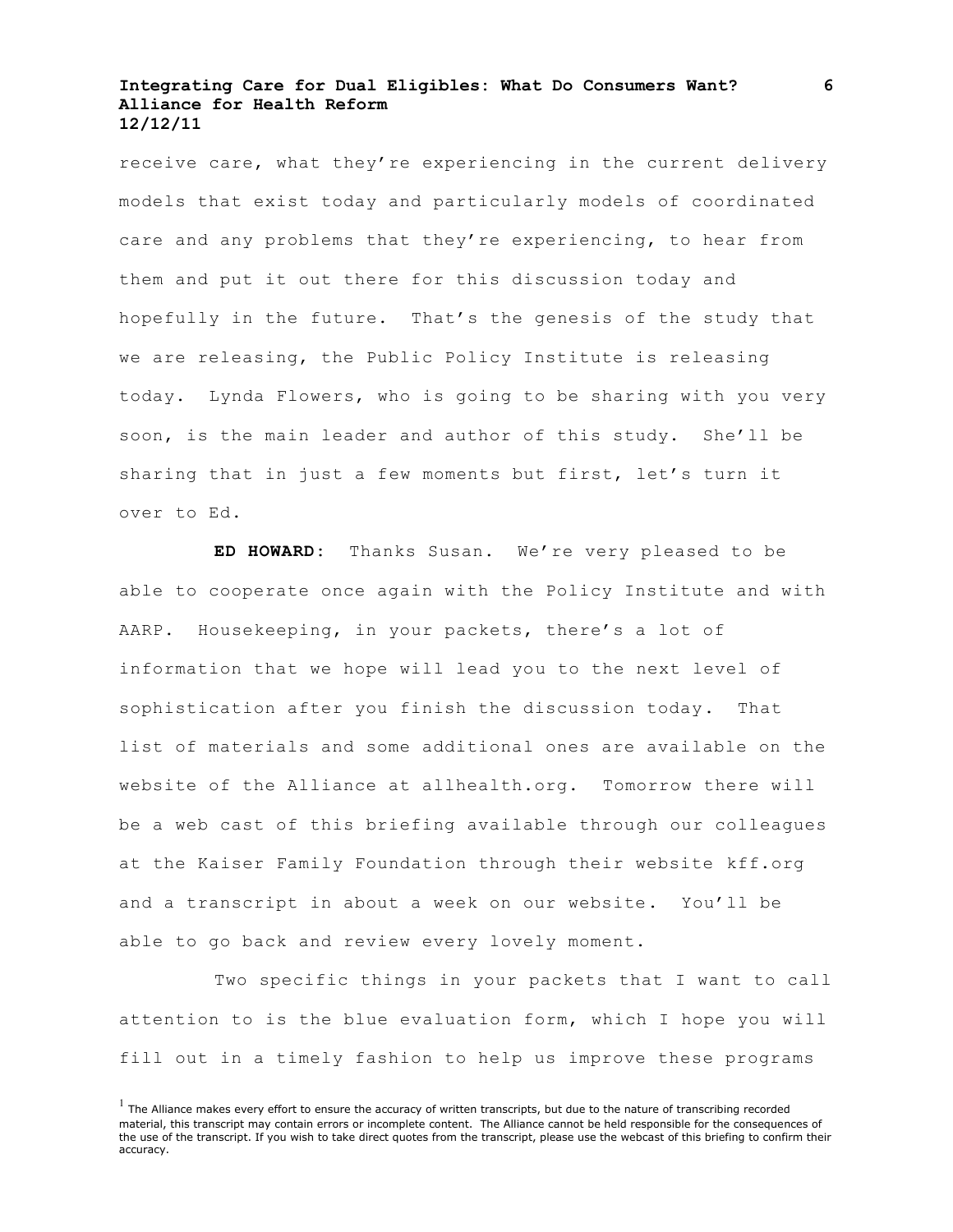receive care, what they're experiencing in the current delivery models that exist today and particularly models of coordinated care and any problems that they're experiencing, to hear from them and put it out there for this discussion today and hopefully in the future. That's the genesis of the study that we are releasing, the Public Policy Institute is releasing today. Lynda Flowers, who is going to be sharing with you very soon, is the main leader and author of this study. She'll be sharing that in just a few moments but first, let's turn it over to Ed.

**ED HOWARD:** Thanks Susan. We're very pleased to be able to cooperate once again with the Policy Institute and with AARP. Housekeeping, in your packets, there's a lot of information that we hope will lead you to the next level of sophistication after you finish the discussion today. That list of materials and some additional ones are available on the website of the Alliance at allhealth.org. Tomorrow there will be a web cast of this briefing available through our colleagues at the Kaiser Family Foundation through their website kff.org and a transcript in about a week on our website. You'll be able to go back and review every lovely moment.

Two specific things in your packets that I want to call attention to is the blue evaluation form, which I hope you will fill out in a timely fashion to help us improve these programs

[1] The Alliance makes every effort to ensure the accuracy of written transcripts, but due to the nature of transcribing recorded material, this transcript may contain errors or incomplete content. The Alliance cannot be held responsible for the consequences of the use of the transcript. If you wish to take direct quotes from the transcript, please use the webcast of this briefing to confirm their accuracy.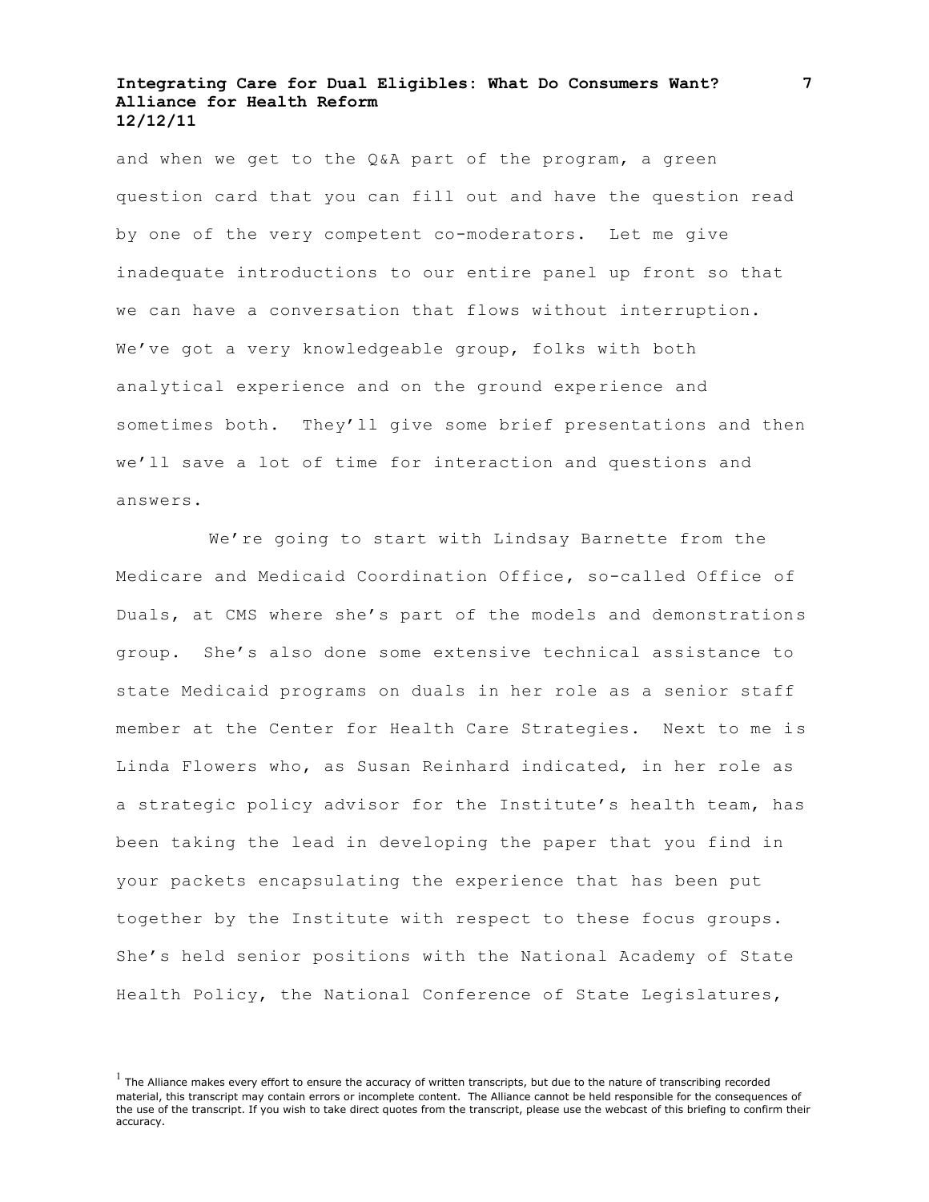and when we get to the Q&A part of the program, a green question card that you can fill out and have the question read by one of the very competent co-moderators. Let me give inadequate introductions to our entire panel up front so that we can have a conversation that flows without interruption. We've got a very knowledgeable group, folks with both analytical experience and on the ground experience and sometimes both. They'll give some brief presentations and then we'll save a lot of time for interaction and questions and answers.

We're going to start with Lindsay Barnette from the Medicare and Medicaid Coordination Office, so-called Office of Duals, at CMS where she's part of the models and demonstrations group. She's also done some extensive technical assistance to state Medicaid programs on duals in her role as a senior staff member at the Center for Health Care Strategies. Next to me is Linda Flowers who, as Susan Reinhard indicated, in her role as a strategic policy advisor for the Institute's health team, has been taking the lead in developing the paper that you find in your packets encapsulating the experience that has been put together by the Institute with respect to these focus groups. She's held senior positions with the National Academy of State Health Policy, the National Conference of State Legislatures,

[1] The Alliance makes every effort to ensure the accuracy of written transcripts, but due to the nature of transcribing recorded material, this transcript may contain errors or incomplete content. The Alliance cannot be held responsible for the consequences of the use of the transcript. If you wish to take direct quotes from the transcript, please use the webcast of this briefing to confirm their accuracy.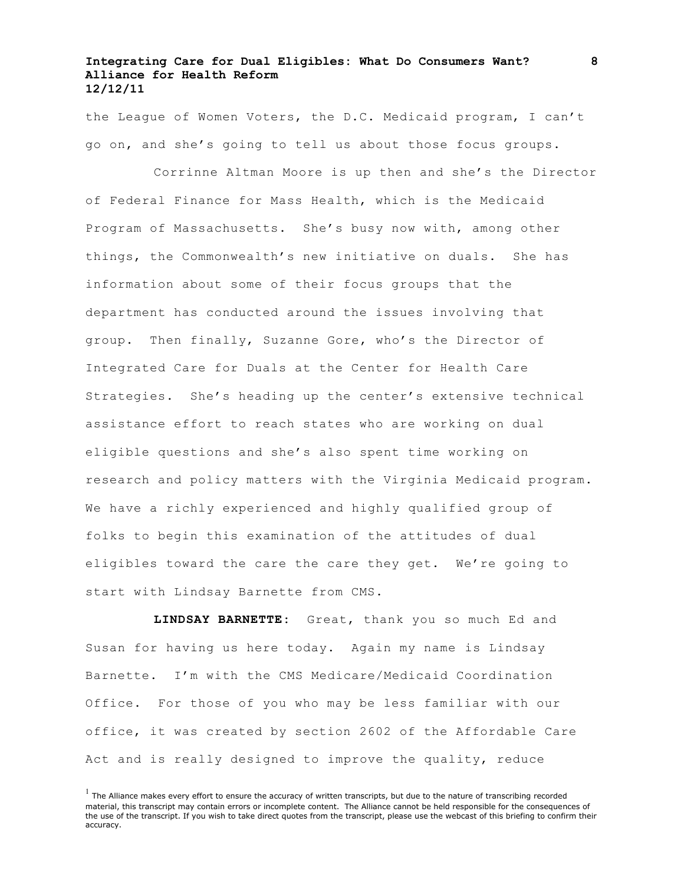the League of Women Voters, the D.C. Medicaid program, I can't go on, and she's going to tell us about those focus groups.

Corrinne Altman Moore is up then and she's the Director of Federal Finance for Mass Health, which is the Medicaid Program of Massachusetts. She's busy now with, among other things, the Commonwealth's new initiative on duals. She has information about some of their focus groups that the department has conducted around the issues involving that group. Then finally, Suzanne Gore, who's the Director of Integrated Care for Duals at the Center for Health Care Strategies. She's heading up the center's extensive technical assistance effort to reach states who are working on dual eligible questions and she's also spent time working on research and policy matters with the Virginia Medicaid program. We have a richly experienced and highly qualified group of folks to begin this examination of the attitudes of dual eligibles toward the care the care they get. We're going to start with Lindsay Barnette from CMS.

**LINDSAY BARNETTE:** Great, thank you so much Ed and Susan for having us here today. Again my name is Lindsay Barnette. I'm with the CMS Medicare/Medicaid Coordination Office. For those of you who may be less familiar with our office, it was created by section 2602 of the Affordable Care Act and is really designed to improve the quality, reduce

[1] The Alliance makes every effort to ensure the accuracy of written transcripts, but due to the nature of transcribing recorded material, this transcript may contain errors or incomplete content. The Alliance cannot be held responsible for the consequences of the use of the transcript. If you wish to take direct quotes from the transcript, please use the webcast of this briefing to confirm their accuracy.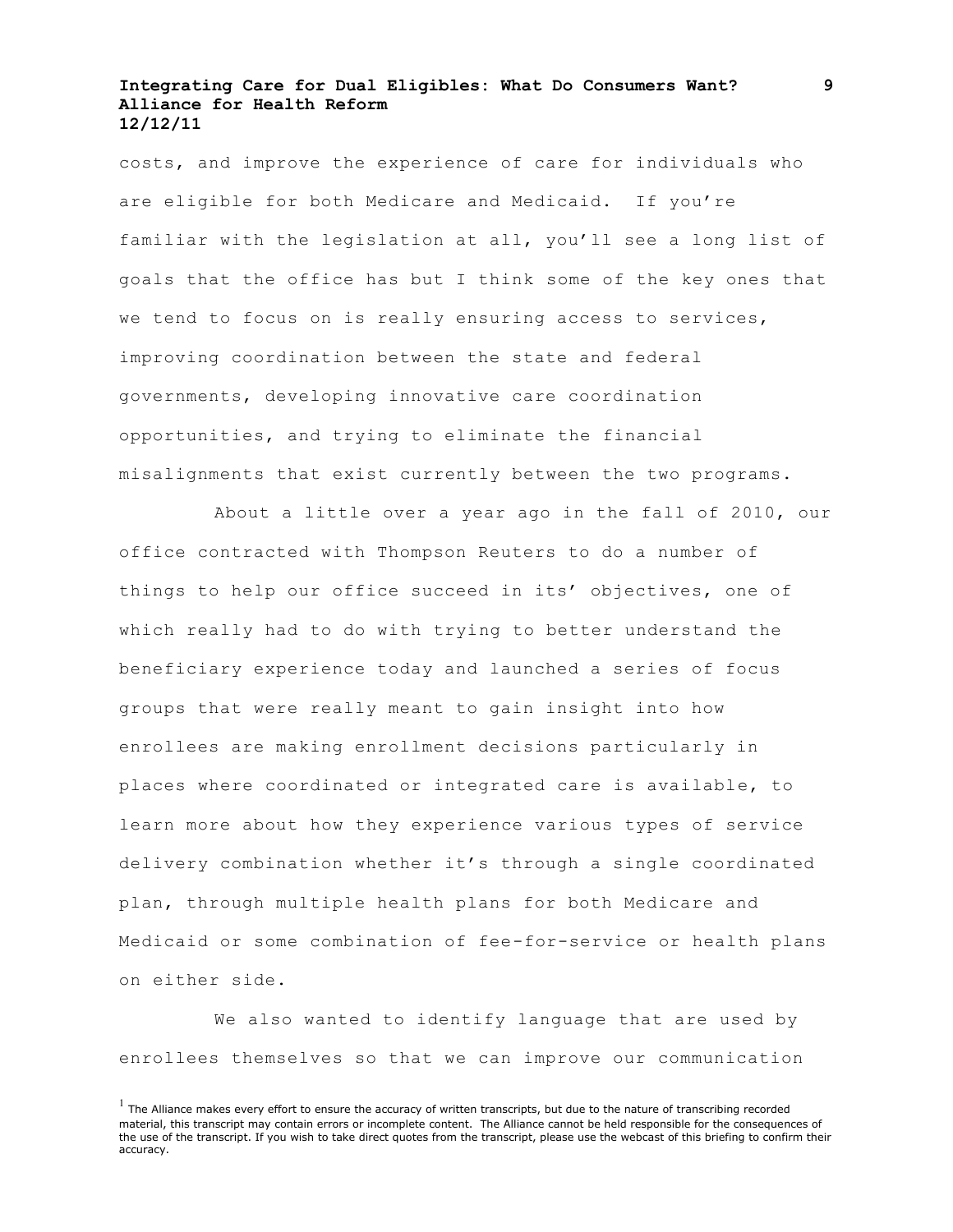costs, and improve the experience of care for individuals who are eligible for both Medicare and Medicaid. If you're familiar with the legislation at all, you'll see a long list of goals that the office has but I think some of the key ones that we tend to focus on is really ensuring access to services, improving coordination between the state and federal governments, developing innovative care coordination opportunities, and trying to eliminate the financial misalignments that exist currently between the two programs.

About a little over a year ago in the fall of 2010, our office contracted with Thompson Reuters to do a number of things to help our office succeed in its' objectives, one of which really had to do with trying to better understand the beneficiary experience today and launched a series of focus groups that were really meant to gain insight into how enrollees are making enrollment decisions particularly in places where coordinated or integrated care is available, to learn more about how they experience various types of service delivery combination whether it's through a single coordinated plan, through multiple health plans for both Medicare and Medicaid or some combination of fee-for-service or health plans on either side.

We also wanted to identify language that are used by enrollees themselves so that we can improve our communication

[1] The Alliance makes every effort to ensure the accuracy of written transcripts, but due to the nature of transcribing recorded material, this transcript may contain errors or incomplete content. The Alliance cannot be held responsible for the consequences of the use of the transcript. If you wish to take direct quotes from the transcript, please use the webcast of this briefing to confirm their accuracy.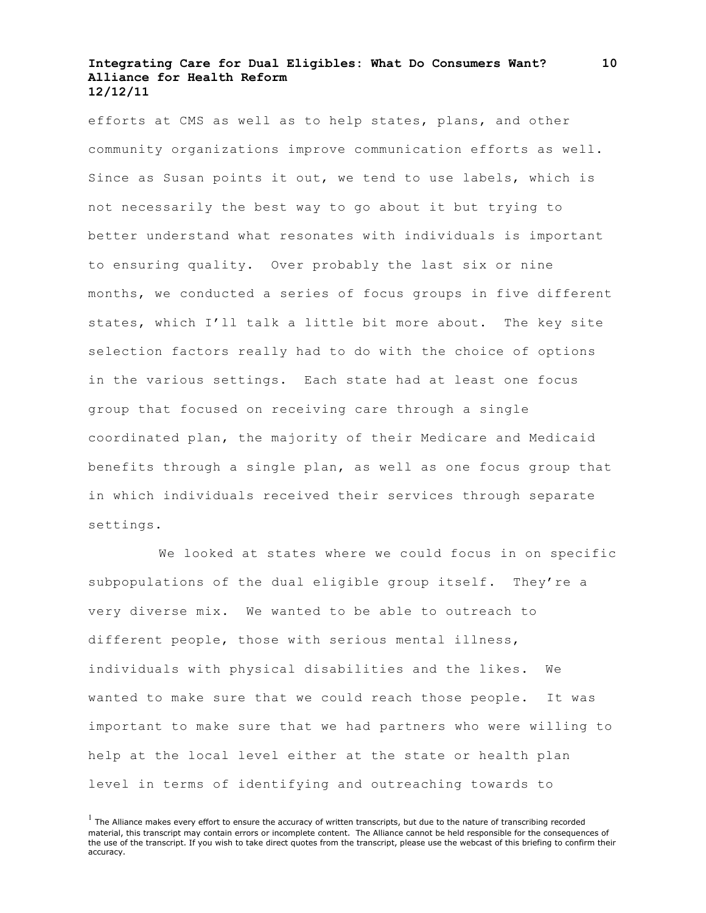efforts at CMS as well as to help states, plans, and other community organizations improve communication efforts as well. Since as Susan points it out, we tend to use labels, which is not necessarily the best way to go about it but trying to better understand what resonates with individuals is important to ensuring quality. Over probably the last six or nine months, we conducted a series of focus groups in five different states, which I'll talk a little bit more about. The key site selection factors really had to do with the choice of options in the various settings. Each state had at least one focus group that focused on receiving care through a single coordinated plan, the majority of their Medicare and Medicaid benefits through a single plan, as well as one focus group that in which individuals received their services through separate settings.

We looked at states where we could focus in on specific subpopulations of the dual eligible group itself. They're a very diverse mix. We wanted to be able to outreach to different people, those with serious mental illness, individuals with physical disabilities and the likes. We wanted to make sure that we could reach those people. It was important to make sure that we had partners who were willing to help at the local level either at the state or health plan level in terms of identifying and outreaching towards to

[1] The Alliance makes every effort to ensure the accuracy of written transcripts, but due to the nature of transcribing recorded material, this transcript may contain errors or incomplete content. The Alliance cannot be held responsible for the consequences of the use of the transcript. If you wish to take direct quotes from the transcript, please use the webcast of this briefing to confirm their accuracy.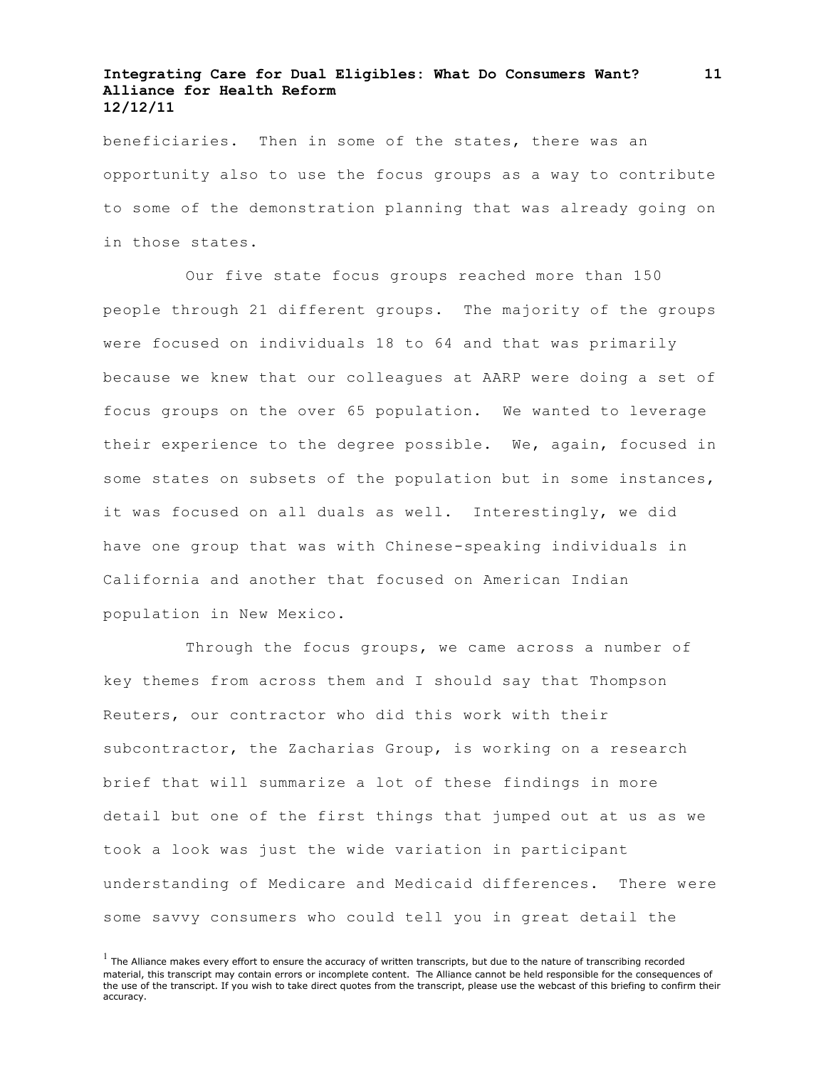beneficiaries. Then in some of the states, there was an opportunity also to use the focus groups as a way to contribute to some of the demonstration planning that was already going on in those states.

Our five state focus groups reached more than 150 people through 21 different groups. The majority of the groups were focused on individuals 18 to 64 and that was primarily because we knew that our colleagues at AARP were doing a set of focus groups on the over 65 population. We wanted to leverage their experience to the degree possible. We, again, focused in some states on subsets of the population but in some instances, it was focused on all duals as well. Interestingly, we did have one group that was with Chinese-speaking individuals in California and another that focused on American Indian population in New Mexico.

Through the focus groups, we came across a number of key themes from across them and I should say that Thompson Reuters, our contractor who did this work with their subcontractor, the Zacharias Group, is working on a research brief that will summarize a lot of these findings in more detail but one of the first things that jumped out at us as we took a look was just the wide variation in participant understanding of Medicare and Medicaid differences. There were some savvy consumers who could tell you in great detail the

[1] The Alliance makes every effort to ensure the accuracy of written transcripts, but due to the nature of transcribing recorded material, this transcript may contain errors or incomplete content. The Alliance cannot be held responsible for the consequences of the use of the transcript. If you wish to take direct quotes from the transcript, please use the webcast of this briefing to confirm their accuracy.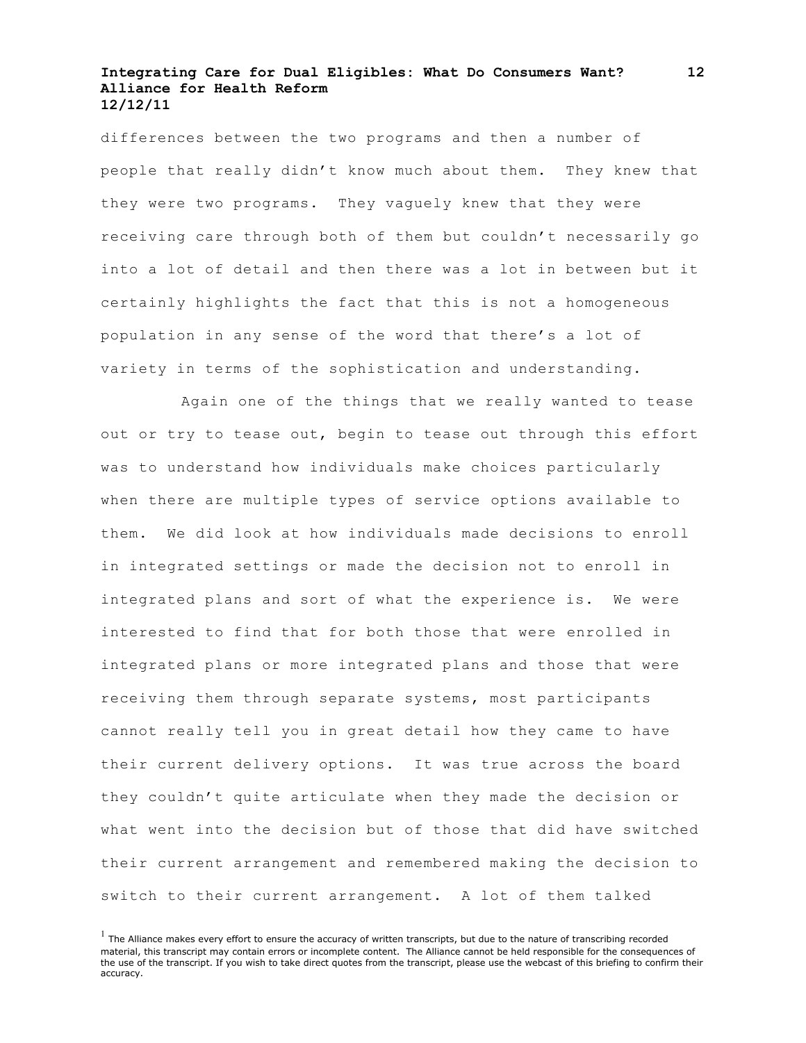differences between the two programs and then a number of people that really didn't know much about them. They knew that they were two programs. They vaguely knew that they were receiving care through both of them but couldn't necessarily go into a lot of detail and then there was a lot in between but it certainly highlights the fact that this is not a homogeneous population in any sense of the word that there's a lot of variety in terms of the sophistication and understanding.

Again one of the things that we really wanted to tease out or try to tease out, begin to tease out through this effort was to understand how individuals make choices particularly when there are multiple types of service options available to them. We did look at how individuals made decisions to enroll in integrated settings or made the decision not to enroll in integrated plans and sort of what the experience is. We were interested to find that for both those that were enrolled in integrated plans or more integrated plans and those that were receiving them through separate systems, most participants cannot really tell you in great detail how they came to have their current delivery options. It was true across the board they couldn't quite articulate when they made the decision or what went into the decision but of those that did have switched their current arrangement and remembered making the decision to switch to their current arrangement. A lot of them talked

[1] The Alliance makes every effort to ensure the accuracy of written transcripts, but due to the nature of transcribing recorded material, this transcript may contain errors or incomplete content. The Alliance cannot be held responsible for the consequences of the use of the transcript. If you wish to take direct quotes from the transcript, please use the webcast of this briefing to confirm their accuracy.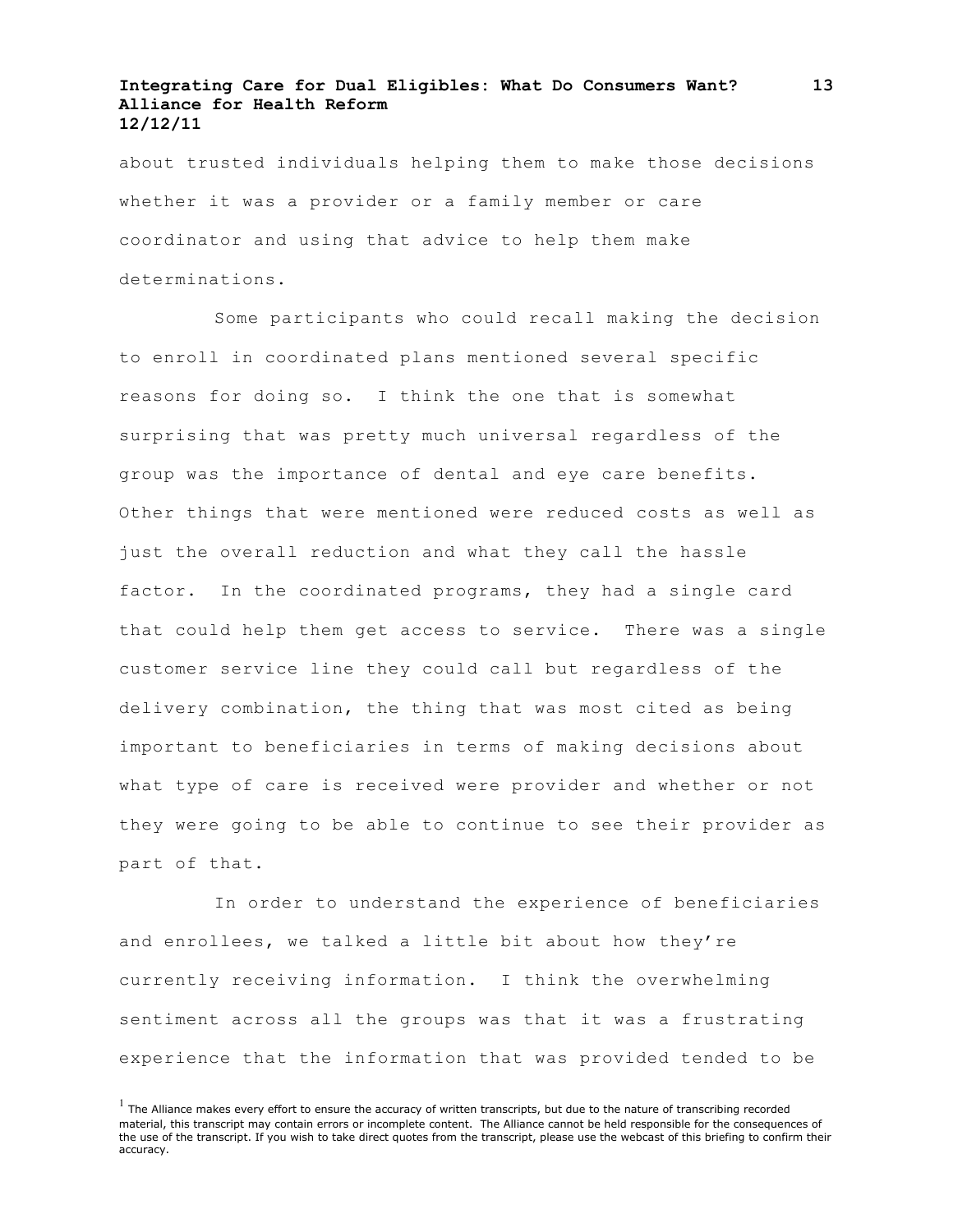about trusted individuals helping them to make those decisions whether it was a provider or a family member or care coordinator and using that advice to help them make determinations.

Some participants who could recall making the decision to enroll in coordinated plans mentioned several specific reasons for doing so. I think the one that is somewhat surprising that was pretty much universal regardless of the group was the importance of dental and eye care benefits. Other things that were mentioned were reduced costs as well as just the overall reduction and what they call the hassle factor. In the coordinated programs, they had a single card that could help them get access to service. There was a single customer service line they could call but regardless of the delivery combination, the thing that was most cited as being important to beneficiaries in terms of making decisions about what type of care is received were provider and whether or not they were going to be able to continue to see their provider as part of that.

In order to understand the experience of beneficiaries and enrollees, we talked a little bit about how they're currently receiving information. I think the overwhelming sentiment across all the groups was that it was a frustrating experience that the information that was provided tended to be

[1] The Alliance makes every effort to ensure the accuracy of written transcripts, but due to the nature of transcribing recorded material, this transcript may contain errors or incomplete content. The Alliance cannot be held responsible for the consequences of the use of the transcript. If you wish to take direct quotes from the transcript, please use the webcast of this briefing to confirm their accuracy.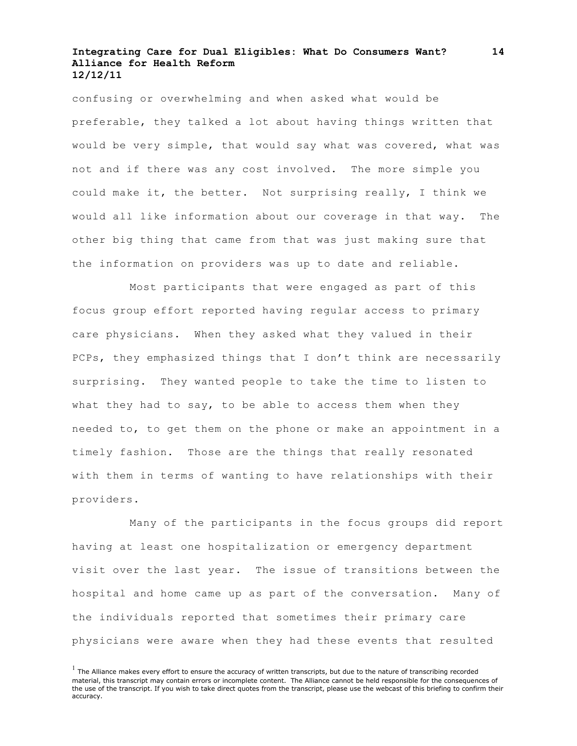confusing or overwhelming and when asked what would be preferable, they talked a lot about having things written that would be very simple, that would say what was covered, what was not and if there was any cost involved. The more simple you could make it, the better. Not surprising really, I think we would all like information about our coverage in that way. The other big thing that came from that was just making sure that the information on providers was up to date and reliable.

Most participants that were engaged as part of this focus group effort reported having regular access to primary care physicians. When they asked what they valued in their PCPs, they emphasized things that I don't think are necessarily surprising. They wanted people to take the time to listen to what they had to say, to be able to access them when they needed to, to get them on the phone or make an appointment in a timely fashion. Those are the things that really resonated with them in terms of wanting to have relationships with their providers.

Many of the participants in the focus groups did report having at least one hospitalization or emergency department visit over the last year. The issue of transitions between the hospital and home came up as part of the conversation. Many of the individuals reported that sometimes their primary care physicians were aware when they had these events that resulted

[1] The Alliance makes every effort to ensure the accuracy of written transcripts, but due to the nature of transcribing recorded material, this transcript may contain errors or incomplete content. The Alliance cannot be held responsible for the consequences of the use of the transcript. If you wish to take direct quotes from the transcript, please use the webcast of this briefing to confirm their accuracy.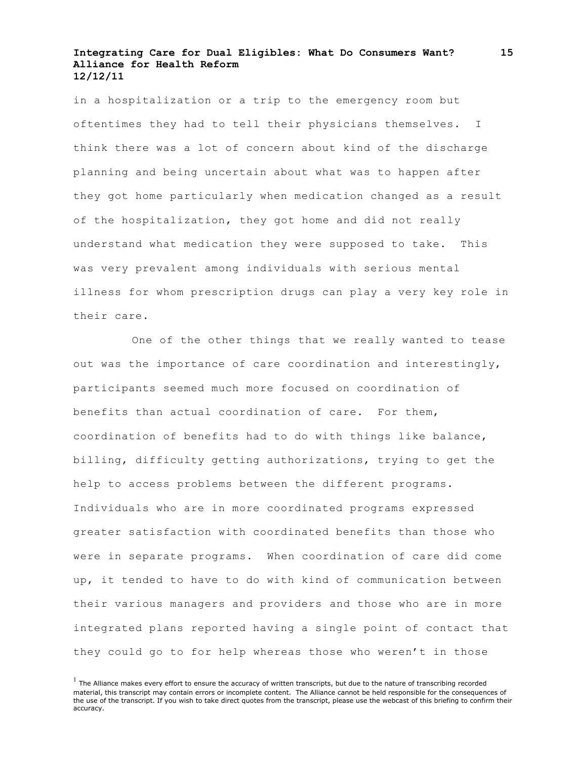in a hospitalization or a trip to the emergency room but oftentimes they had to tell their physicians themselves. I think there was a lot of concern about kind of the discharge planning and being uncertain about what was to happen after they got home particularly when medication changed as a result of the hospitalization, they got home and did not really understand what medication they were supposed to take. This was very prevalent among individuals with serious mental illness for whom prescription drugs can play a very key role in their care.

One of the other things that we really wanted to tease out was the importance of care coordination and interestingly, participants seemed much more focused on coordination of benefits than actual coordination of care. For them, coordination of benefits had to do with things like balance, billing, difficulty getting authorizations, trying to get the help to access problems between the different programs. Individuals who are in more coordinated programs expressed greater satisfaction with coordinated benefits than those who were in separate programs. When coordination of care did come up, it tended to have to do with kind of communication between their various managers and providers and those who are in more integrated plans reported having a single point of contact that they could go to for help whereas those who weren't in those

[1] The Alliance makes every effort to ensure the accuracy of written transcripts, but due to the nature of transcribing recorded material, this transcript may contain errors or incomplete content. The Alliance cannot be held responsible for the consequences of the use of the transcript. If you wish to take direct quotes from the transcript, please use the webcast of this briefing to confirm their accuracy.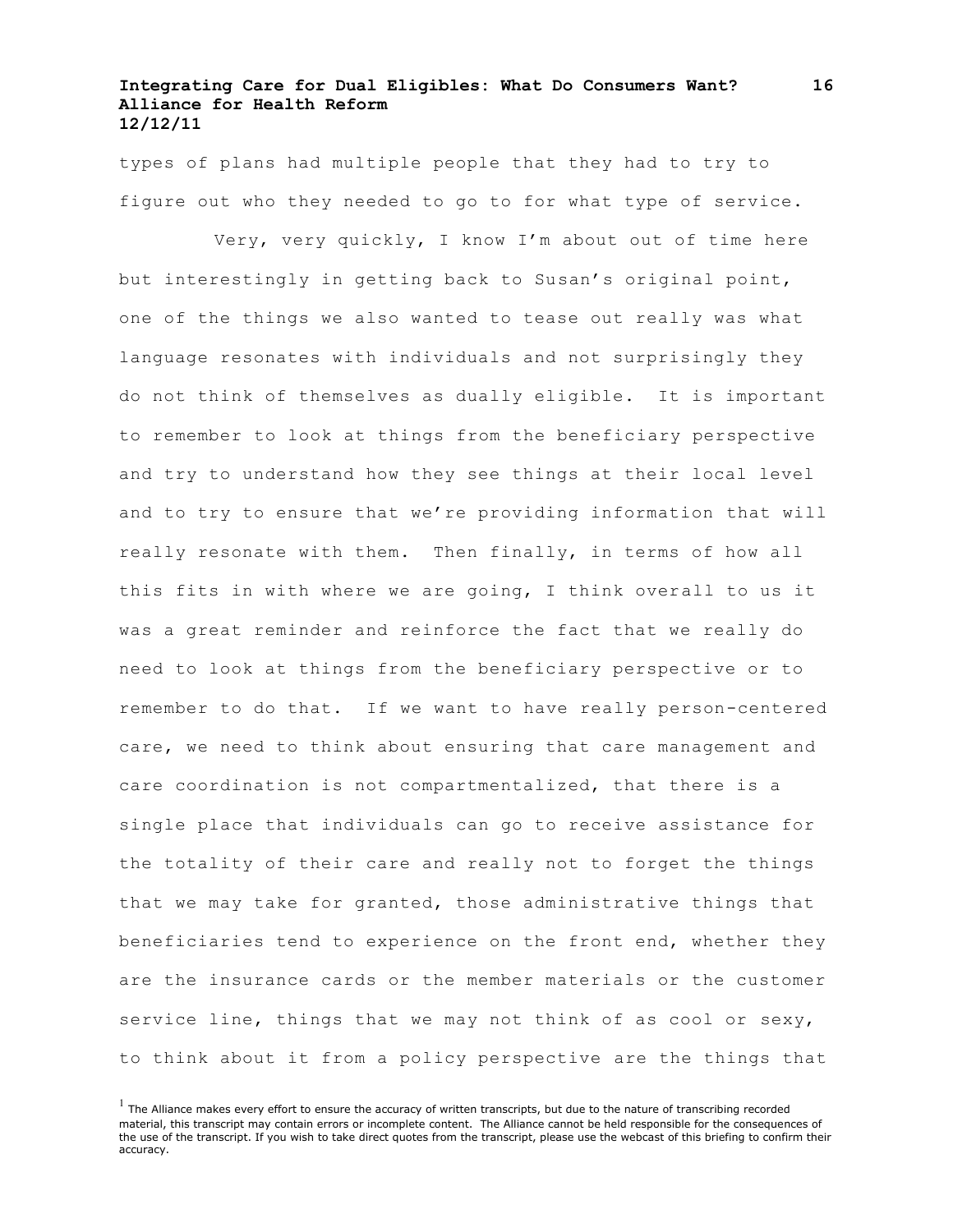types of plans had multiple people that they had to try to figure out who they needed to go to for what type of service.

Very, very quickly, I know I'm about out of time here but interestingly in getting back to Susan's original point, one of the things we also wanted to tease out really was what language resonates with individuals and not surprisingly they do not think of themselves as dually eligible. It is important to remember to look at things from the beneficiary perspective and try to understand how they see things at their local level and to try to ensure that we're providing information that will really resonate with them. Then finally, in terms of how all this fits in with where we are going, I think overall to us it was a great reminder and reinforce the fact that we really do need to look at things from the beneficiary perspective or to remember to do that. If we want to have really person-centered care, we need to think about ensuring that care management and care coordination is not compartmentalized, that there is a single place that individuals can go to receive assistance for the totality of their care and really not to forget the things that we may take for granted, those administrative things that beneficiaries tend to experience on the front end, whether they are the insurance cards or the member materials or the customer service line, things that we may not think of as cool or sexy, to think about it from a policy perspective are the things that

[1] The Alliance makes every effort to ensure the accuracy of written transcripts, but due to the nature of transcribing recorded material, this transcript may contain errors or incomplete content. The Alliance cannot be held responsible for the consequences of the use of the transcript. If you wish to take direct quotes from the transcript, please use the webcast of this briefing to confirm their accuracy.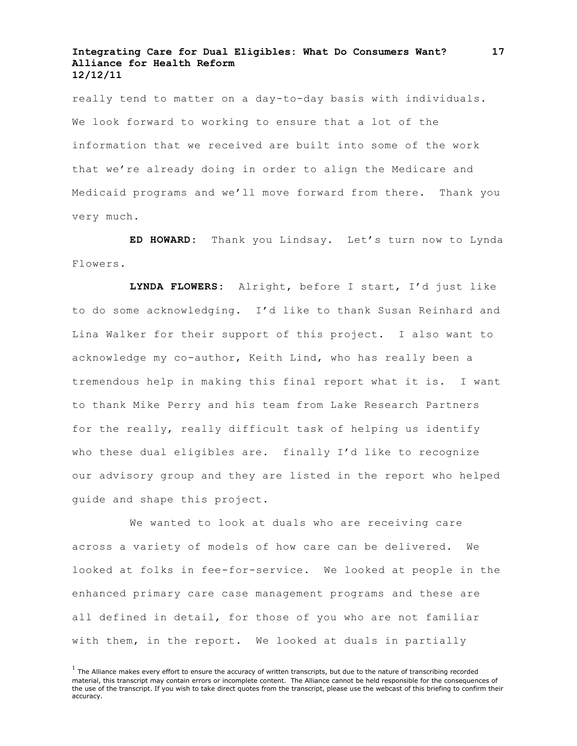really tend to matter on a day-to-day basis with individuals. We look forward to working to ensure that a lot of the information that we received are built into some of the work that we're already doing in order to align the Medicare and Medicaid programs and we'll move forward from there. Thank you very much.

**ED HOWARD:** Thank you Lindsay. Let's turn now to Lynda Flowers.

**LYNDA FLOWERS:** Alright, before I start, I'd just like to do some acknowledging. I'd like to thank Susan Reinhard and Lina Walker for their support of this project. I also want to acknowledge my co-author, Keith Lind, who has really been a tremendous help in making this final report what it is. I want to thank Mike Perry and his team from Lake Research Partners for the really, really difficult task of helping us identify who these dual eligibles are. finally I'd like to recognize our advisory group and they are listed in the report who helped guide and shape this project.

We wanted to look at duals who are receiving care across a variety of models of how care can be delivered. We looked at folks in fee-for-service. We looked at people in the enhanced primary care case management programs and these are all defined in detail, for those of you who are not familiar with them, in the report. We looked at duals in partially

[1] The Alliance makes every effort to ensure the accuracy of written transcripts, but due to the nature of transcribing recorded material, this transcript may contain errors or incomplete content. The Alliance cannot be held responsible for the consequences of the use of the transcript. If you wish to take direct quotes from the transcript, please use the webcast of this briefing to confirm their accuracy.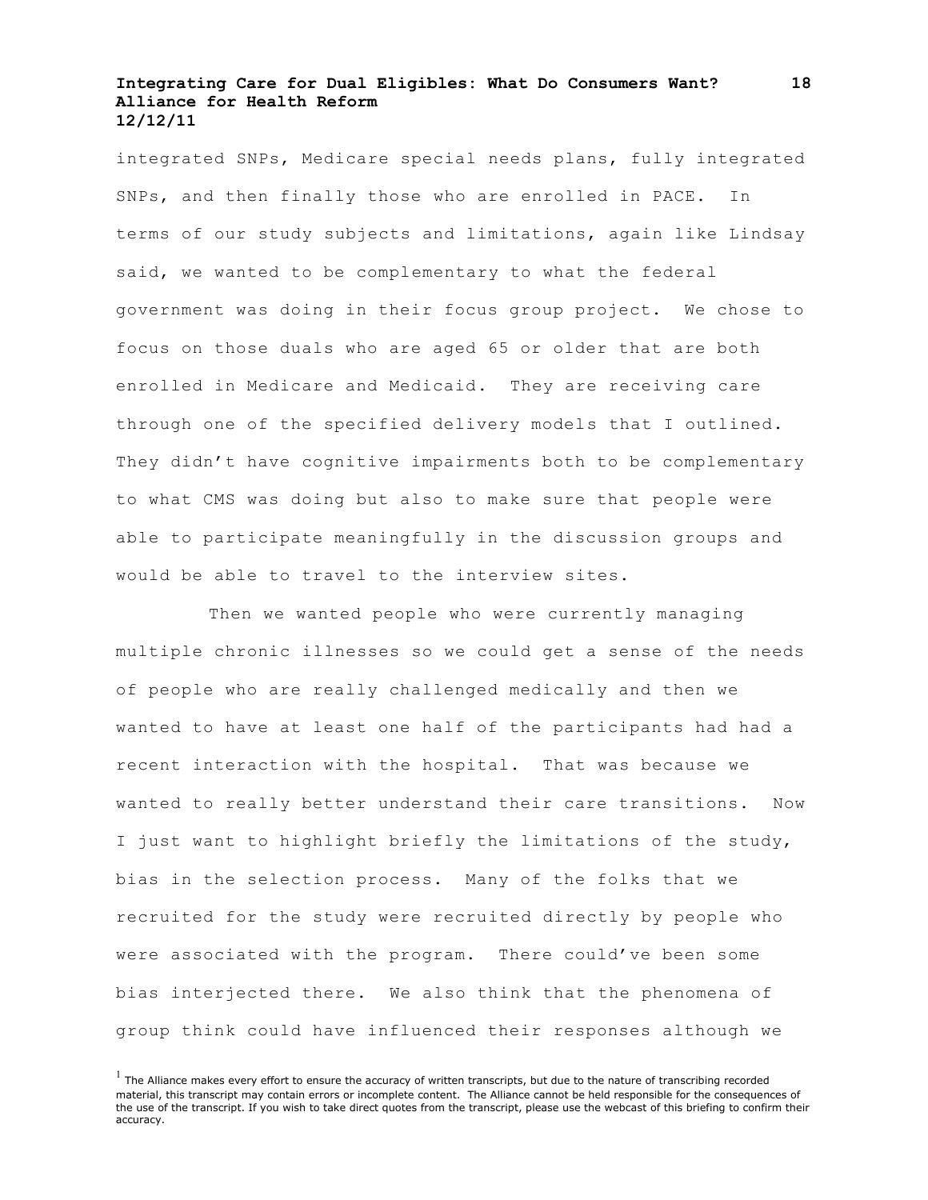integrated SNPs, Medicare special needs plans, fully integrated SNPs, and then finally those who are enrolled in PACE. In terms of our study subjects and limitations, again like Lindsay said, we wanted to be complementary to what the federal government was doing in their focus group project. We chose to focus on those duals who are aged 65 or older that are both enrolled in Medicare and Medicaid. They are receiving care through one of the specified delivery models that I outlined. They didn't have cognitive impairments both to be complementary to what CMS was doing but also to make sure that people were able to participate meaningfully in the discussion groups and would be able to travel to the interview sites.

Then we wanted people who were currently managing multiple chronic illnesses so we could get a sense of the needs of people who are really challenged medically and then we wanted to have at least one half of the participants had had a recent interaction with the hospital. That was because we wanted to really better understand their care transitions. Now I just want to highlight briefly the limitations of the study, bias in the selection process. Many of the folks that we recruited for the study were recruited directly by people who were associated with the program. There could've been some bias interjected there. We also think that the phenomena of group think could have influenced their responses although we

[1] The Alliance makes every effort to ensure the accuracy of written transcripts, but due to the nature of transcribing recorded material, this transcript may contain errors or incomplete content. The Alliance cannot be held responsible for the consequences of the use of the transcript. If you wish to take direct quotes from the transcript, please use the webcast of this briefing to confirm their accuracy.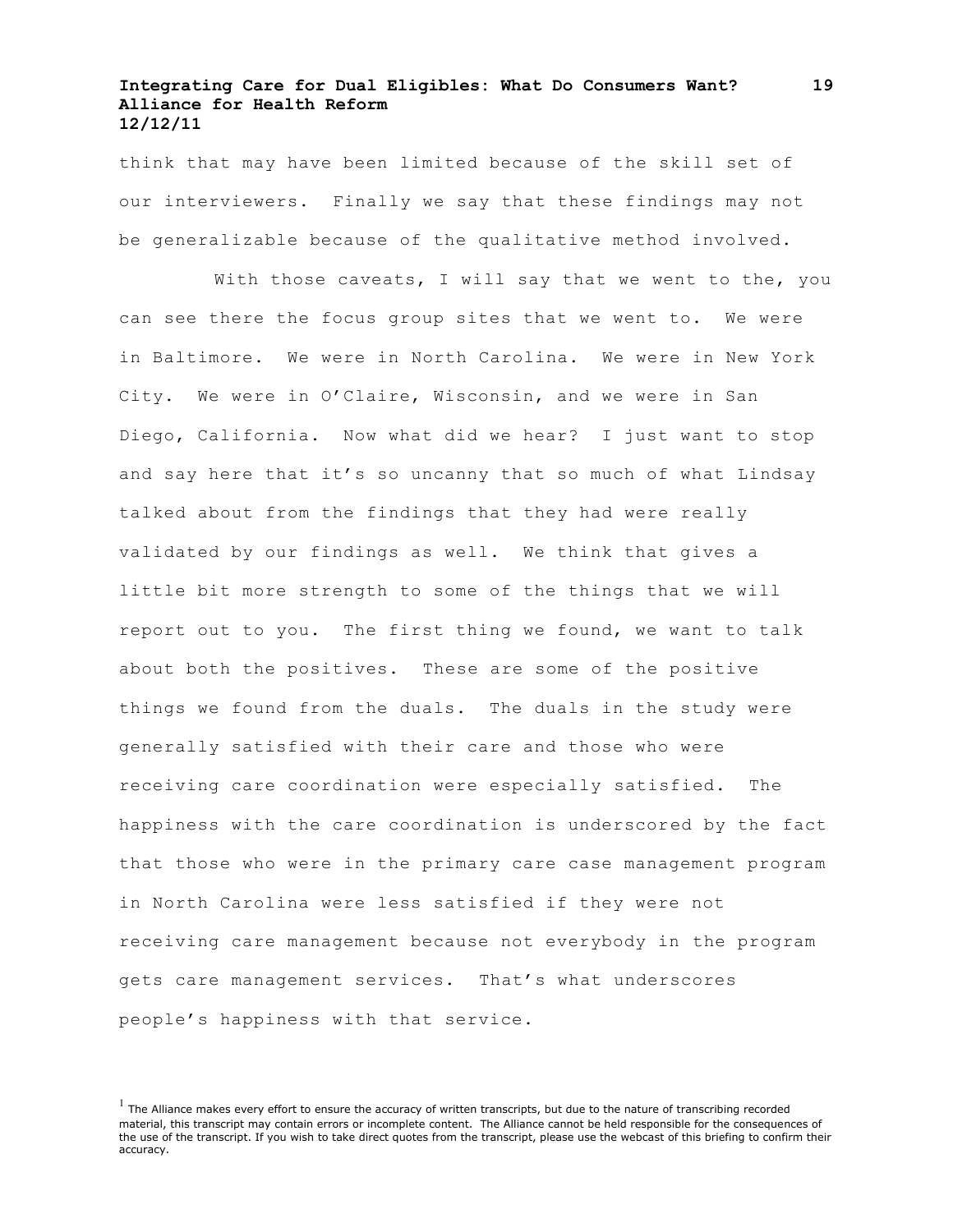think that may have been limited because of the skill set of our interviewers. Finally we say that these findings may not be generalizable because of the qualitative method involved.

With those caveats, I will say that we went to the, you can see there the focus group sites that we went to. We were in Baltimore. We were in North Carolina. We were in New York City. We were in O'Claire, Wisconsin, and we were in San Diego, California. Now what did we hear? I just want to stop and say here that it's so uncanny that so much of what Lindsay talked about from the findings that they had were really validated by our findings as well. We think that gives a little bit more strength to some of the things that we will report out to you. The first thing we found, we want to talk about both the positives. These are some of the positive things we found from the duals. The duals in the study were generally satisfied with their care and those who were receiving care coordination were especially satisfied. The happiness with the care coordination is underscored by the fact that those who were in the primary care case management program in North Carolina were less satisfied if they were not receiving care management because not everybody in the program gets care management services. That's what underscores people's happiness with that service.

[1] The Alliance makes every effort to ensure the accuracy of written transcripts, but due to the nature of transcribing recorded material, this transcript may contain errors or incomplete content. The Alliance cannot be held responsible for the consequences of the use of the transcript. If you wish to take direct quotes from the transcript, please use the webcast of this briefing to confirm their accuracy.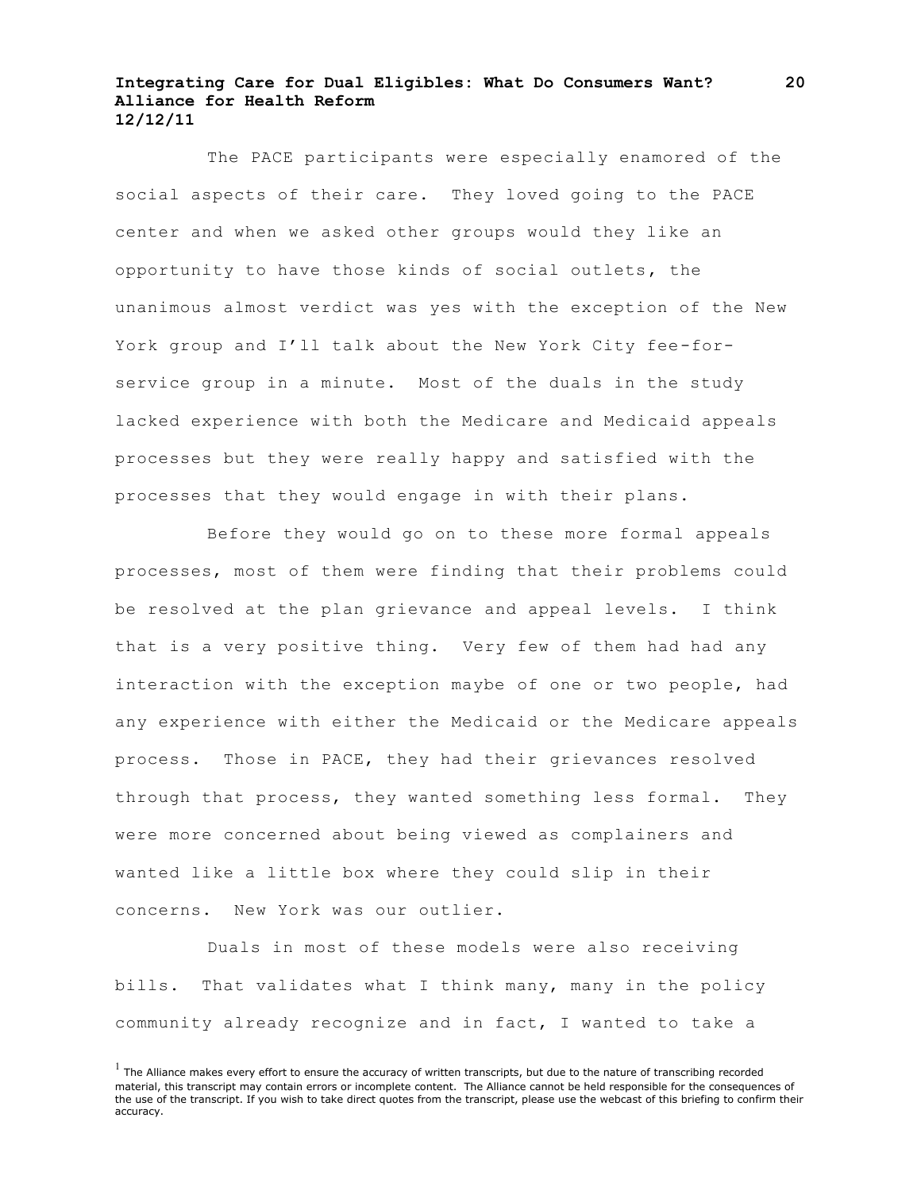The PACE participants were especially enamored of the social aspects of their care. They loved going to the PACE center and when we asked other groups would they like an opportunity to have those kinds of social outlets, the unanimous almost verdict was yes with the exception of the New York group and I'll talk about the New York City fee-for-service group in a minute. Most of the duals in the study lacked experience with both the Medicare and Medicaid appeals processes but they were really happy and satisfied with the processes that they would engage in with their plans.

Before they would go on to these more formal appeals processes, most of them were finding that their problems could be resolved at the plan grievance and appeal levels. I think that is a very positive thing. Very few of them had had any interaction with the exception maybe of one or two people, had any experience with either the Medicaid or the Medicare appeals process. Those in PACE, they had their grievances resolved through that process, they wanted something less formal. They were more concerned about being viewed as complainers and wanted like a little box where they could slip in their concerns. New York was our outlier.

Duals in most of these models were also receiving bills. That validates what I think many, many in the policy community already recognize and in fact, I wanted to take a

[1] The Alliance makes every effort to ensure the accuracy of written transcripts, but due to the nature of transcribing recorded material, this transcript may contain errors or incomplete content. The Alliance cannot be held responsible for the consequences of the use of the transcript. If you wish to take direct quotes from the transcript, please use the webcast of this briefing to confirm their accuracy.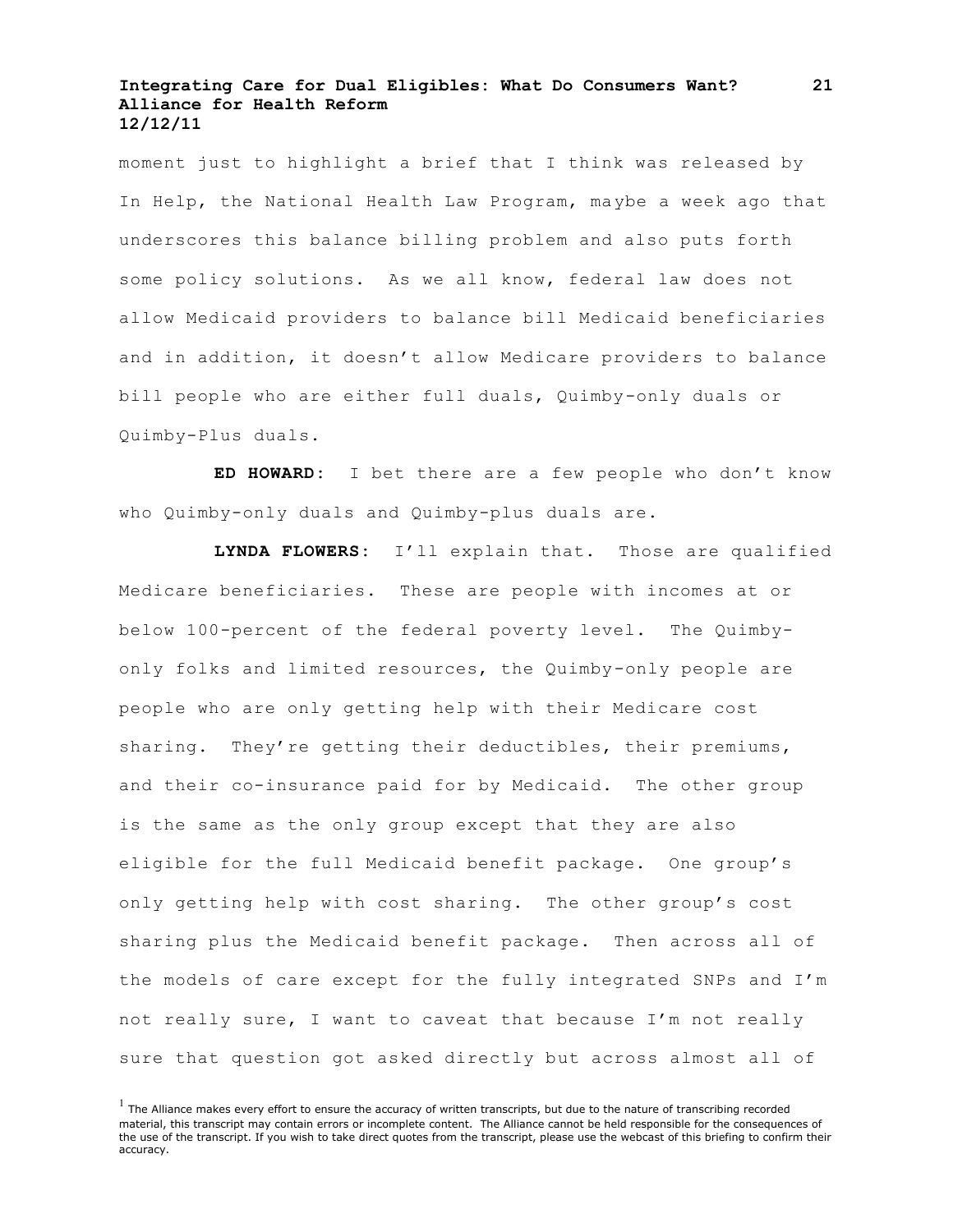moment just to highlight a brief that I think was released by In Help, the National Health Law Program, maybe a week ago that underscores this balance billing problem and also puts forth some policy solutions. As we all know, federal law does not allow Medicaid providers to balance bill Medicaid beneficiaries and in addition, it doesn't allow Medicare providers to balance bill people who are either full duals, Quimby-only duals or Quimby-Plus duals.

**ED HOWARD:** I bet there are a few people who don't know who Quimby-only duals and Quimby-plus duals are.

**LYNDA FLOWERS:** I'll explain that. Those are qualified Medicare beneficiaries. These are people with incomes at or below 100-percent of the federal poverty level. The Quimby-only folks and limited resources, the Quimby-only people are people who are only getting help with their Medicare cost sharing. They're getting their deductibles, their premiums, and their co-insurance paid for by Medicaid. The other group is the same as the only group except that they are also eligible for the full Medicaid benefit package. One group's only getting help with cost sharing. The other group's cost sharing plus the Medicaid benefit package. Then across all of the models of care except for the fully integrated SNPs and I'm not really sure, I want to caveat that because I'm not really sure that question got asked directly but across almost all of

[1] The Alliance makes every effort to ensure the accuracy of written transcripts, but due to the nature of transcribing recorded material, this transcript may contain errors or incomplete content. The Alliance cannot be held responsible for the consequences of the use of the transcript. If you wish to take direct quotes from the transcript, please use the webcast of this briefing to confirm their accuracy.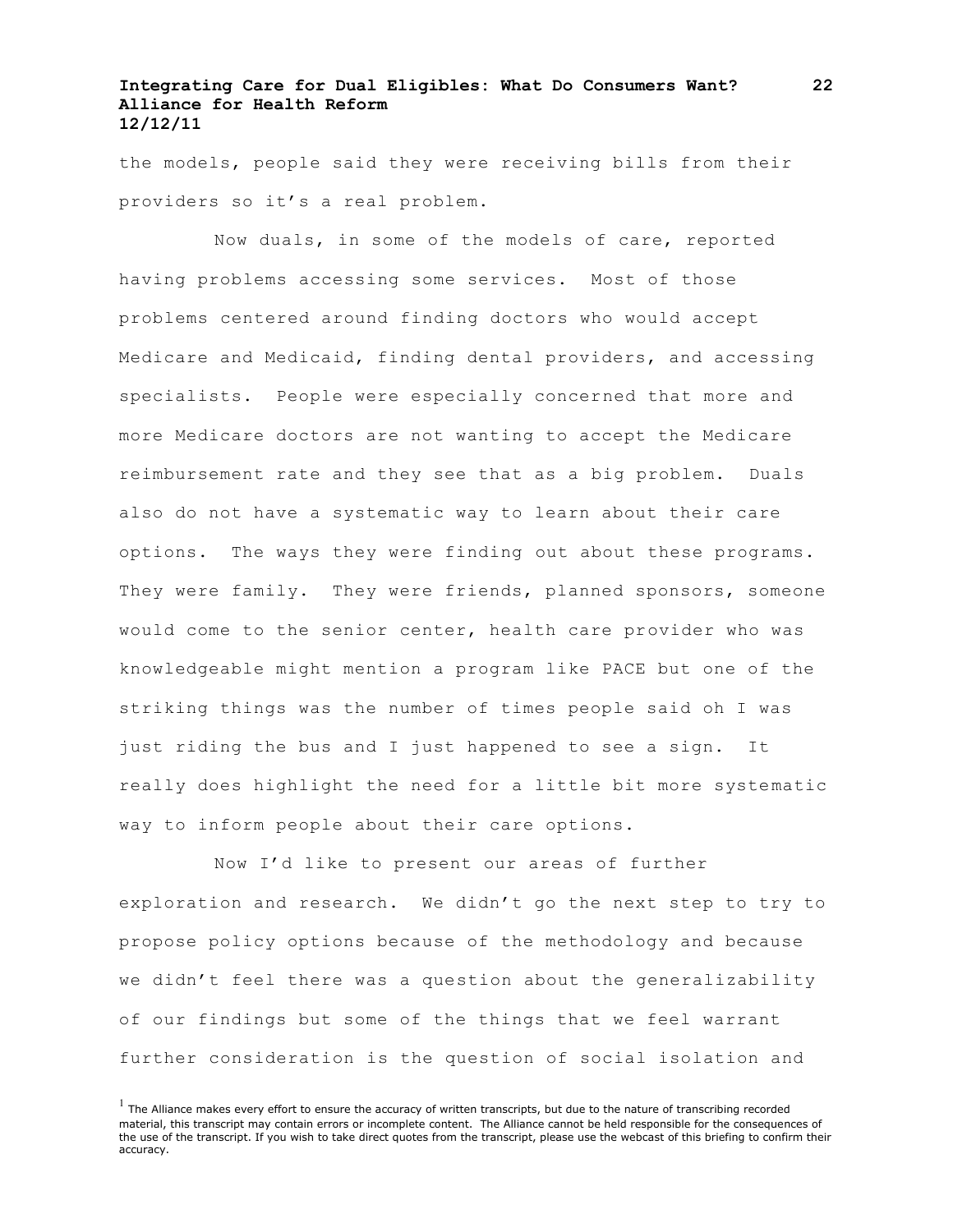the models, people said they were receiving bills from their providers so it's a real problem.

Now duals, in some of the models of care, reported having problems accessing some services. Most of those problems centered around finding doctors who would accept Medicare and Medicaid, finding dental providers, and accessing specialists. People were especially concerned that more and more Medicare doctors are not wanting to accept the Medicare reimbursement rate and they see that as a big problem. Duals also do not have a systematic way to learn about their care options. The ways they were finding out about these programs. They were family. They were friends, planned sponsors, someone would come to the senior center, health care provider who was knowledgeable might mention a program like PACE but one of the striking things was the number of times people said oh I was just riding the bus and I just happened to see a sign. It really does highlight the need for a little bit more systematic way to inform people about their care options.

Now I'd like to present our areas of further exploration and research. We didn't go the next step to try to propose policy options because of the methodology and because we didn't feel there was a question about the generalizability of our findings but some of the things that we feel warrant further consideration is the question of social isolation and

[1] The Alliance makes every effort to ensure the accuracy of written transcripts, but due to the nature of transcribing recorded material, this transcript may contain errors or incomplete content. The Alliance cannot be held responsible for the consequences of the use of the transcript. If you wish to take direct quotes from the transcript, please use the webcast of this briefing to confirm their accuracy.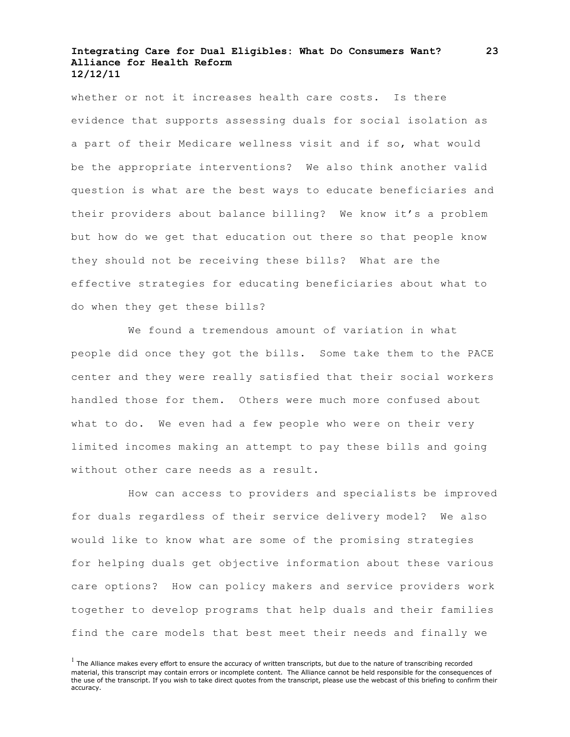whether or not it increases health care costs. Is there evidence that supports assessing duals for social isolation as a part of their Medicare wellness visit and if so, what would be the appropriate interventions? We also think another valid question is what are the best ways to educate beneficiaries and their providers about balance billing? We know it's a problem but how do we get that education out there so that people know they should not be receiving these bills? What are the effective strategies for educating beneficiaries about what to do when they get these bills?

We found a tremendous amount of variation in what people did once they got the bills. Some take them to the PACE center and they were really satisfied that their social workers handled those for them. Others were much more confused about what to do. We even had a few people who were on their very limited incomes making an attempt to pay these bills and going without other care needs as a result.

How can access to providers and specialists be improved for duals regardless of their service delivery model? We also would like to know what are some of the promising strategies for helping duals get objective information about these various care options? How can policy makers and service providers work together to develop programs that help duals and their families find the care models that best meet their needs and finally we

[1] The Alliance makes every effort to ensure the accuracy of written transcripts, but due to the nature of transcribing recorded material, this transcript may contain errors or incomplete content. The Alliance cannot be held responsible for the consequences of the use of the transcript. If you wish to take direct quotes from the transcript, please use the webcast of this briefing to confirm their accuracy.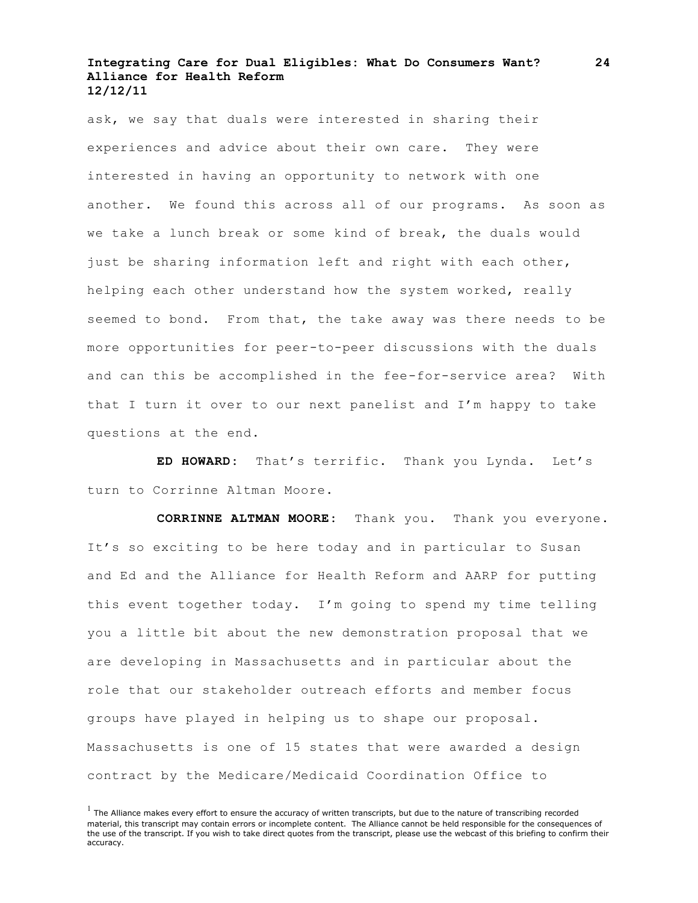ask, we say that duals were interested in sharing their experiences and advice about their own care. They were interested in having an opportunity to network with one another. We found this across all of our programs. As soon as we take a lunch break or some kind of break, the duals would just be sharing information left and right with each other, helping each other understand how the system worked, really seemed to bond. From that, the take away was there needs to be more opportunities for peer-to-peer discussions with the duals and can this be accomplished in the fee-for-service area? With that I turn it over to our next panelist and I'm happy to take questions at the end.

**ED HOWARD:** That's terrific. Thank you Lynda. Let's turn to Corrinne Altman Moore.

**CORRINNE ALTMAN MOORE:** Thank you. Thank you everyone. It's so exciting to be here today and in particular to Susan and Ed and the Alliance for Health Reform and AARP for putting this event together today. I'm going to spend my time telling you a little bit about the new demonstration proposal that we are developing in Massachusetts and in particular about the role that our stakeholder outreach efforts and member focus groups have played in helping us to shape our proposal. Massachusetts is one of 15 states that were awarded a design contract by the Medicare/Medicaid Coordination Office to

[1] The Alliance makes every effort to ensure the accuracy of written transcripts, but due to the nature of transcribing recorded material, this transcript may contain errors or incomplete content. The Alliance cannot be held responsible for the consequences of the use of the transcript. If you wish to take direct quotes from the transcript, please use the webcast of this briefing to confirm their accuracy.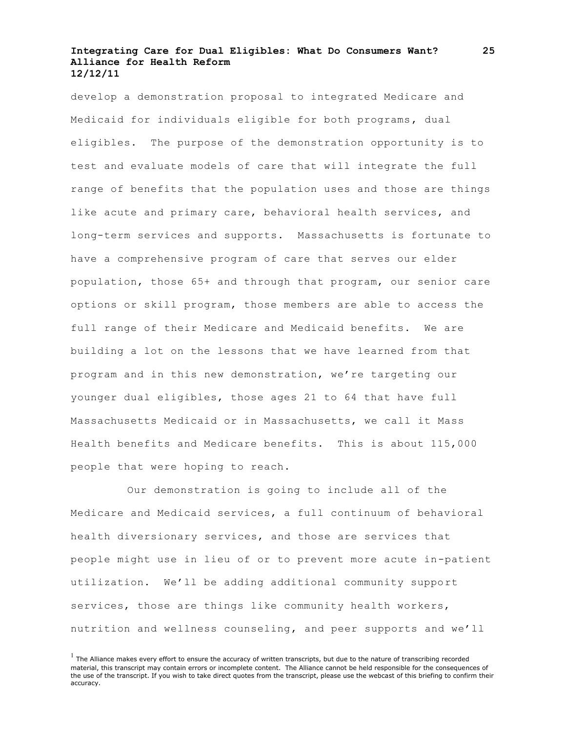develop a demonstration proposal to integrated Medicare and Medicaid for individuals eligible for both programs, dual eligibles. The purpose of the demonstration opportunity is to test and evaluate models of care that will integrate the full range of benefits that the population uses and those are things like acute and primary care, behavioral health services, and long-term services and supports. Massachusetts is fortunate to have a comprehensive program of care that serves our elder population, those 65+ and through that program, our senior care options or skill program, those members are able to access the full range of their Medicare and Medicaid benefits. We are building a lot on the lessons that we have learned from that program and in this new demonstration, we're targeting our younger dual eligibles, those ages 21 to 64 that have full Massachusetts Medicaid or in Massachusetts, we call it Mass Health benefits and Medicare benefits. This is about 115,000 people that were hoping to reach.

Our demonstration is going to include all of the Medicare and Medicaid services, a full continuum of behavioral health diversionary services, and those are services that people might use in lieu of or to prevent more acute in-patient utilization. We'll be adding additional community support services, those are things like community health workers, nutrition and wellness counseling, and peer supports and we'll

[1] The Alliance makes every effort to ensure the accuracy of written transcripts, but due to the nature of transcribing recorded material, this transcript may contain errors or incomplete content. The Alliance cannot be held responsible for the consequences of the use of the transcript. If you wish to take direct quotes from the transcript, please use the webcast of this briefing to confirm their accuracy.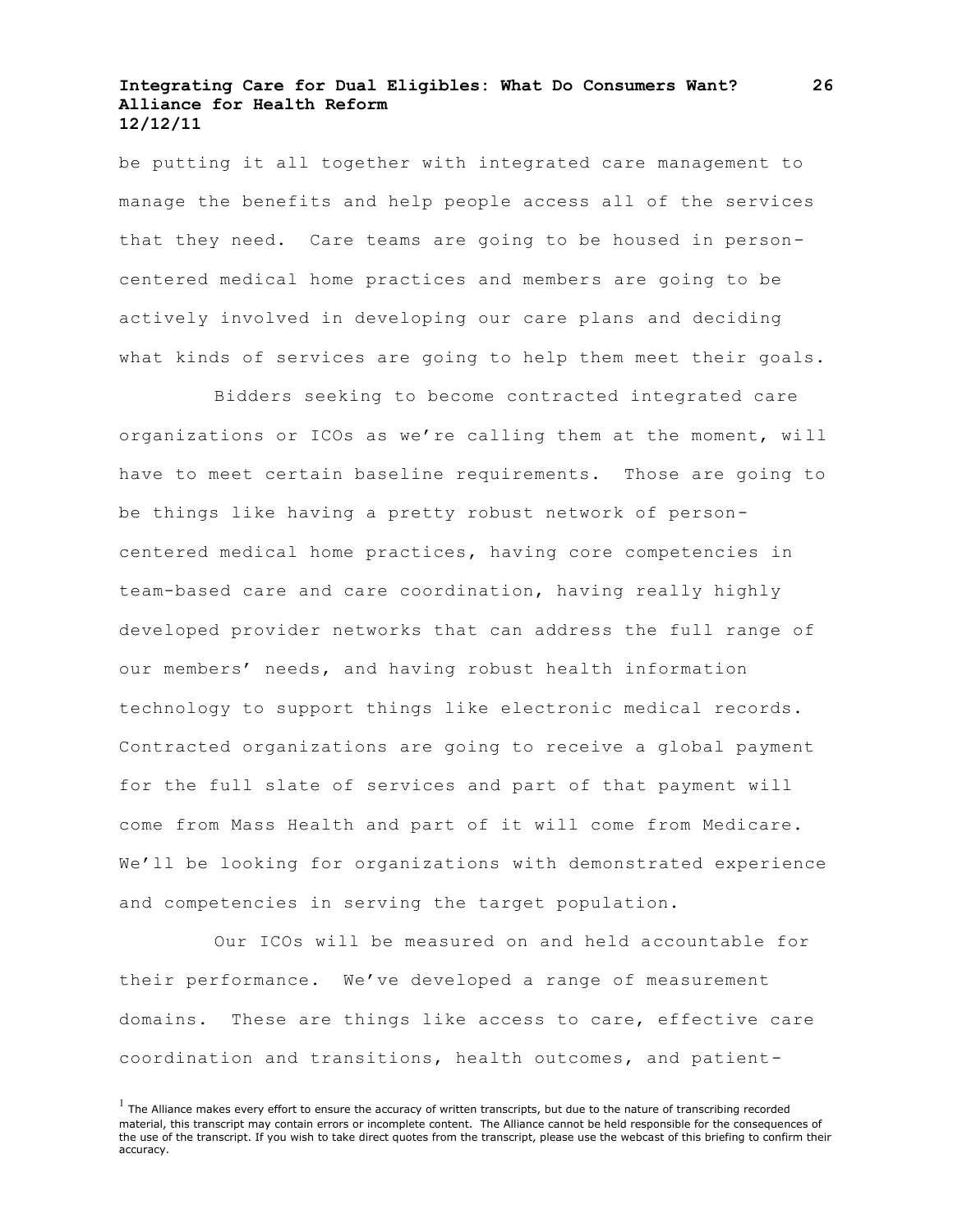be putting it all together with integrated care management to manage the benefits and help people access all of the services that they need. Care teams are going to be housed in person-centered medical home practices and members are going to be actively involved in developing our care plans and deciding what kinds of services are going to help them meet their goals.

Bidders seeking to become contracted integrated care organizations or ICOs as we're calling them at the moment, will have to meet certain baseline requirements. Those are going to be things like having a pretty robust network of person-centered medical home practices, having core competencies in team-based care and care coordination, having really highly developed provider networks that can address the full range of our members' needs, and having robust health information technology to support things like electronic medical records. Contracted organizations are going to receive a global payment for the full slate of services and part of that payment will come from Mass Health and part of it will come from Medicare. We'll be looking for organizations with demonstrated experience and competencies in serving the target population.

Our ICOs will be measured on and held accountable for their performance. We've developed a range of measurement domains. These are things like access to care, effective care coordination and transitions, health outcomes, and patient-

[1] The Alliance makes every effort to ensure the accuracy of written transcripts, but due to the nature of transcribing recorded material, this transcript may contain errors or incomplete content. The Alliance cannot be held responsible for the consequences of the use of the transcript. If you wish to take direct quotes from the transcript, please use the webcast of this briefing to confirm their accuracy.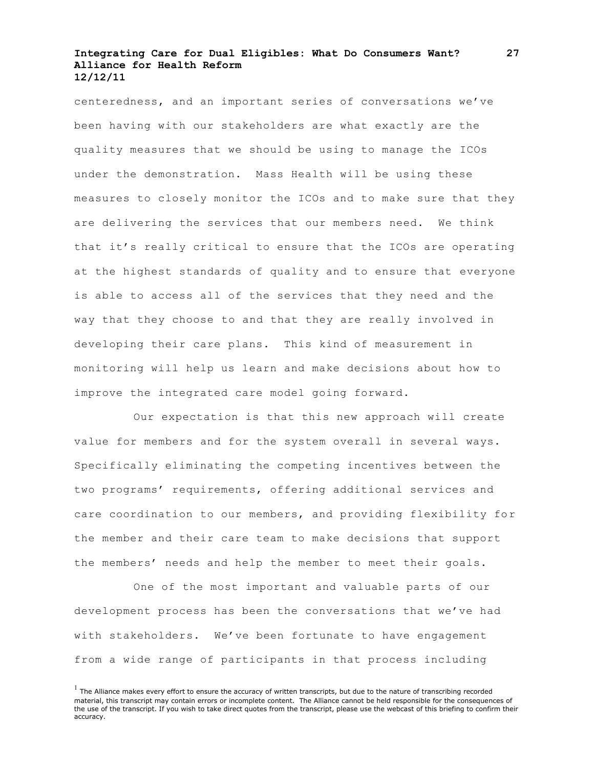centeredness, and an important series of conversations we've been having with our stakeholders are what exactly are the quality measures that we should be using to manage the ICOs under the demonstration. Mass Health will be using these measures to closely monitor the ICOs and to make sure that they are delivering the services that our members need. We think that it's really critical to ensure that the ICOs are operating at the highest standards of quality and to ensure that everyone is able to access all of the services that they need and the way that they choose to and that they are really involved in developing their care plans. This kind of measurement in monitoring will help us learn and make decisions about how to improve the integrated care model going forward.

Our expectation is that this new approach will create value for members and for the system overall in several ways. Specifically eliminating the competing incentives between the two programs' requirements, offering additional services and care coordination to our members, and providing flexibility for the member and their care team to make decisions that support the members' needs and help the member to meet their goals.

One of the most important and valuable parts of our development process has been the conversations that we've had with stakeholders. We've been fortunate to have engagement from a wide range of participants in that process including

[1] The Alliance makes every effort to ensure the accuracy of written transcripts, but due to the nature of transcribing recorded material, this transcript may contain errors or incomplete content. The Alliance cannot be held responsible for the consequences of the use of the transcript. If you wish to take direct quotes from the transcript, please use the webcast of this briefing to confirm their accuracy.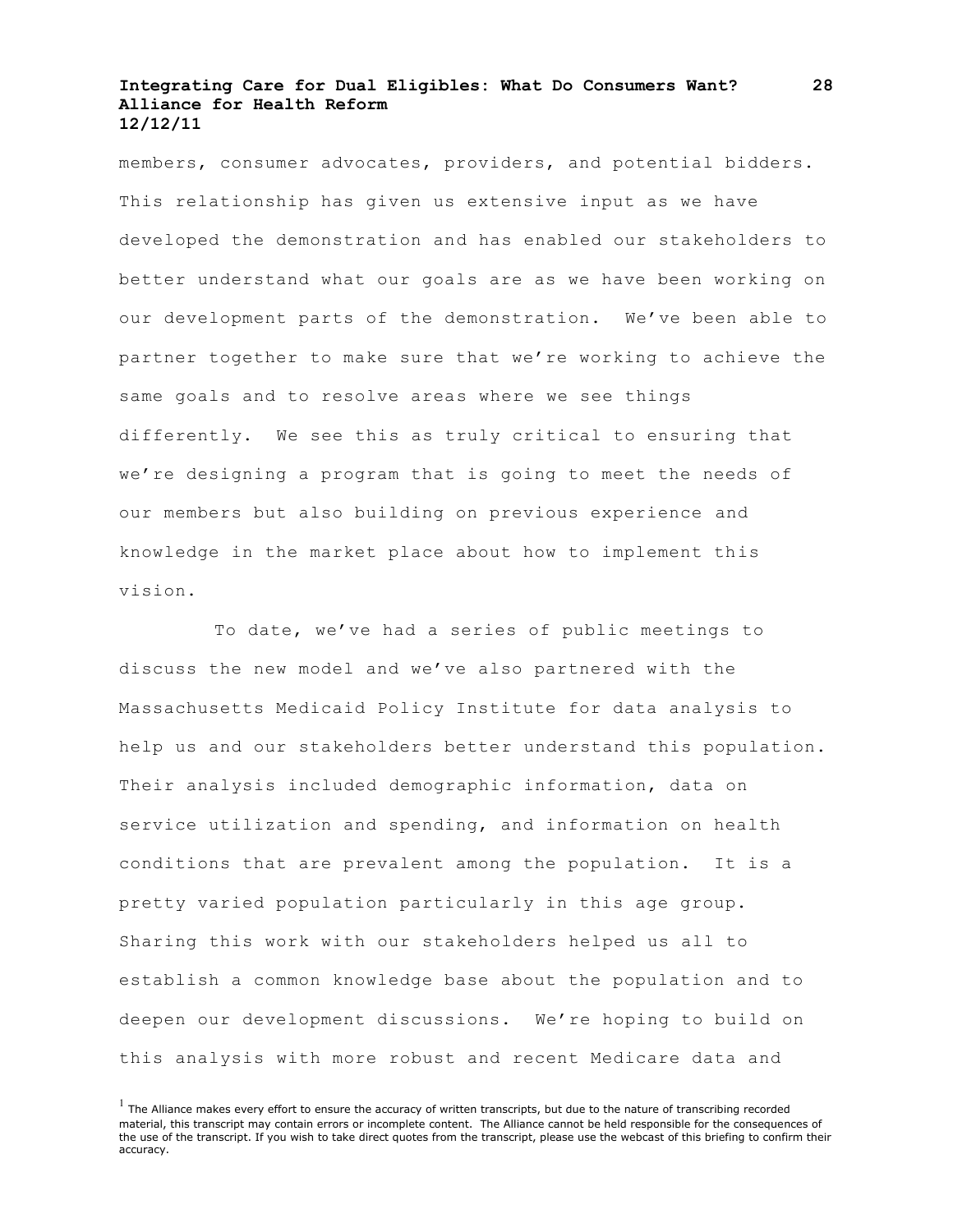members, consumer advocates, providers, and potential bidders. This relationship has given us extensive input as we have developed the demonstration and has enabled our stakeholders to better understand what our goals are as we have been working on our development parts of the demonstration. We've been able to partner together to make sure that we're working to achieve the same goals and to resolve areas where we see things differently. We see this as truly critical to ensuring that we're designing a program that is going to meet the needs of our members but also building on previous experience and knowledge in the market place about how to implement this vision.

To date, we've had a series of public meetings to discuss the new model and we've also partnered with the Massachusetts Medicaid Policy Institute for data analysis to help us and our stakeholders better understand this population. Their analysis included demographic information, data on service utilization and spending, and information on health conditions that are prevalent among the population. It is a pretty varied population particularly in this age group. Sharing this work with our stakeholders helped us all to establish a common knowledge base about the population and to deepen our development discussions. We're hoping to build on this analysis with more robust and recent Medicare data and

[1] The Alliance makes every effort to ensure the accuracy of written transcripts, but due to the nature of transcribing recorded material, this transcript may contain errors or incomplete content. The Alliance cannot be held responsible for the consequences of the use of the transcript. If you wish to take direct quotes from the transcript, please use the webcast of this briefing to confirm their accuracy.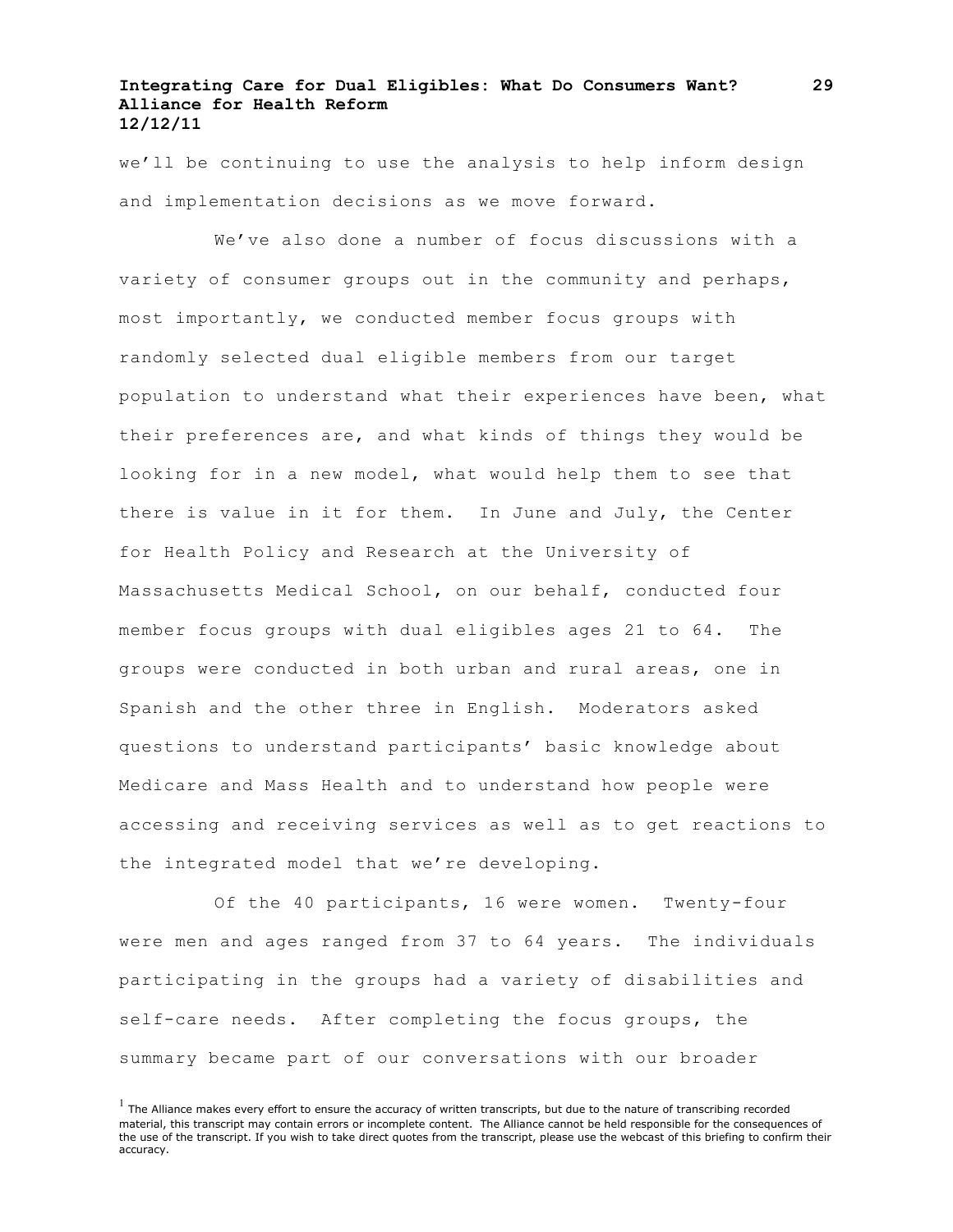we'll be continuing to use the analysis to help inform design and implementation decisions as we move forward.

We've also done a number of focus discussions with a variety of consumer groups out in the community and perhaps, most importantly, we conducted member focus groups with randomly selected dual eligible members from our target population to understand what their experiences have been, what their preferences are, and what kinds of things they would be looking for in a new model, what would help them to see that there is value in it for them. In June and July, the Center for Health Policy and Research at the University of Massachusetts Medical School, on our behalf, conducted four member focus groups with dual eligibles ages 21 to 64. The groups were conducted in both urban and rural areas, one in Spanish and the other three in English. Moderators asked questions to understand participants' basic knowledge about Medicare and Mass Health and to understand how people were accessing and receiving services as well as to get reactions to the integrated model that we're developing.

Of the 40 participants, 16 were women. Twenty-four were men and ages ranged from 37 to 64 years. The individuals participating in the groups had a variety of disabilities and self-care needs. After completing the focus groups, the summary became part of our conversations with our broader

[1] The Alliance makes every effort to ensure the accuracy of written transcripts, but due to the nature of transcribing recorded material, this transcript may contain errors or incomplete content. The Alliance cannot be held responsible for the consequences of the use of the transcript. If you wish to take direct quotes from the transcript, please use the webcast of this briefing to confirm their accuracy.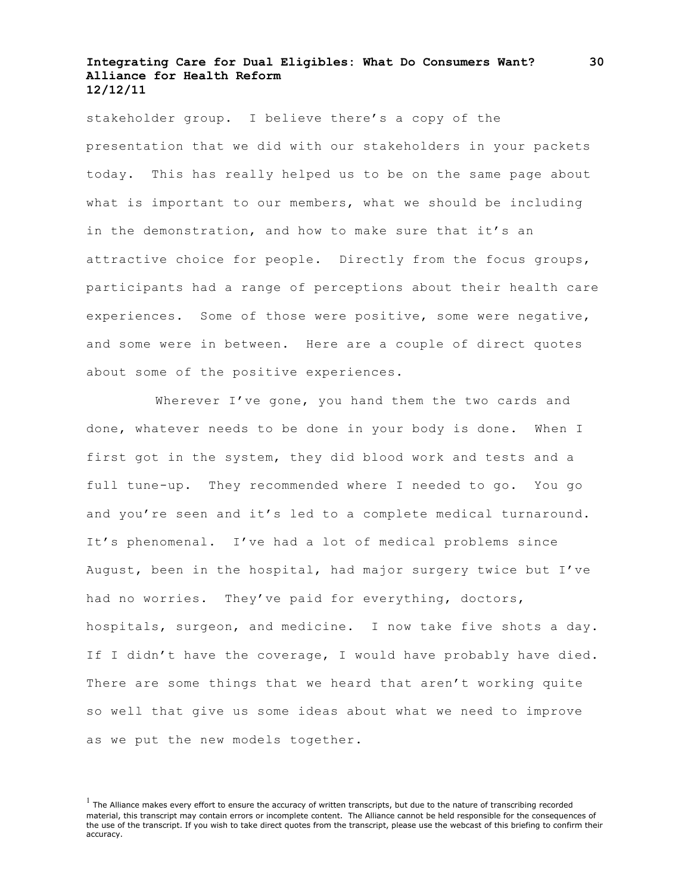stakeholder group. I believe there's a copy of the presentation that we did with our stakeholders in your packets today. This has really helped us to be on the same page about what is important to our members, what we should be including in the demonstration, and how to make sure that it's an attractive choice for people. Directly from the focus groups, participants had a range of perceptions about their health care experiences. Some of those were positive, some were negative, and some were in between. Here are a couple of direct quotes about some of the positive experiences.

Wherever I've gone, you hand them the two cards and done, whatever needs to be done in your body is done. When I first got in the system, they did blood work and tests and a full tune-up. They recommended where I needed to go. You go and you're seen and it's led to a complete medical turnaround. It's phenomenal. I've had a lot of medical problems since August, been in the hospital, had major surgery twice but I've had no worries. They've paid for everything, doctors, hospitals, surgeon, and medicine. I now take five shots a day. If I didn't have the coverage, I would have probably have died. There are some things that we heard that aren't working quite so well that give us some ideas about what we need to improve as we put the new models together.

[1] The Alliance makes every effort to ensure the accuracy of written transcripts, but due to the nature of transcribing recorded material, this transcript may contain errors or incomplete content. The Alliance cannot be held responsible for the consequences of the use of the transcript. If you wish to take direct quotes from the transcript, please use the webcast of this briefing to confirm their accuracy.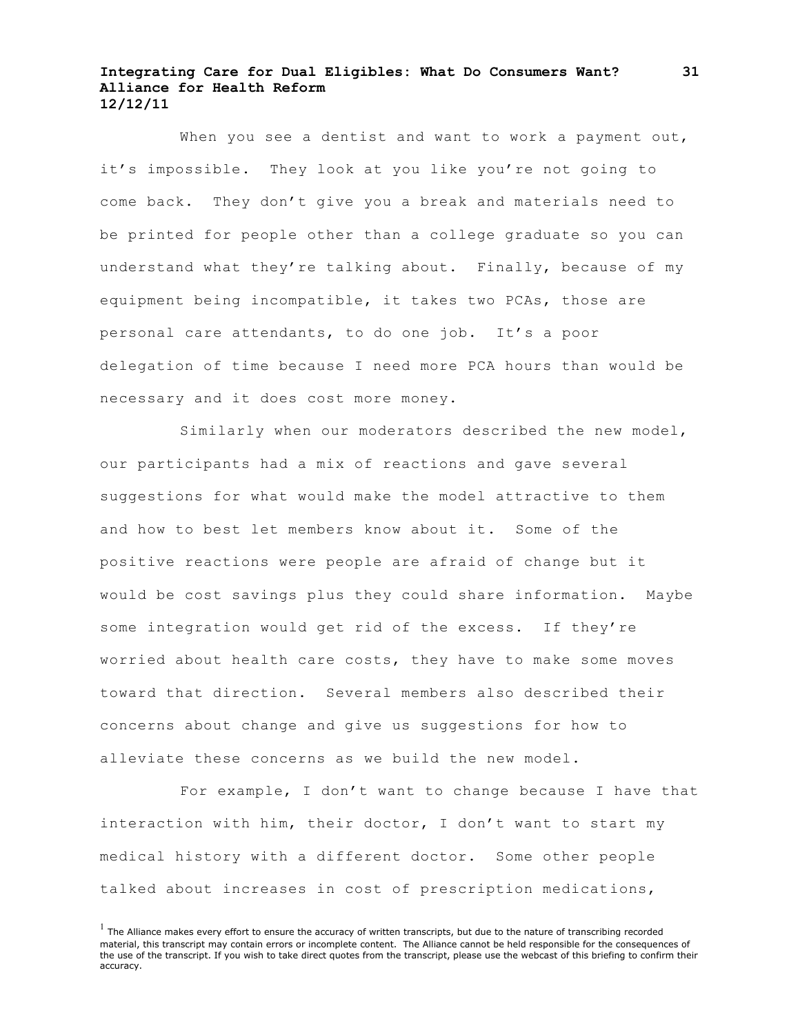When you see a dentist and want to work a payment out, it's impossible. They look at you like you're not going to come back. They don't give you a break and materials need to be printed for people other than a college graduate so you can understand what they're talking about. Finally, because of my equipment being incompatible, it takes two PCAs, those are personal care attendants, to do one job. It's a poor delegation of time because I need more PCA hours than would be necessary and it does cost more money.

Similarly when our moderators described the new model, our participants had a mix of reactions and gave several suggestions for what would make the model attractive to them and how to best let members know about it. Some of the positive reactions were people are afraid of change but it would be cost savings plus they could share information. Maybe some integration would get rid of the excess. If they're worried about health care costs, they have to make some moves toward that direction. Several members also described their concerns about change and give us suggestions for how to alleviate these concerns as we build the new model.

For example, I don't want to change because I have that interaction with him, their doctor, I don't want to start my medical history with a different doctor. Some other people talked about increases in cost of prescription medications,

[1] The Alliance makes every effort to ensure the accuracy of written transcripts, but due to the nature of transcribing recorded material, this transcript may contain errors or incomplete content. The Alliance cannot be held responsible for the consequences of the use of the transcript. If you wish to take direct quotes from the transcript, please use the webcast of this briefing to confirm their accuracy.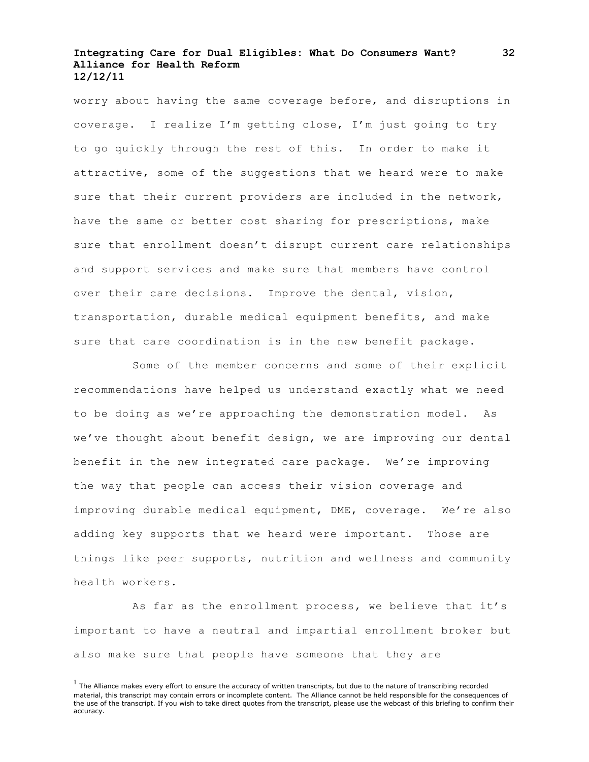worry about having the same coverage before, and disruptions in coverage. I realize I'm getting close, I'm just going to try to go quickly through the rest of this. In order to make it attractive, some of the suggestions that we heard were to make sure that their current providers are included in the network, have the same or better cost sharing for prescriptions, make sure that enrollment doesn't disrupt current care relationships and support services and make sure that members have control over their care decisions. Improve the dental, vision, transportation, durable medical equipment benefits, and make sure that care coordination is in the new benefit package.

Some of the member concerns and some of their explicit recommendations have helped us understand exactly what we need to be doing as we're approaching the demonstration model. As we've thought about benefit design, we are improving our dental benefit in the new integrated care package. We're improving the way that people can access their vision coverage and improving durable medical equipment, DME, coverage. We're also adding key supports that we heard were important. Those are things like peer supports, nutrition and wellness and community health workers.

As far as the enrollment process, we believe that it's important to have a neutral and impartial enrollment broker but also make sure that people have someone that they are

[1] The Alliance makes every effort to ensure the accuracy of written transcripts, but due to the nature of transcribing recorded material, this transcript may contain errors or incomplete content. The Alliance cannot be held responsible for the consequences of the use of the transcript. If you wish to take direct quotes from the transcript, please use the webcast of this briefing to confirm their accuracy.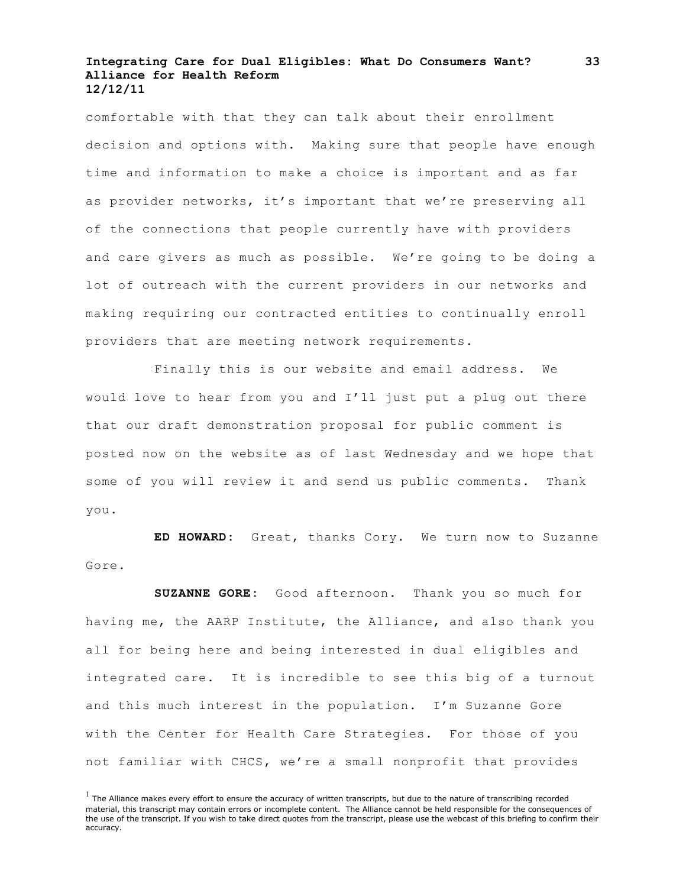comfortable with that they can talk about their enrollment decision and options with. Making sure that people have enough time and information to make a choice is important and as far as provider networks, it's important that we're preserving all of the connections that people currently have with providers and care givers as much as possible. We're going to be doing a lot of outreach with the current providers in our networks and making requiring our contracted entities to continually enroll providers that are meeting network requirements.

Finally this is our website and email address. We would love to hear from you and I'll just put a plug out there that our draft demonstration proposal for public comment is posted now on the website as of last Wednesday and we hope that some of you will review it and send us public comments. Thank you.

**ED HOWARD:** Great, thanks Cory. We turn now to Suzanne Gore.

**SUZANNE GORE:** Good afternoon. Thank you so much for having me, the AARP Institute, the Alliance, and also thank you all for being here and being interested in dual eligibles and integrated care. It is incredible to see this big of a turnout and this much interest in the population. I'm Suzanne Gore with the Center for Health Care Strategies. For those of you not familiar with CHCS, we're a small nonprofit that provides

[1] The Alliance makes every effort to ensure the accuracy of written transcripts, but due to the nature of transcribing recorded material, this transcript may contain errors or incomplete content. The Alliance cannot be held responsible for the consequences of the use of the transcript. If you wish to take direct quotes from the transcript, please use the webcast of this briefing to confirm their accuracy.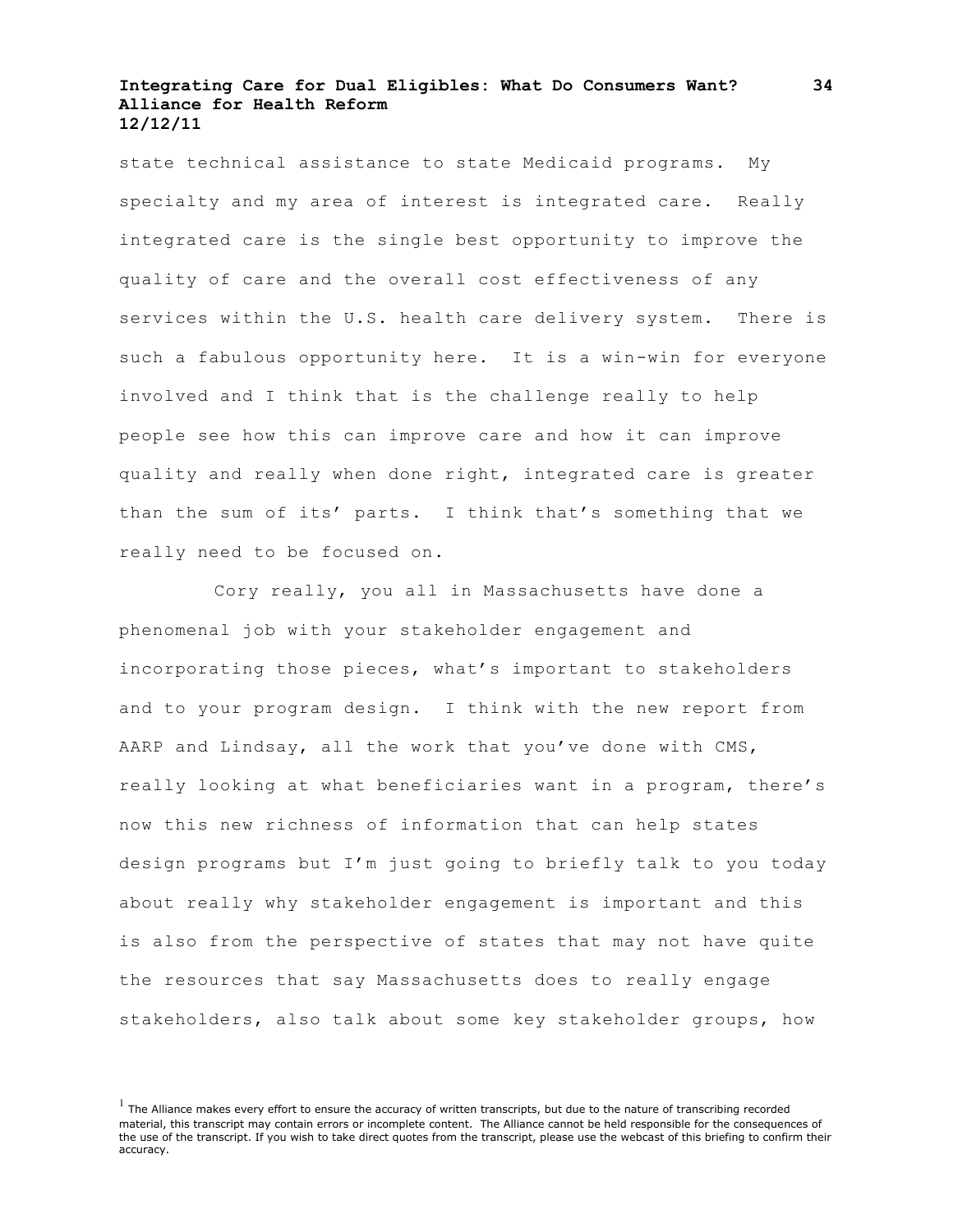state technical assistance to state Medicaid programs. My specialty and my area of interest is integrated care. Really integrated care is the single best opportunity to improve the quality of care and the overall cost effectiveness of any services within the U.S. health care delivery system. There is such a fabulous opportunity here. It is a win-win for everyone involved and I think that is the challenge really to help people see how this can improve care and how it can improve quality and really when done right, integrated care is greater than the sum of its' parts. I think that's something that we really need to be focused on.

Cory really, you all in Massachusetts have done a phenomenal job with your stakeholder engagement and incorporating those pieces, what's important to stakeholders and to your program design. I think with the new report from AARP and Lindsay, all the work that you've done with CMS, really looking at what beneficiaries want in a program, there's now this new richness of information that can help states design programs but I'm just going to briefly talk to you today about really why stakeholder engagement is important and this is also from the perspective of states that may not have quite the resources that say Massachusetts does to really engage stakeholders, also talk about some key stakeholder groups, how

[1] The Alliance makes every effort to ensure the accuracy of written transcripts, but due to the nature of transcribing recorded material, this transcript may contain errors or incomplete content. The Alliance cannot be held responsible for the consequences of the use of the transcript. If you wish to take direct quotes from the transcript, please use the webcast of this briefing to confirm their accuracy.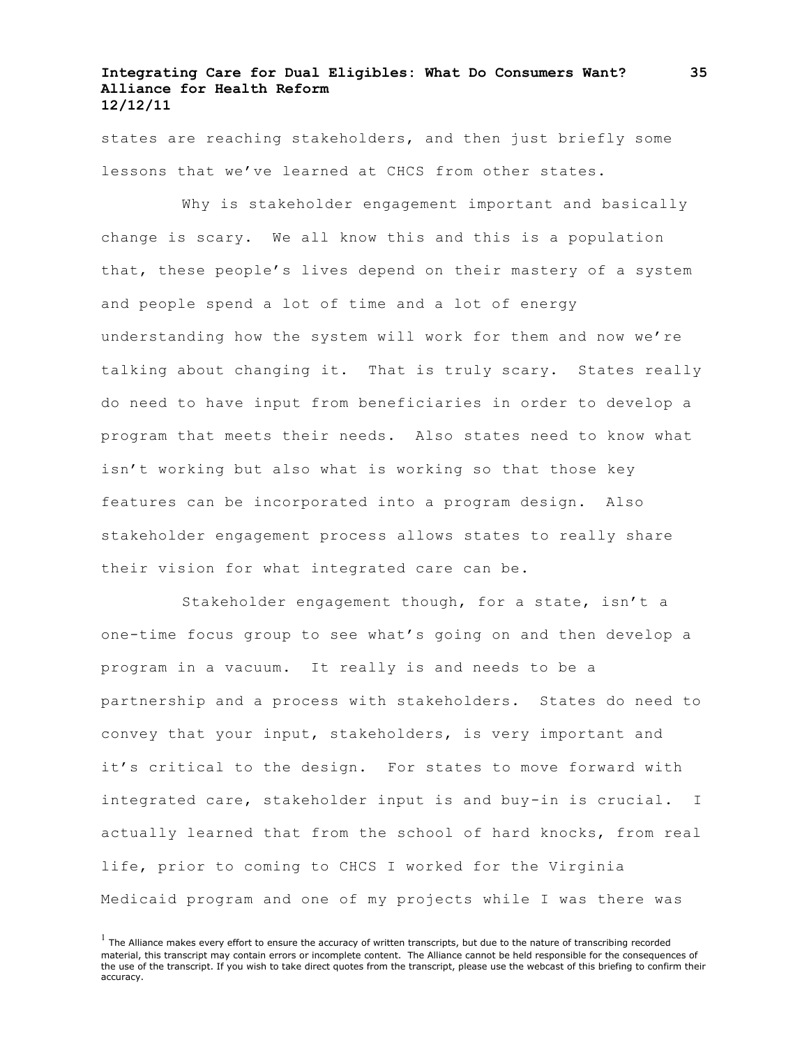states are reaching stakeholders, and then just briefly some lessons that we've learned at CHCS from other states.

Why is stakeholder engagement important and basically change is scary. We all know this and this is a population that, these people's lives depend on their mastery of a system and people spend a lot of time and a lot of energy understanding how the system will work for them and now we're talking about changing it. That is truly scary. States really do need to have input from beneficiaries in order to develop a program that meets their needs. Also states need to know what isn't working but also what is working so that those key features can be incorporated into a program design. Also stakeholder engagement process allows states to really share their vision for what integrated care can be.

Stakeholder engagement though, for a state, isn't a one-time focus group to see what's going on and then develop a program in a vacuum. It really is and needs to be a partnership and a process with stakeholders. States do need to convey that your input, stakeholders, is very important and it's critical to the design. For states to move forward with integrated care, stakeholder input is and buy-in is crucial. I actually learned that from the school of hard knocks, from real life, prior to coming to CHCS I worked for the Virginia Medicaid program and one of my projects while I was there was

[1] The Alliance makes every effort to ensure the accuracy of written transcripts, but due to the nature of transcribing recorded material, this transcript may contain errors or incomplete content. The Alliance cannot be held responsible for the consequences of the use of the transcript. If you wish to take direct quotes from the transcript, please use the webcast of this briefing to confirm their accuracy.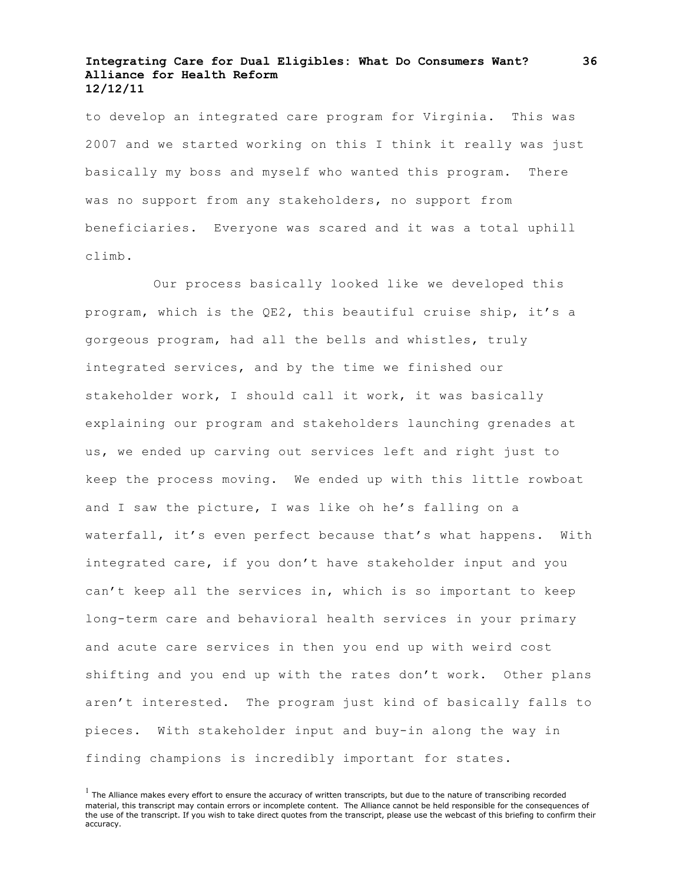to develop an integrated care program for Virginia. This was 2007 and we started working on this I think it really was just basically my boss and myself who wanted this program. There was no support from any stakeholders, no support from beneficiaries. Everyone was scared and it was a total uphill climb.

Our process basically looked like we developed this program, which is the QE2, this beautiful cruise ship, it's a gorgeous program, had all the bells and whistles, truly integrated services, and by the time we finished our stakeholder work, I should call it work, it was basically explaining our program and stakeholders launching grenades at us, we ended up carving out services left and right just to keep the process moving. We ended up with this little rowboat and I saw the picture, I was like oh he's falling on a waterfall, it's even perfect because that's what happens. With integrated care, if you don't have stakeholder input and you can't keep all the services in, which is so important to keep long-term care and behavioral health services in your primary and acute care services in then you end up with weird cost shifting and you end up with the rates don't work. Other plans aren't interested. The program just kind of basically falls to pieces. With stakeholder input and buy-in along the way in finding champions is incredibly important for states.

[1] The Alliance makes every effort to ensure the accuracy of written transcripts, but due to the nature of transcribing recorded material, this transcript may contain errors or incomplete content. The Alliance cannot be held responsible for the consequences of the use of the transcript. If you wish to take direct quotes from the transcript, please use the webcast of this briefing to confirm their accuracy.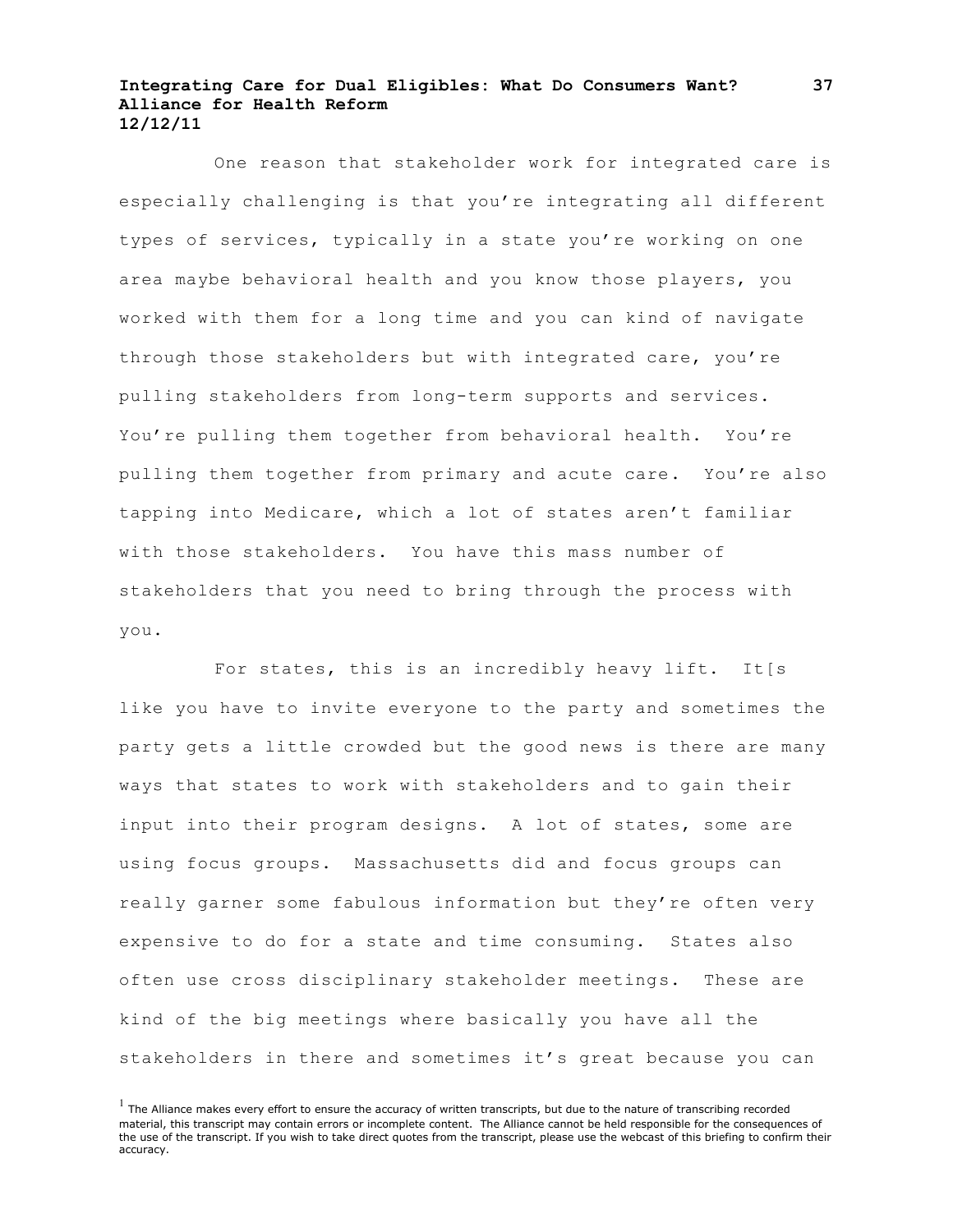One reason that stakeholder work for integrated care is especially challenging is that you're integrating all different types of services, typically in a state you're working on one area maybe behavioral health and you know those players, you worked with them for a long time and you can kind of navigate through those stakeholders but with integrated care, you're pulling stakeholders from long-term supports and services. You're pulling them together from behavioral health. You're pulling them together from primary and acute care. You're also tapping into Medicare, which a lot of states aren't familiar with those stakeholders. You have this mass number of stakeholders that you need to bring through the process with you.

For states, this is an incredibly heavy lift. It[s like you have to invite everyone to the party and sometimes the party gets a little crowded but the good news is there are many ways that states to work with stakeholders and to gain their input into their program designs. A lot of states, some are using focus groups. Massachusetts did and focus groups can really garner some fabulous information but they're often very expensive to do for a state and time consuming. States also often use cross disciplinary stakeholder meetings. These are kind of the big meetings where basically you have all the stakeholders in there and sometimes it's great because you can

[1] The Alliance makes every effort to ensure the accuracy of written transcripts, but due to the nature of transcribing recorded material, this transcript may contain errors or incomplete content. The Alliance cannot be held responsible for the consequences of the use of the transcript. If you wish to take direct quotes from the transcript, please use the webcast of this briefing to confirm their accuracy.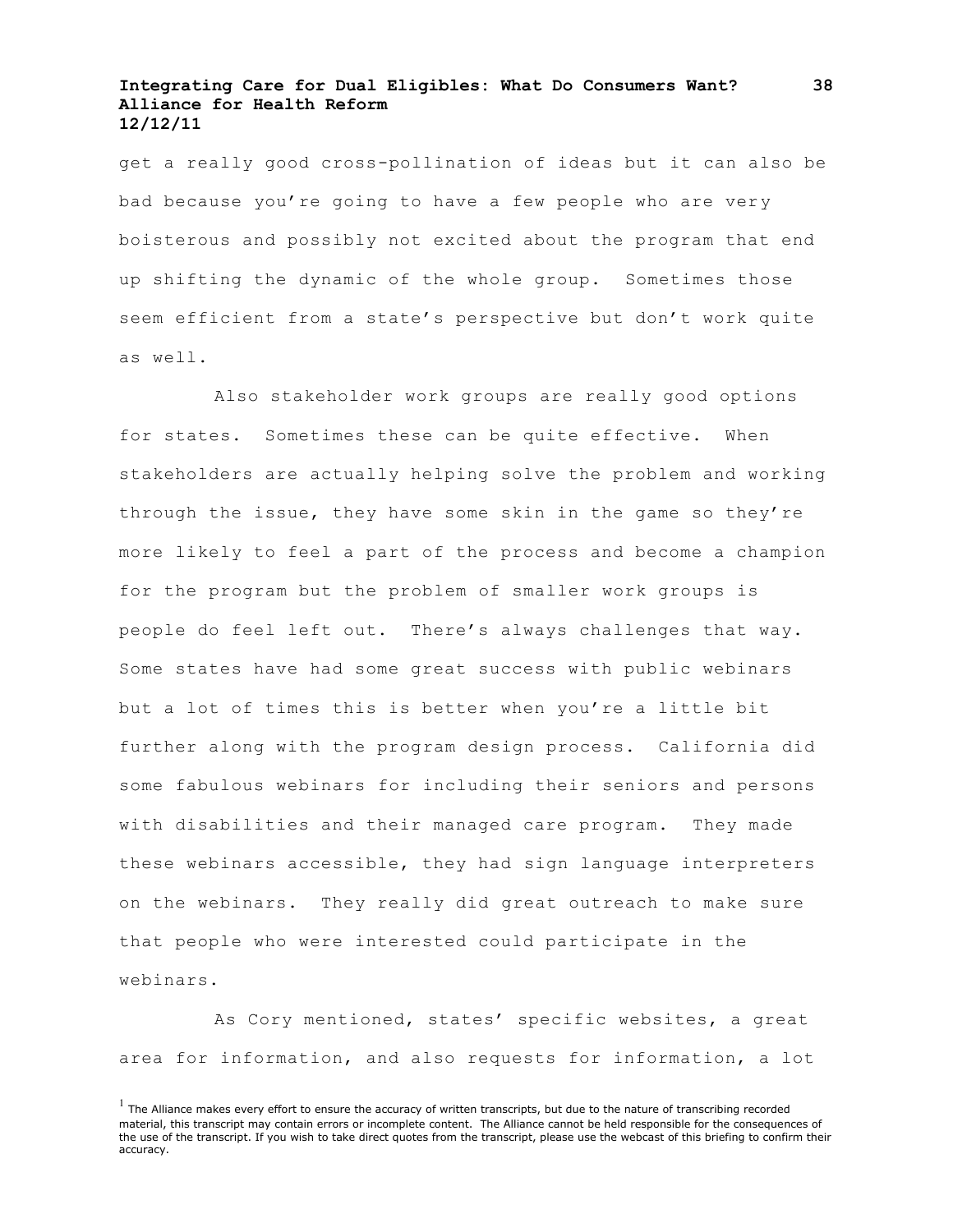get a really good cross-pollination of ideas but it can also be bad because you're going to have a few people who are very boisterous and possibly not excited about the program that end up shifting the dynamic of the whole group. Sometimes those seem efficient from a state's perspective but don't work quite as well.

Also stakeholder work groups are really good options for states. Sometimes these can be quite effective. When stakeholders are actually helping solve the problem and working through the issue, they have some skin in the game so they're more likely to feel a part of the process and become a champion for the program but the problem of smaller work groups is people do feel left out. There's always challenges that way. Some states have had some great success with public webinars but a lot of times this is better when you're a little bit further along with the program design process. California did some fabulous webinars for including their seniors and persons with disabilities and their managed care program. They made these webinars accessible, they had sign language interpreters on the webinars. They really did great outreach to make sure that people who were interested could participate in the webinars.

As Cory mentioned, states' specific websites, a great area for information, and also requests for information, a lot

[1] The Alliance makes every effort to ensure the accuracy of written transcripts, but due to the nature of transcribing recorded material, this transcript may contain errors or incomplete content. The Alliance cannot be held responsible for the consequences of the use of the transcript. If you wish to take direct quotes from the transcript, please use the webcast of this briefing to confirm their accuracy.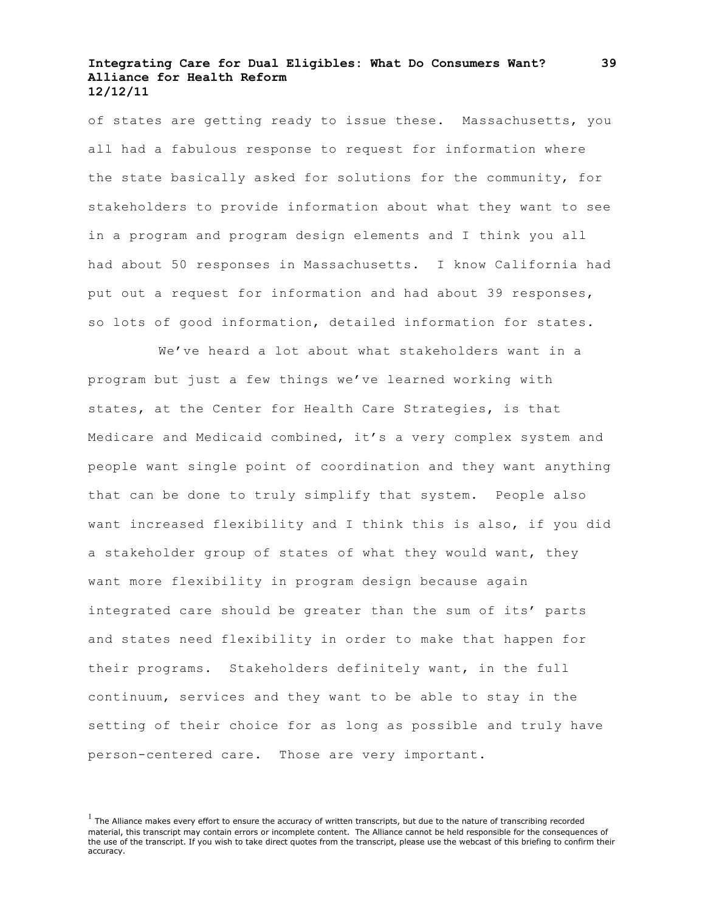of states are getting ready to issue these. Massachusetts, you all had a fabulous response to request for information where the state basically asked for solutions for the community, for stakeholders to provide information about what they want to see in a program and program design elements and I think you all had about 50 responses in Massachusetts. I know California had put out a request for information and had about 39 responses, so lots of good information, detailed information for states.

We've heard a lot about what stakeholders want in a program but just a few things we've learned working with states, at the Center for Health Care Strategies, is that Medicare and Medicaid combined, it's a very complex system and people want single point of coordination and they want anything that can be done to truly simplify that system. People also want increased flexibility and I think this is also, if you did a stakeholder group of states of what they would want, they want more flexibility in program design because again integrated care should be greater than the sum of its' parts and states need flexibility in order to make that happen for their programs. Stakeholders definitely want, in the full continuum, services and they want to be able to stay in the setting of their choice for as long as possible and truly have person-centered care. Those are very important.

[1] The Alliance makes every effort to ensure the accuracy of written transcripts, but due to the nature of transcribing recorded material, this transcript may contain errors or incomplete content. The Alliance cannot be held responsible for the consequences of the use of the transcript. If you wish to take direct quotes from the transcript, please use the webcast of this briefing to confirm their accuracy.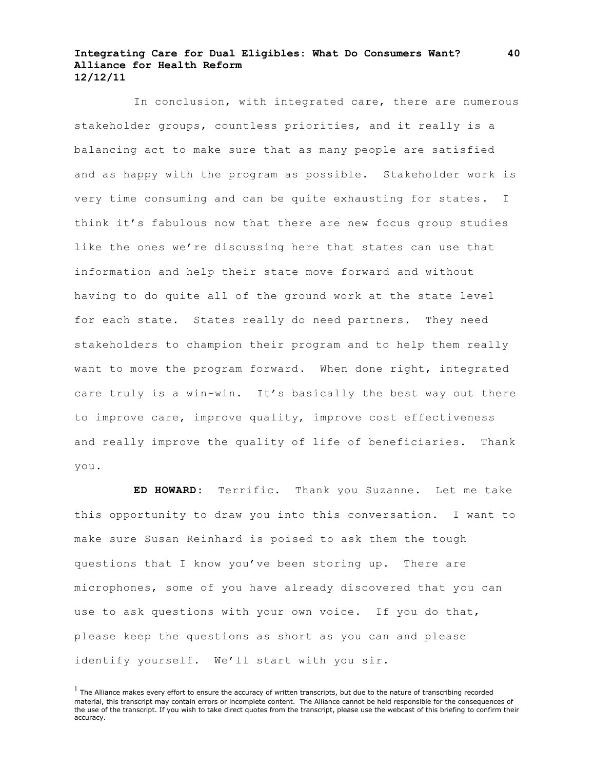In conclusion, with integrated care, there are numerous stakeholder groups, countless priorities, and it really is a balancing act to make sure that as many people are satisfied and as happy with the program as possible. Stakeholder work is very time consuming and can be quite exhausting for states. I think it's fabulous now that there are new focus group studies like the ones we're discussing here that states can use that information and help their state move forward and without having to do quite all of the ground work at the state level for each state. States really do need partners. They need stakeholders to champion their program and to help them really want to move the program forward. When done right, integrated care truly is a win-win. It's basically the best way out there to improve care, improve quality, improve cost effectiveness and really improve the quality of life of beneficiaries. Thank you.

**ED HOWARD:** Terrific. Thank you Suzanne. Let me take this opportunity to draw you into this conversation. I want to make sure Susan Reinhard is poised to ask them the tough questions that I know you've been storing up. There are microphones, some of you have already discovered that you can use to ask questions with your own voice. If you do that, please keep the questions as short as you can and please identify yourself. We'll start with you sir.

[1] The Alliance makes every effort to ensure the accuracy of written transcripts, but due to the nature of transcribing recorded material, this transcript may contain errors or incomplete content. The Alliance cannot be held responsible for the consequences of the use of the transcript. If you wish to take direct quotes from the transcript, please use the webcast of this briefing to confirm their accuracy.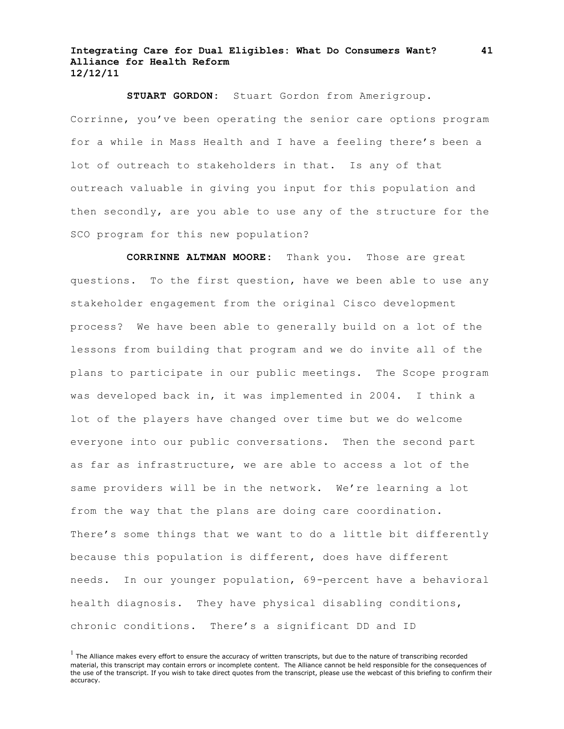**STUART GORDON:** Stuart Gordon from Amerigroup. Corrinne, you've been operating the senior care options program for a while in Mass Health and I have a feeling there's been a lot of outreach to stakeholders in that. Is any of that outreach valuable in giving you input for this population and then secondly, are you able to use any of the structure for the SCO program for this new population?

**CORRINNE ALTMAN MOORE:** Thank you. Those are great questions. To the first question, have we been able to use any stakeholder engagement from the original Cisco development process? We have been able to generally build on a lot of the lessons from building that program and we do invite all of the plans to participate in our public meetings. The Scope program was developed back in, it was implemented in 2004. I think a lot of the players have changed over time but we do welcome everyone into our public conversations. Then the second part as far as infrastructure, we are able to access a lot of the same providers will be in the network. We're learning a lot from the way that the plans are doing care coordination. There's some things that we want to do a little bit differently because this population is different, does have different needs. In our younger population, 69-percent have a behavioral health diagnosis. They have physical disabling conditions, chronic conditions. There's a significant DD and ID

[1] The Alliance makes every effort to ensure the accuracy of written transcripts, but due to the nature of transcribing recorded material, this transcript may contain errors or incomplete content. The Alliance cannot be held responsible for the consequences of the use of the transcript. If you wish to take direct quotes from the transcript, please use the webcast of this briefing to confirm their accuracy.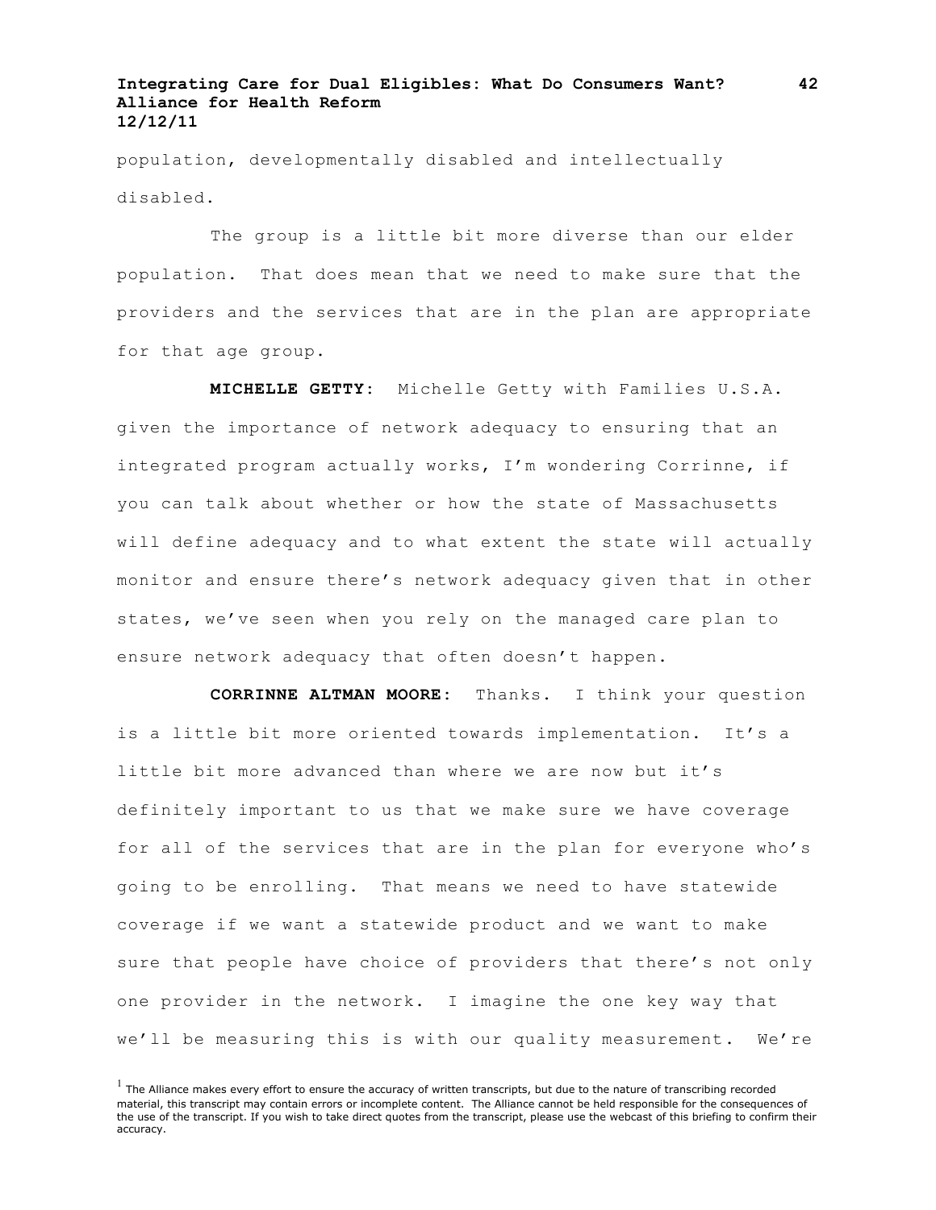population, developmentally disabled and intellectually disabled.

The group is a little bit more diverse than our elder population. That does mean that we need to make sure that the providers and the services that are in the plan are appropriate for that age group.

**MICHELLE GETTY:** Michelle Getty with Families U.S.A. given the importance of network adequacy to ensuring that an integrated program actually works, I'm wondering Corrinne, if you can talk about whether or how the state of Massachusetts will define adequacy and to what extent the state will actually monitor and ensure there's network adequacy given that in other states, we've seen when you rely on the managed care plan to ensure network adequacy that often doesn't happen.

**CORRINNE ALTMAN MOORE:** Thanks. I think your question is a little bit more oriented towards implementation. It's a little bit more advanced than where we are now but it's definitely important to us that we make sure we have coverage for all of the services that are in the plan for everyone who's going to be enrolling. That means we need to have statewide coverage if we want a statewide product and we want to make sure that people have choice of providers that there's not only one provider in the network. I imagine the one key way that we'll be measuring this is with our quality measurement. We're

[1] The Alliance makes every effort to ensure the accuracy of written transcripts, but due to the nature of transcribing recorded material, this transcript may contain errors or incomplete content. The Alliance cannot be held responsible for the consequences of the use of the transcript. If you wish to take direct quotes from the transcript, please use the webcast of this briefing to confirm their accuracy.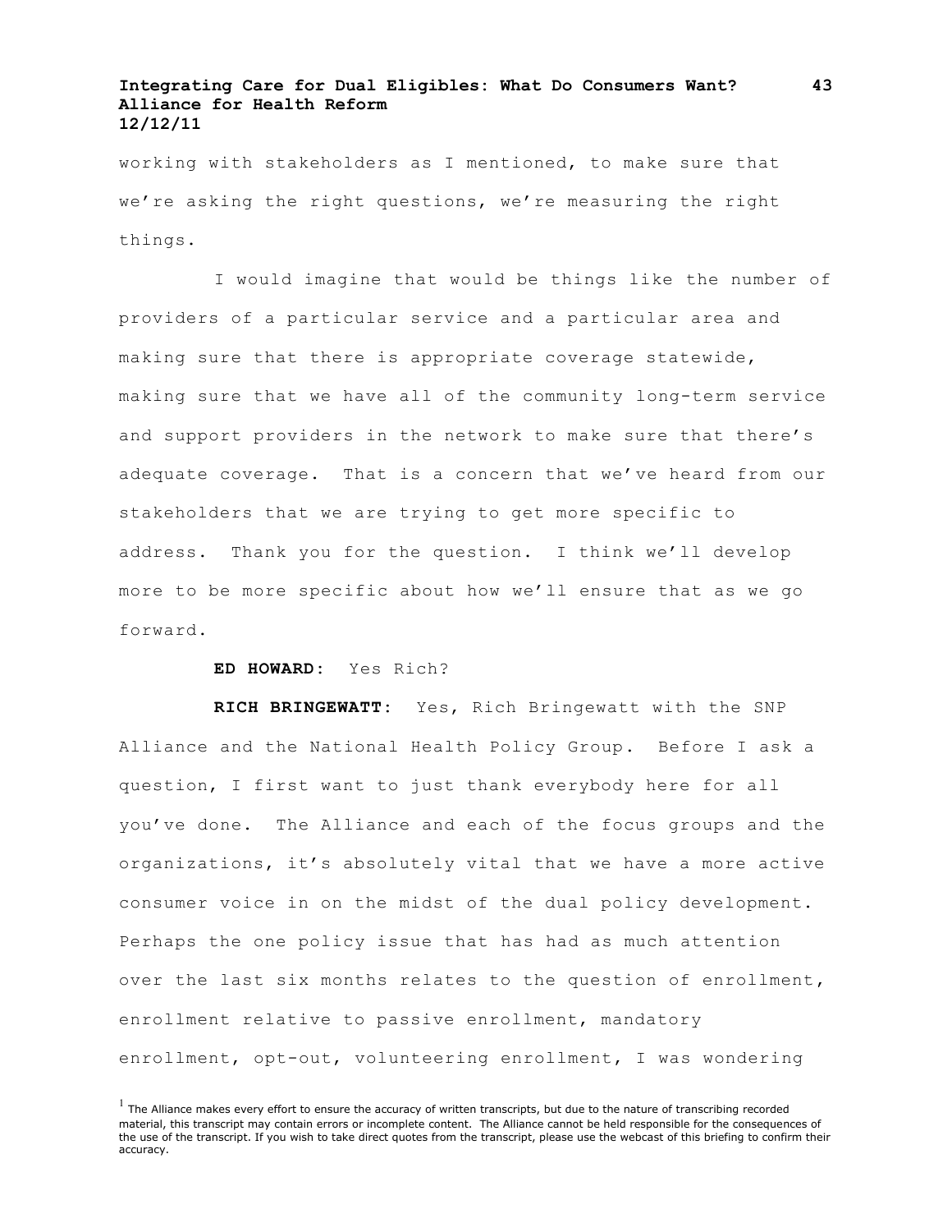working with stakeholders as I mentioned, to make sure that we're asking the right questions, we're measuring the right things.

I would imagine that would be things like the number of providers of a particular service and a particular area and making sure that there is appropriate coverage statewide, making sure that we have all of the community long-term service and support providers in the network to make sure that there's adequate coverage. That is a concern that we've heard from our stakeholders that we are trying to get more specific to address. Thank you for the question. I think we'll develop more to be more specific about how we'll ensure that as we go forward.

**ED HOWARD:** Yes Rich?

**RICH BRINGEWATT:** Yes, Rich Bringewatt with the SNP Alliance and the National Health Policy Group. Before I ask a question, I first want to just thank everybody here for all you've done. The Alliance and each of the focus groups and the organizations, it's absolutely vital that we have a more active consumer voice in on the midst of the dual policy development. Perhaps the one policy issue that has had as much attention over the last six months relates to the question of enrollment, enrollment relative to passive enrollment, mandatory enrollment, opt-out, volunteering enrollment, I was wondering

[1] The Alliance makes every effort to ensure the accuracy of written transcripts, but due to the nature of transcribing recorded material, this transcript may contain errors or incomplete content. The Alliance cannot be held responsible for the consequences of the use of the transcript. If you wish to take direct quotes from the transcript, please use the webcast of this briefing to confirm their accuracy.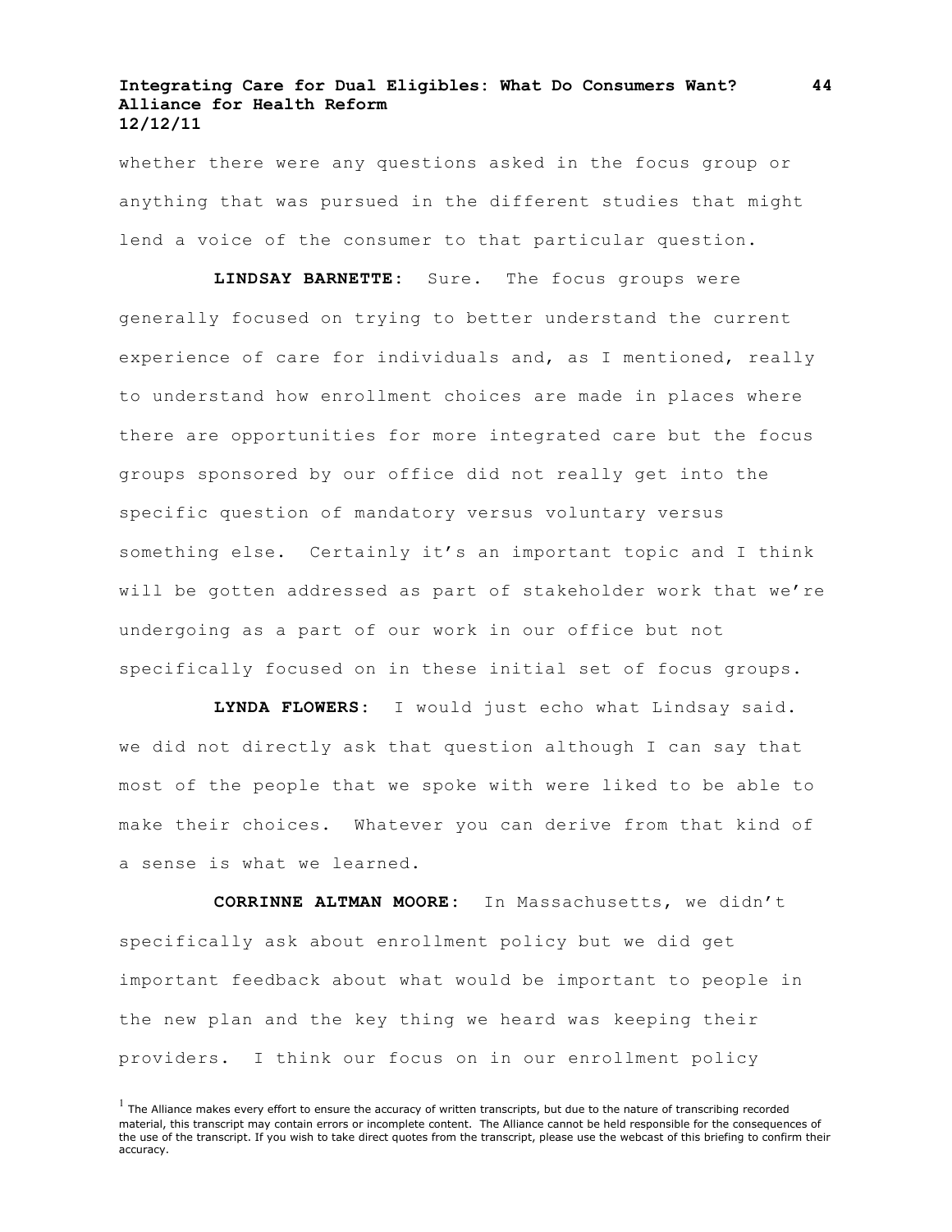whether there were any questions asked in the focus group or anything that was pursued in the different studies that might lend a voice of the consumer to that particular question.

**LINDSAY BARNETTE:** Sure. The focus groups were generally focused on trying to better understand the current experience of care for individuals and, as I mentioned, really to understand how enrollment choices are made in places where there are opportunities for more integrated care but the focus groups sponsored by our office did not really get into the specific question of mandatory versus voluntary versus something else. Certainly it's an important topic and I think will be gotten addressed as part of stakeholder work that we're undergoing as a part of our work in our office but not specifically focused on in these initial set of focus groups.

**LYNDA FLOWERS:** I would just echo what Lindsay said. we did not directly ask that question although I can say that most of the people that we spoke with were liked to be able to make their choices. Whatever you can derive from that kind of a sense is what we learned.

**CORRINNE ALTMAN MOORE:** In Massachusetts, we didn't specifically ask about enrollment policy but we did get important feedback about what would be important to people in the new plan and the key thing we heard was keeping their providers. I think our focus on in our enrollment policy

[1] The Alliance makes every effort to ensure the accuracy of written transcripts, but due to the nature of transcribing recorded material, this transcript may contain errors or incomplete content. The Alliance cannot be held responsible for the consequences of the use of the transcript. If you wish to take direct quotes from the transcript, please use the webcast of this briefing to confirm their accuracy.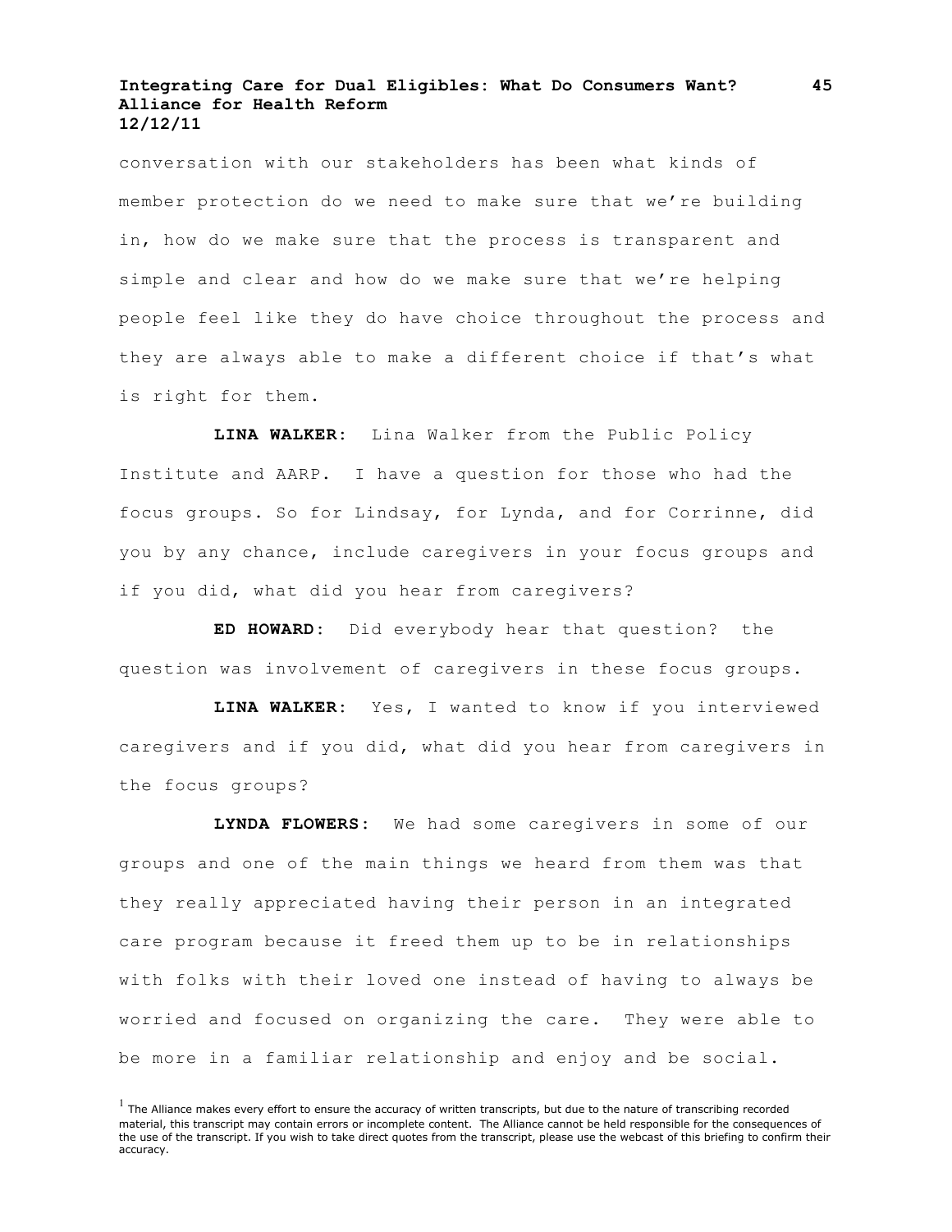conversation with our stakeholders has been what kinds of member protection do we need to make sure that we're building in, how do we make sure that the process is transparent and simple and clear and how do we make sure that we're helping people feel like they do have choice throughout the process and they are always able to make a different choice if that's what is right for them.

**LINA WALKER**: Lina Walker from the Public Policy Institute and AARP. I have a question for those who had the focus groups. So for Lindsay, for Lynda, and for Corrinne, did you by any chance, include caregivers in your focus groups and if you did, what did you hear from caregivers?

**ED HOWARD**: Did everybody hear that question? the question was involvement of caregivers in these focus groups.

**LINA WALKER**: Yes, I wanted to know if you interviewed caregivers and if you did, what did you hear from caregivers in the focus groups?

**LYNDA FLOWERS**: We had some caregivers in some of our groups and one of the main things we heard from them was that they really appreciated having their person in an integrated care program because it freed them up to be in relationships with folks with their loved one instead of having to always be worried and focused on organizing the care. They were able to be more in a familiar relationship and enjoy and be social.

[1] The Alliance makes every effort to ensure the accuracy of written transcripts, but due to the nature of transcribing recorded material, this transcript may contain errors or incomplete content. The Alliance cannot be held responsible for the consequences of the use of the transcript. If you wish to take direct quotes from the transcript, please use the webcast of this briefing to confirm their accuracy.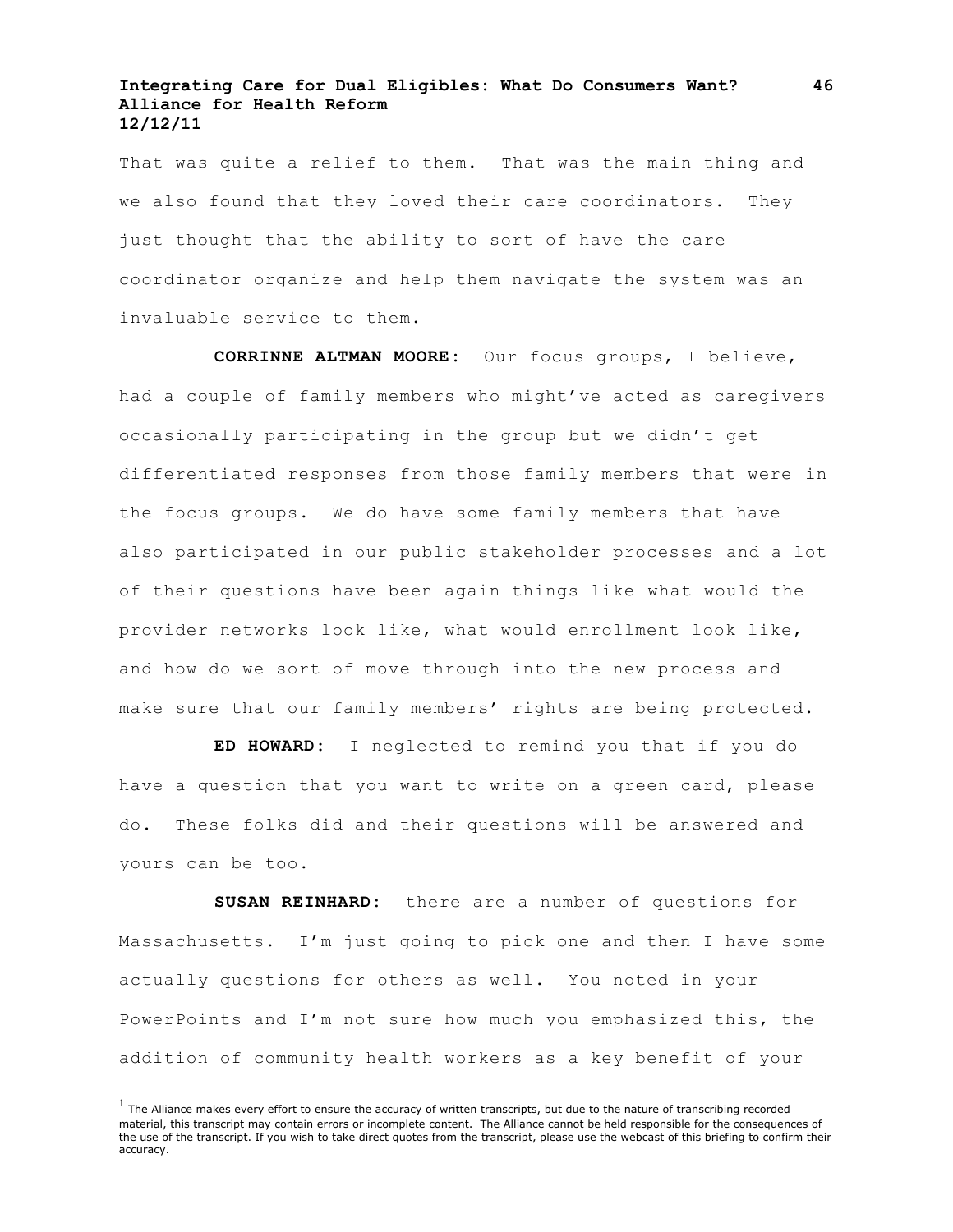That was quite a relief to them. That was the main thing and we also found that they loved their care coordinators. They just thought that the ability to sort of have the care coordinator organize and help them navigate the system was an invaluable service to them.

**CORRINNE ALTMAN MOORE:** Our focus groups, I believe, had a couple of family members who might've acted as caregivers occasionally participating in the group but we didn't get differentiated responses from those family members that were in the focus groups. We do have some family members that have also participated in our public stakeholder processes and a lot of their questions have been again things like what would the provider networks look like, what would enrollment look like, and how do we sort of move through into the new process and make sure that our family members' rights are being protected.

**ED HOWARD:** I neglected to remind you that if you do have a question that you want to write on a green card, please do. These folks did and their questions will be answered and yours can be too.

**SUSAN REINHARD:** there are a number of questions for Massachusetts. I'm just going to pick one and then I have some actually questions for others as well. You noted in your PowerPoints and I'm not sure how much you emphasized this, the addition of community health workers as a key benefit of your

[1] The Alliance makes every effort to ensure the accuracy of written transcripts, but due to the nature of transcribing recorded material, this transcript may contain errors or incomplete content. The Alliance cannot be held responsible for the consequences of the use of the transcript. If you wish to take direct quotes from the transcript, please use the webcast of this briefing to confirm their accuracy.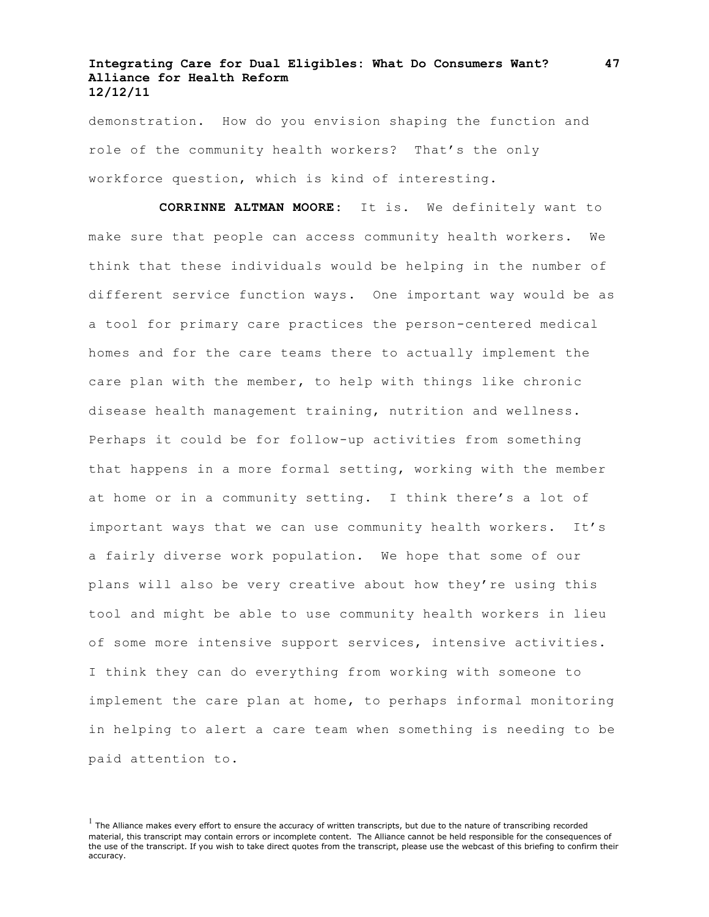demonstration. How do you envision shaping the function and role of the community health workers? That's the only workforce question, which is kind of interesting.

**CORRINNE ALTMAN MOORE:** It is. We definitely want to make sure that people can access community health workers. We think that these individuals would be helping in the number of different service function ways. One important way would be as a tool for primary care practices the person-centered medical homes and for the care teams there to actually implement the care plan with the member, to help with things like chronic disease health management training, nutrition and wellness. Perhaps it could be for follow-up activities from something that happens in a more formal setting, working with the member at home or in a community setting. I think there's a lot of important ways that we can use community health workers. It's a fairly diverse work population. We hope that some of our plans will also be very creative about how they're using this tool and might be able to use community health workers in lieu of some more intensive support services, intensive activities. I think they can do everything from working with someone to implement the care plan at home, to perhaps informal monitoring in helping to alert a care team when something is needing to be paid attention to.

[1] The Alliance makes every effort to ensure the accuracy of written transcripts, but due to the nature of transcribing recorded material, this transcript may contain errors or incomplete content. The Alliance cannot be held responsible for the consequences of the use of the transcript. If you wish to take direct quotes from the transcript, please use the webcast of this briefing to confirm their accuracy.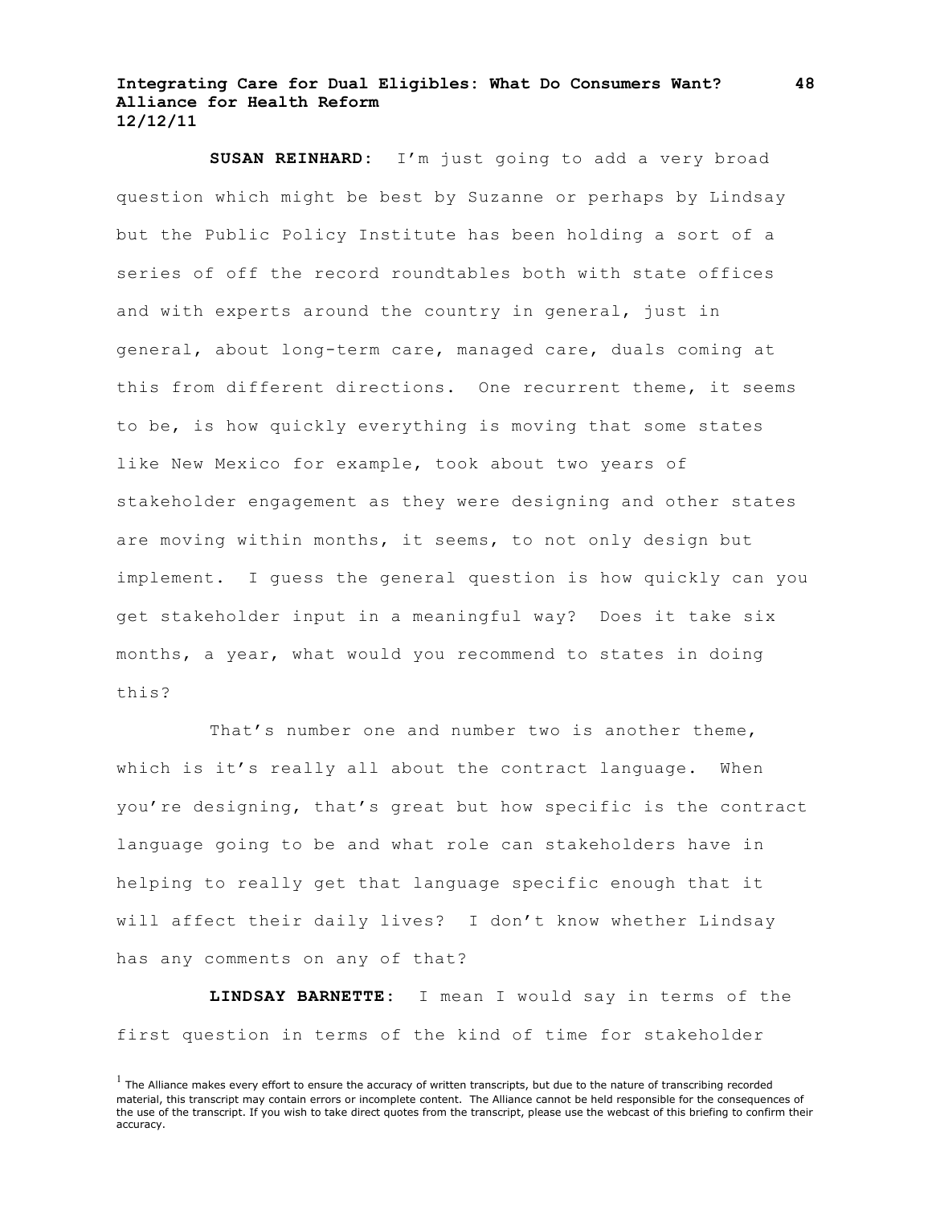**SUSAN REINHARD:** I'm just going to add a very broad question which might be best by Suzanne or perhaps by Lindsay but the Public Policy Institute has been holding a sort of a series of off the record roundtables both with state offices and with experts around the country in general, just in general, about long-term care, managed care, duals coming at this from different directions. One recurrent theme, it seems to be, is how quickly everything is moving that some states like New Mexico for example, took about two years of stakeholder engagement as they were designing and other states are moving within months, it seems, to not only design but implement. I guess the general question is how quickly can you get stakeholder input in a meaningful way? Does it take six months, a year, what would you recommend to states in doing this?

That's number one and number two is another theme, which is it's really all about the contract language. When you're designing, that's great but how specific is the contract language going to be and what role can stakeholders have in helping to really get that language specific enough that it will affect their daily lives? I don't know whether Lindsay has any comments on any of that?

**LINDSAY BARNETTE:** I mean I would say in terms of the first question in terms of the kind of time for stakeholder

[1] The Alliance makes every effort to ensure the accuracy of written transcripts, but due to the nature of transcribing recorded material, this transcript may contain errors or incomplete content. The Alliance cannot be held responsible for the consequences of the use of the transcript. If you wish to take direct quotes from the transcript, please use the webcast of this briefing to confirm their accuracy.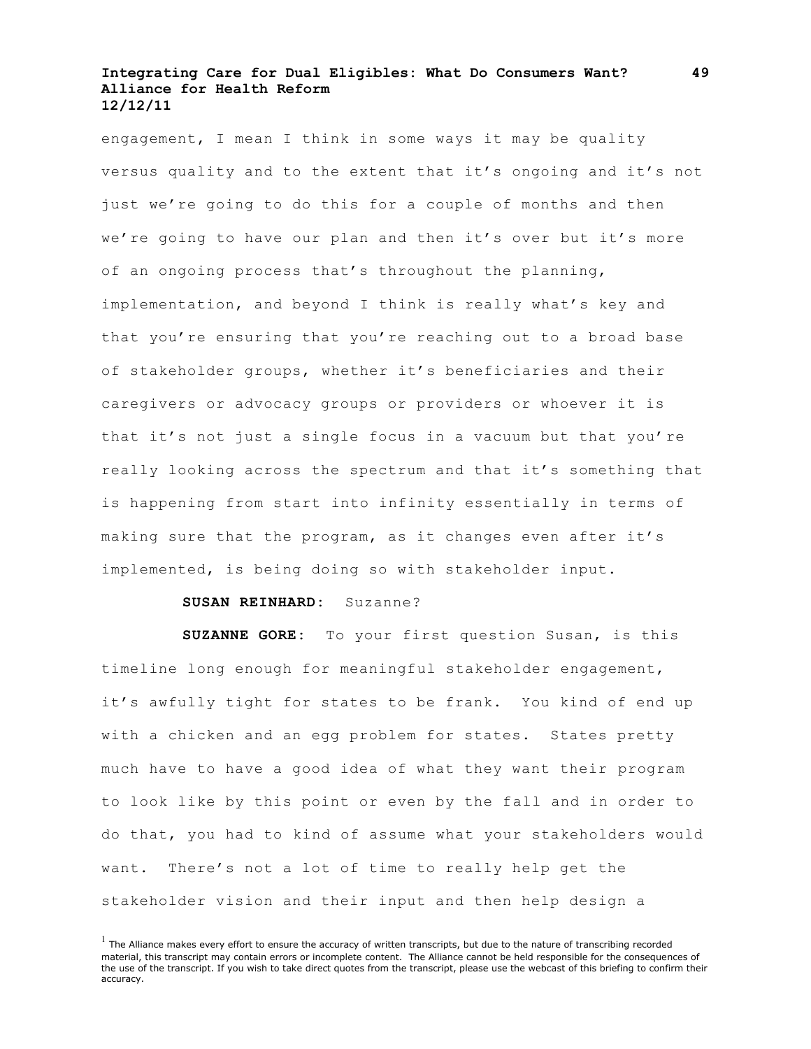engagement, I mean I think in some ways it may be quality versus quality and to the extent that it's ongoing and it's not just we're going to do this for a couple of months and then we're going to have our plan and then it's over but it's more of an ongoing process that's throughout the planning, implementation, and beyond I think is really what's key and that you're ensuring that you're reaching out to a broad base of stakeholder groups, whether it's beneficiaries and their caregivers or advocacy groups or providers or whoever it is that it's not just a single focus in a vacuum but that you're really looking across the spectrum and that it's something that is happening from start into infinity essentially in terms of making sure that the program, as it changes even after it's implemented, is being doing so with stakeholder input.

**SUSAN REINHARD:** Suzanne?

**SUZANNE GORE:** To your first question Susan, is this timeline long enough for meaningful stakeholder engagement, it's awfully tight for states to be frank. You kind of end up with a chicken and an egg problem for states. States pretty much have to have a good idea of what they want their program to look like by this point or even by the fall and in order to do that, you had to kind of assume what your stakeholders would want. There's not a lot of time to really help get the stakeholder vision and their input and then help design a

[1] The Alliance makes every effort to ensure the accuracy of written transcripts, but due to the nature of transcribing recorded material, this transcript may contain errors or incomplete content. The Alliance cannot be held responsible for the consequences of the use of the transcript. If you wish to take direct quotes from the transcript, please use the webcast of this briefing to confirm their accuracy.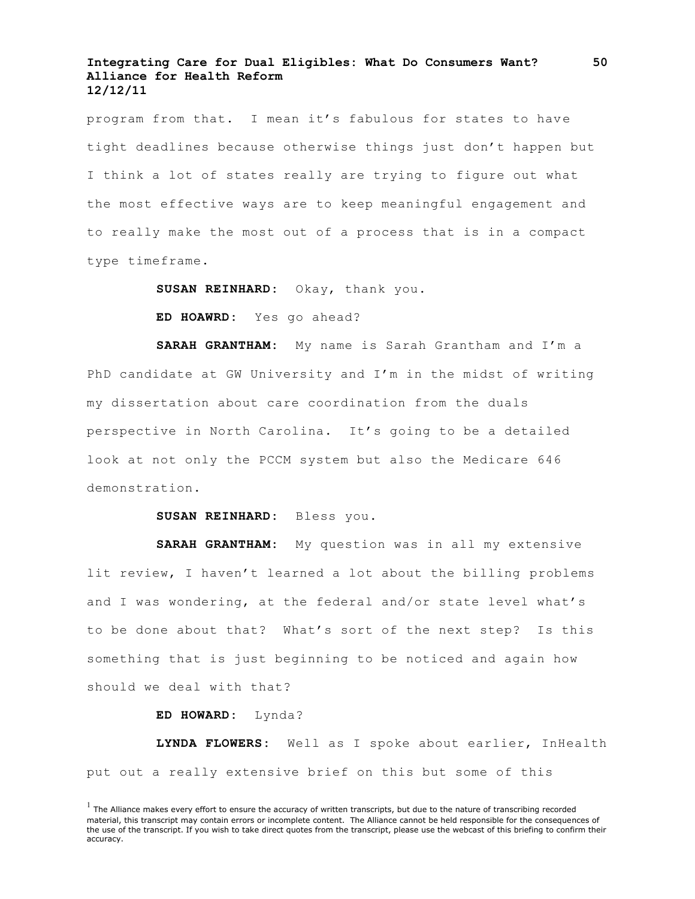program from that. I mean it's fabulous for states to have tight deadlines because otherwise things just don't happen but I think a lot of states really are trying to figure out what the most effective ways are to keep meaningful engagement and to really make the most out of a process that is in a compact type timeframe.

**SUSAN REINHARD:** Okay, thank you.

**ED HOAWRD:** Yes go ahead?

**SARAH GRANTHAM:** My name is Sarah Grantham and I'm a PhD candidate at GW University and I'm in the midst of writing my dissertation about care coordination from the duals perspective in North Carolina. It's going to be a detailed look at not only the PCCM system but also the Medicare 646 demonstration.

**SUSAN REINHARD:** Bless you.

**SARAH GRANTHAM:** My question was in all my extensive lit review, I haven't learned a lot about the billing problems and I was wondering, at the federal and/or state level what's to be done about that? What's sort of the next step? Is this something that is just beginning to be noticed and again how should we deal with that?

**ED HOWARD:** Lynda?

**LYNDA FLOWERS:** Well as I spoke about earlier, InHealth put out a really extensive brief on this but some of this

[1] The Alliance makes every effort to ensure the accuracy of written transcripts, but due to the nature of transcribing recorded material, this transcript may contain errors or incomplete content. The Alliance cannot be held responsible for the consequences of the use of the transcript. If you wish to take direct quotes from the transcript, please use the webcast of this briefing to confirm their accuracy.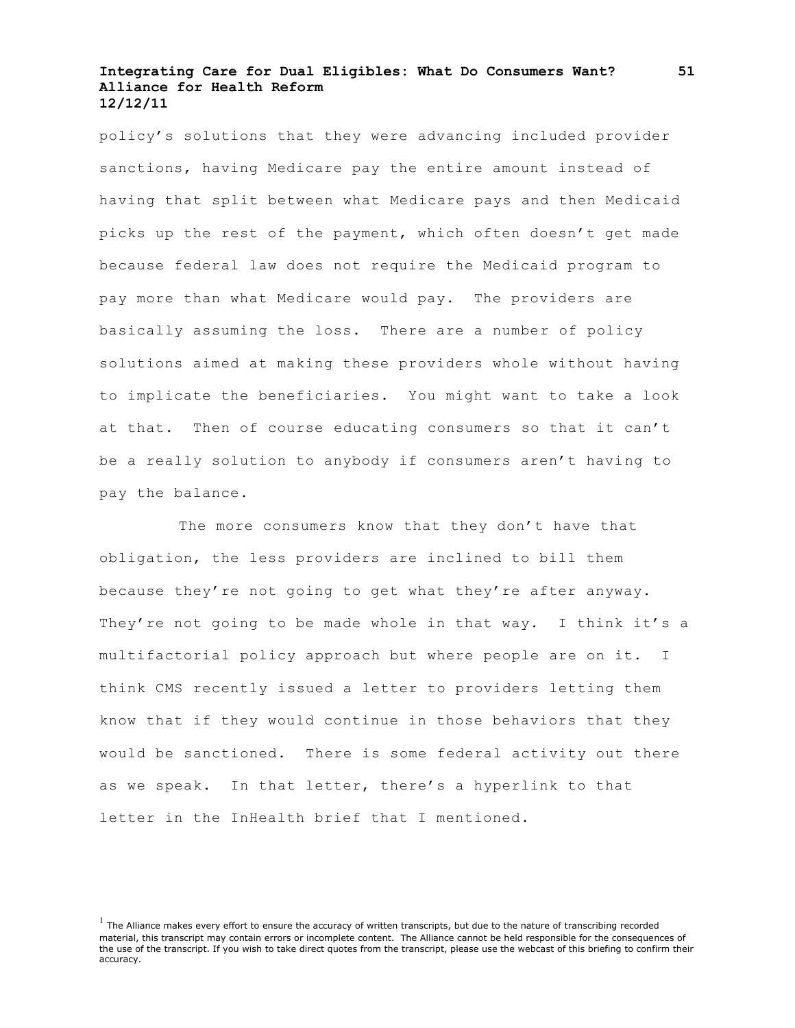policy's solutions that they were advancing included provider sanctions, having Medicare pay the entire amount instead of having that split between what Medicare pays and then Medicaid picks up the rest of the payment, which often doesn't get made because federal law does not require the Medicaid program to pay more than what Medicare would pay. The providers are basically assuming the loss. There are a number of policy solutions aimed at making these providers whole without having to implicate the beneficiaries. You might want to take a look at that. Then of course educating consumers so that it can't be a really solution to anybody if consumers aren't having to pay the balance.

The more consumers know that they don't have that obligation, the less providers are inclined to bill them because they're not going to get what they're after anyway. They're not going to be made whole in that way. I think it's a multifactorial policy approach but where people are on it. I think CMS recently issued a letter to providers letting them know that if they would continue in those behaviors that they would be sanctioned. There is some federal activity out there as we speak. In that letter, there's a hyperlink to that letter in the InHealth brief that I mentioned.

[1] The Alliance makes every effort to ensure the accuracy of written transcripts, but due to the nature of transcribing recorded material, this transcript may contain errors or incomplete content. The Alliance cannot be held responsible for the consequences of the use of the transcript. If you wish to take direct quotes from the transcript, please use the webcast of this briefing to confirm their accuracy.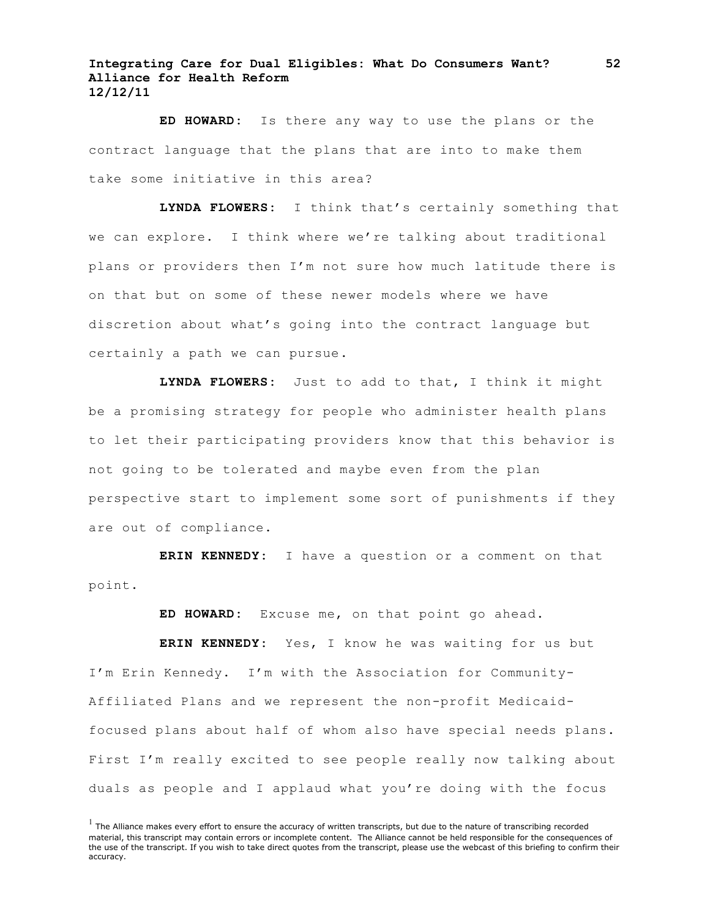**ED HOWARD:** Is there any way to use the plans or the contract language that the plans that are into to make them take some initiative in this area?

**LYNDA FLOWERS:** I think that's certainly something that we can explore. I think where we're talking about traditional plans or providers then I'm not sure how much latitude there is on that but on some of these newer models where we have discretion about what's going into the contract language but certainly a path we can pursue.

**LYNDA FLOWERS:** Just to add to that, I think it might be a promising strategy for people who administer health plans to let their participating providers know that this behavior is not going to be tolerated and maybe even from the plan perspective start to implement some sort of punishments if they are out of compliance.

**ERIN KENNEDY:** I have a question or a comment on that point.

**ED HOWARD:** Excuse me, on that point go ahead.

**ERIN KENNEDY:** Yes, I know he was waiting for us but I'm Erin Kennedy. I'm with the Association for Community-Affiliated Plans and we represent the non-profit Medicaid-focused plans about half of whom also have special needs plans. First I'm really excited to see people really now talking about duals as people and I applaud what you're doing with the focus

[1] The Alliance makes every effort to ensure the accuracy of written transcripts, but due to the nature of transcribing recorded material, this transcript may contain errors or incomplete content. The Alliance cannot be held responsible for the consequences of the use of the transcript. If you wish to take direct quotes from the transcript, please use the webcast of this briefing to confirm their accuracy.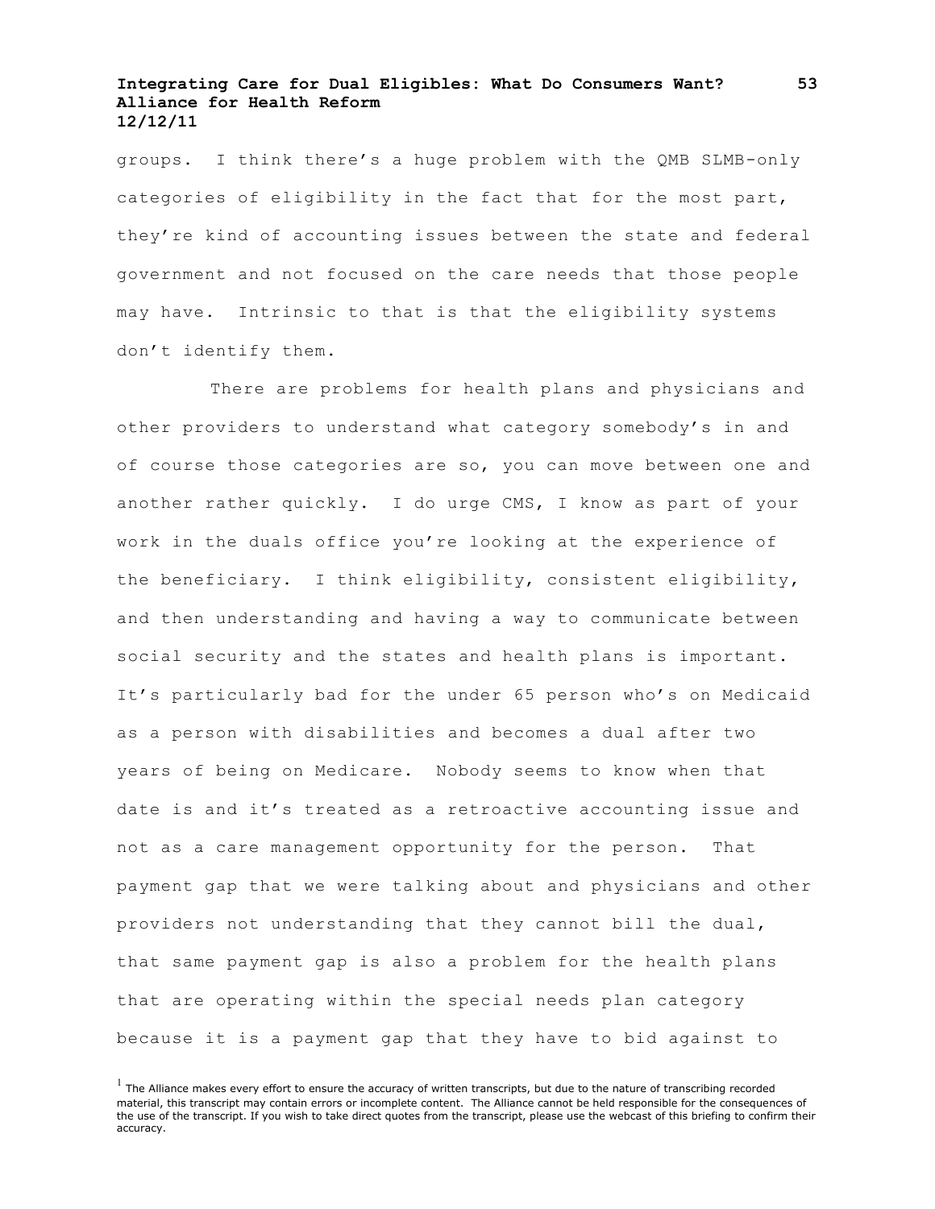groups. I think there's a huge problem with the QMB SLMB-only categories of eligibility in the fact that for the most part, they're kind of accounting issues between the state and federal government and not focused on the care needs that those people may have. Intrinsic to that is that the eligibility systems don't identify them.

There are problems for health plans and physicians and other providers to understand what category somebody's in and of course those categories are so, you can move between one and another rather quickly. I do urge CMS, I know as part of your work in the duals office you're looking at the experience of the beneficiary. I think eligibility, consistent eligibility, and then understanding and having a way to communicate between social security and the states and health plans is important. It's particularly bad for the under 65 person who's on Medicaid as a person with disabilities and becomes a dual after two years of being on Medicare. Nobody seems to know when that date is and it's treated as a retroactive accounting issue and not as a care management opportunity for the person. That payment gap that we were talking about and physicians and other providers not understanding that they cannot bill the dual, that same payment gap is also a problem for the health plans that are operating within the special needs plan category because it is a payment gap that they have to bid against to

[1] The Alliance makes every effort to ensure the accuracy of written transcripts, but due to the nature of transcribing recorded material, this transcript may contain errors or incomplete content. The Alliance cannot be held responsible for the consequences of the use of the transcript. If you wish to take direct quotes from the transcript, please use the webcast of this briefing to confirm their accuracy.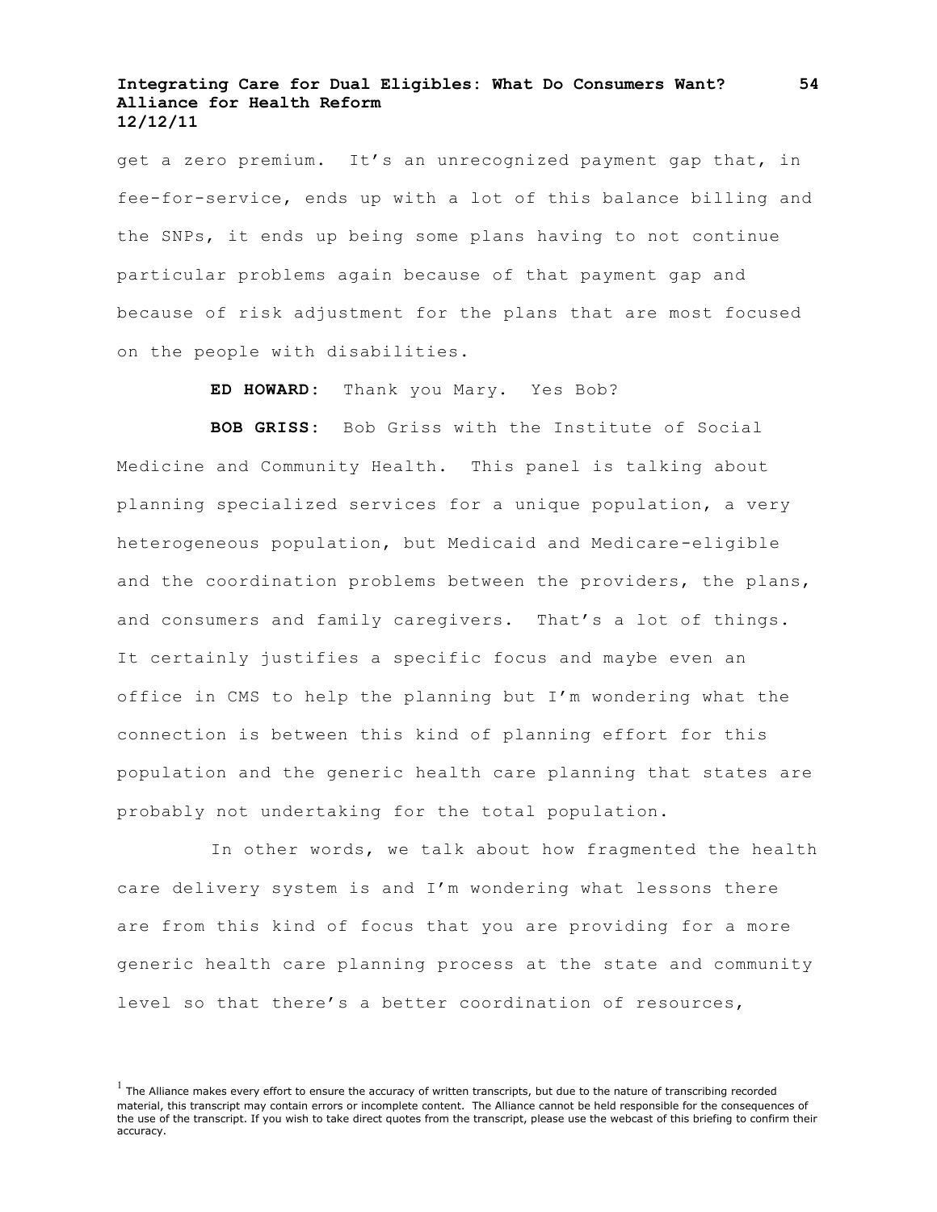get a zero premium. It's an unrecognized payment gap that, in fee-for-service, ends up with a lot of this balance billing and the SNPs, it ends up being some plans having to not continue particular problems again because of that payment gap and because of risk adjustment for the plans that are most focused on the people with disabilities.

**ED HOWARD:** Thank you Mary. Yes Bob?

**BOB GRISS:** Bob Griss with the Institute of Social Medicine and Community Health. This panel is talking about planning specialized services for a unique population, a very heterogeneous population, but Medicaid and Medicare-eligible and the coordination problems between the providers, the plans, and consumers and family caregivers. That's a lot of things. It certainly justifies a specific focus and maybe even an office in CMS to help the planning but I'm wondering what the connection is between this kind of planning effort for this population and the generic health care planning that states are probably not undertaking for the total population.

In other words, we talk about how fragmented the health care delivery system is and I'm wondering what lessons there are from this kind of focus that you are providing for a more generic health care planning process at the state and community level so that there's a better coordination of resources,

[1] The Alliance makes every effort to ensure the accuracy of written transcripts, but due to the nature of transcribing recorded material, this transcript may contain errors or incomplete content. The Alliance cannot be held responsible for the consequences of the use of the transcript. If you wish to take direct quotes from the transcript, please use the webcast of this briefing to confirm their accuracy.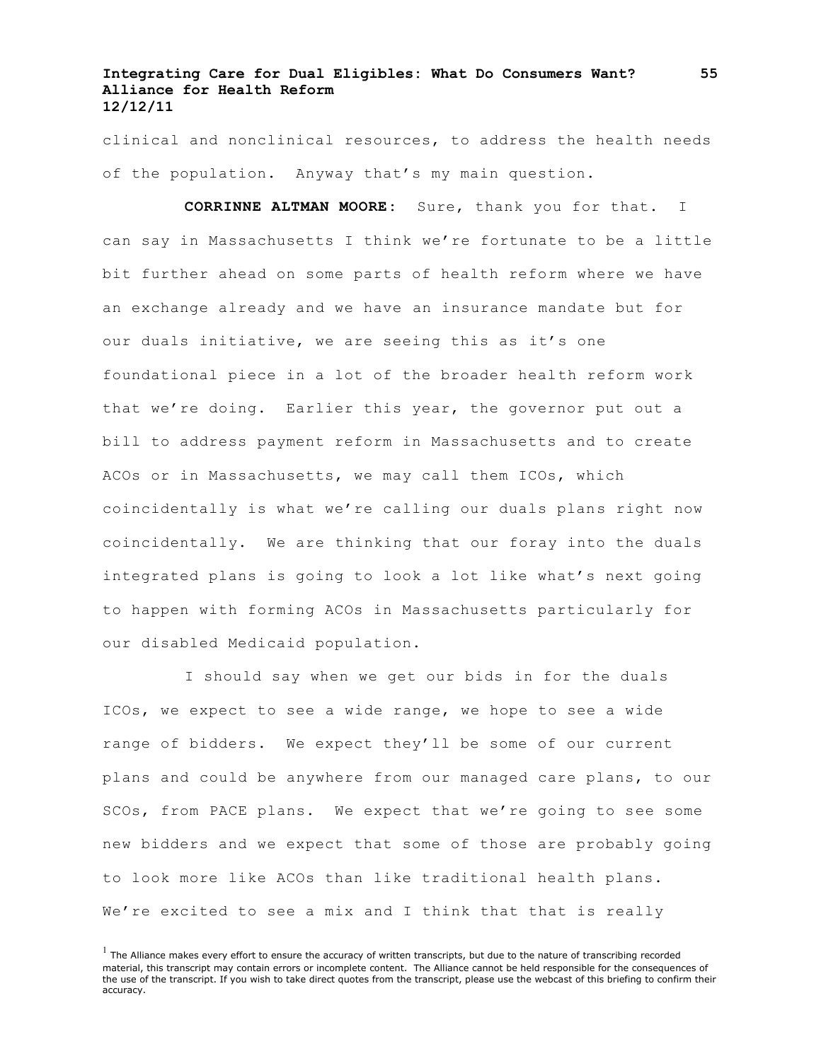clinical and nonclinical resources, to address the health needs of the population. Anyway that's my main question.

**CORRINNE ALTMAN MOORE:** Sure, thank you for that. I can say in Massachusetts I think we're fortunate to be a little bit further ahead on some parts of health reform where we have an exchange already and we have an insurance mandate but for our duals initiative, we are seeing this as it's one foundational piece in a lot of the broader health reform work that we're doing. Earlier this year, the governor put out a bill to address payment reform in Massachusetts and to create ACOs or in Massachusetts, we may call them ICOs, which coincidentally is what we're calling our duals plans right now coincidentally. We are thinking that our foray into the duals integrated plans is going to look a lot like what's next going to happen with forming ACOs in Massachusetts particularly for our disabled Medicaid population.

I should say when we get our bids in for the duals ICOs, we expect to see a wide range, we hope to see a wide range of bidders. We expect they'll be some of our current plans and could be anywhere from our managed care plans, to our SCOs, from PACE plans. We expect that we're going to see some new bidders and we expect that some of those are probably going to look more like ACOs than like traditional health plans. We're excited to see a mix and I think that that is really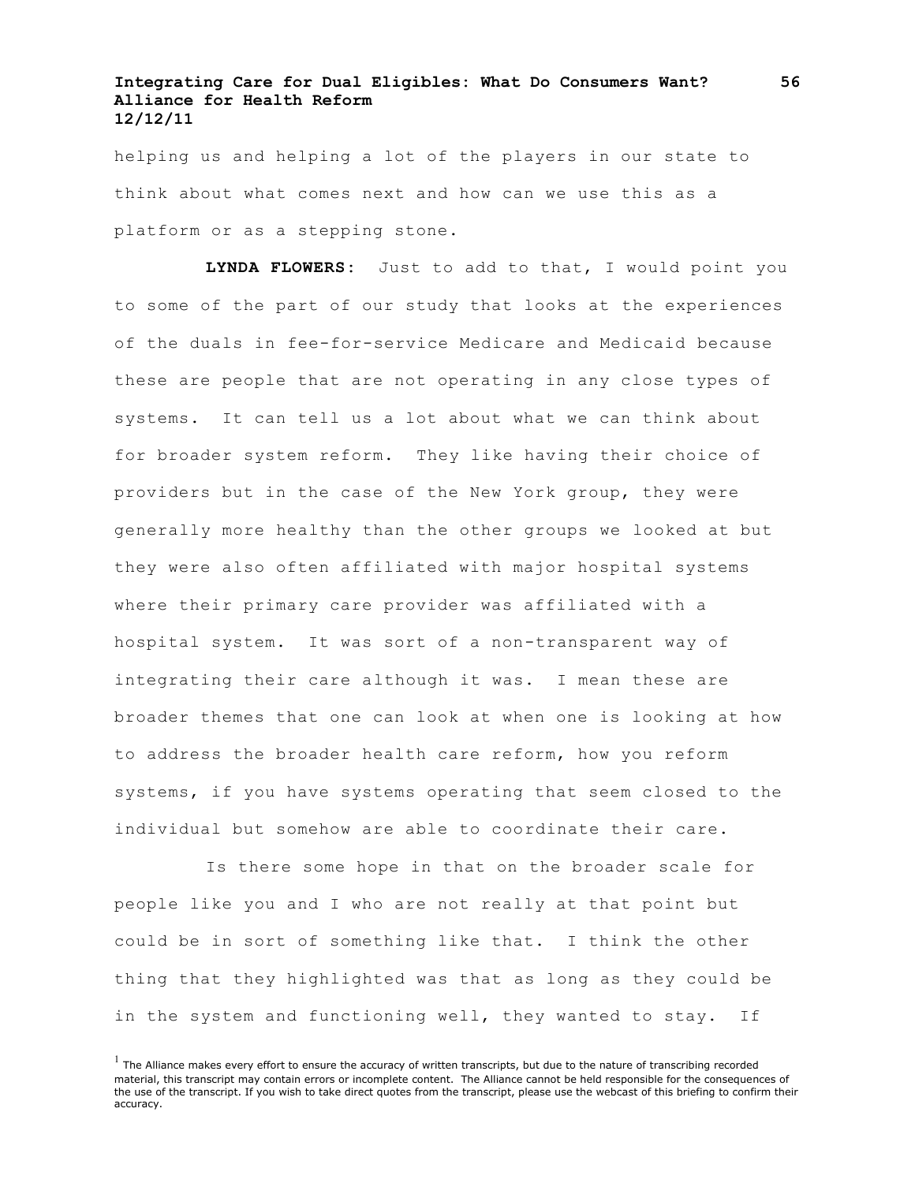helping us and helping a lot of the players in our state to think about what comes next and how can we use this as a platform or as a stepping stone.

**LYNDA FLOWERS:** Just to add to that, I would point you to some of the part of our study that looks at the experiences of the duals in fee-for-service Medicare and Medicaid because these are people that are not operating in any close types of systems. It can tell us a lot about what we can think about for broader system reform. They like having their choice of providers but in the case of the New York group, they were generally more healthy than the other groups we looked at but they were also often affiliated with major hospital systems where their primary care provider was affiliated with a hospital system. It was sort of a non-transparent way of integrating their care although it was. I mean these are broader themes that one can look at when one is looking at how to address the broader health care reform, how you reform systems, if you have systems operating that seem closed to the individual but somehow are able to coordinate their care.

Is there some hope in that on the broader scale for people like you and I who are not really at that point but could be in sort of something like that. I think the other thing that they highlighted was that as long as they could be in the system and functioning well, they wanted to stay. If

[1] The Alliance makes every effort to ensure the accuracy of written transcripts, but due to the nature of transcribing recorded material, this transcript may contain errors or incomplete content. The Alliance cannot be held responsible for the consequences of the use of the transcript. If you wish to take direct quotes from the transcript, please use the webcast of this briefing to confirm their accuracy.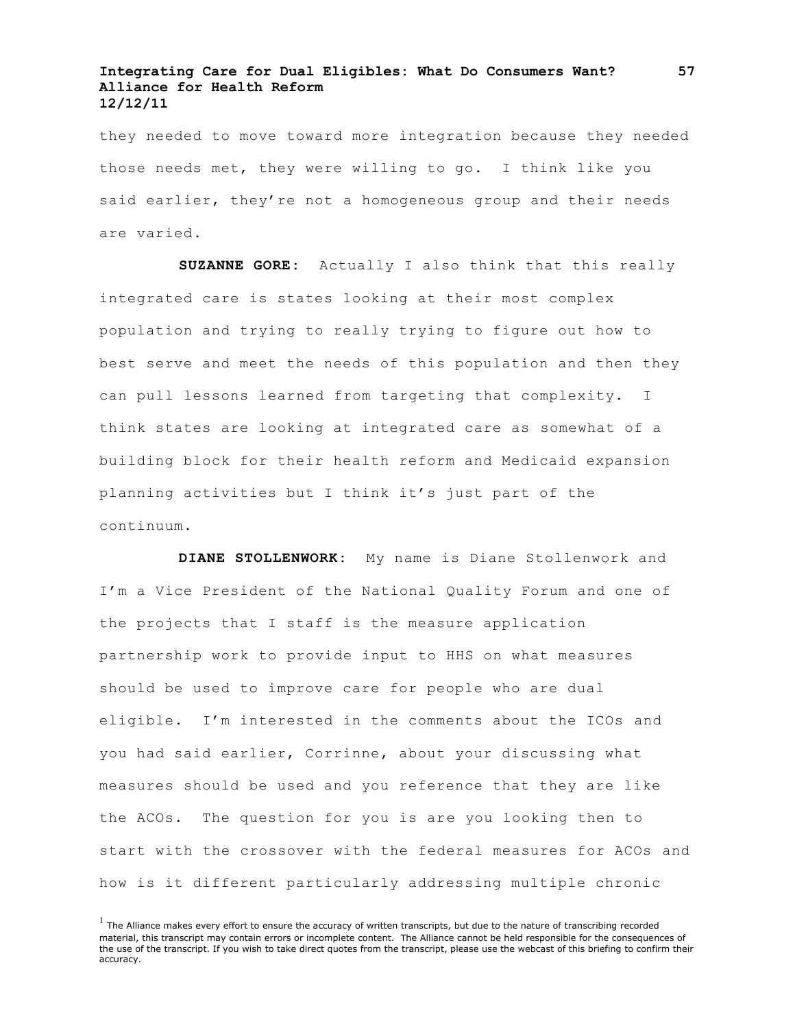they needed to move toward more integration because they needed those needs met, they were willing to go. I think like you said earlier, they're not a homogeneous group and their needs are varied.

**SUZANNE GORE:** Actually I also think that this really integrated care is states looking at their most complex population and trying to really trying to figure out how to best serve and meet the needs of this population and then they can pull lessons learned from targeting that complexity. I think states are looking at integrated care as somewhat of a building block for their health reform and Medicaid expansion planning activities but I think it's just part of the continuum.

**DIANE STOLLENWORK:** My name is Diane Stollenwork and I'm a Vice President of the National Quality Forum and one of the projects that I staff is the measure application partnership work to provide input to HHS on what measures should be used to improve care for people who are dual eligible. I'm interested in the comments about the ICOs and you had said earlier, Corrinne, about your discussing what measures should be used and you reference that they are like the ACOs. The question for you is are you looking then to start with the crossover with the federal measures for ACOs and how is it different particularly addressing multiple chronic

[1] The Alliance makes every effort to ensure the accuracy of written transcripts, but due to the nature of transcribing recorded material, this transcript may contain errors or incomplete content. The Alliance cannot be held responsible for the consequences of the use of the transcript. If you wish to take direct quotes from the transcript, please use the webcast of this briefing to confirm their accuracy.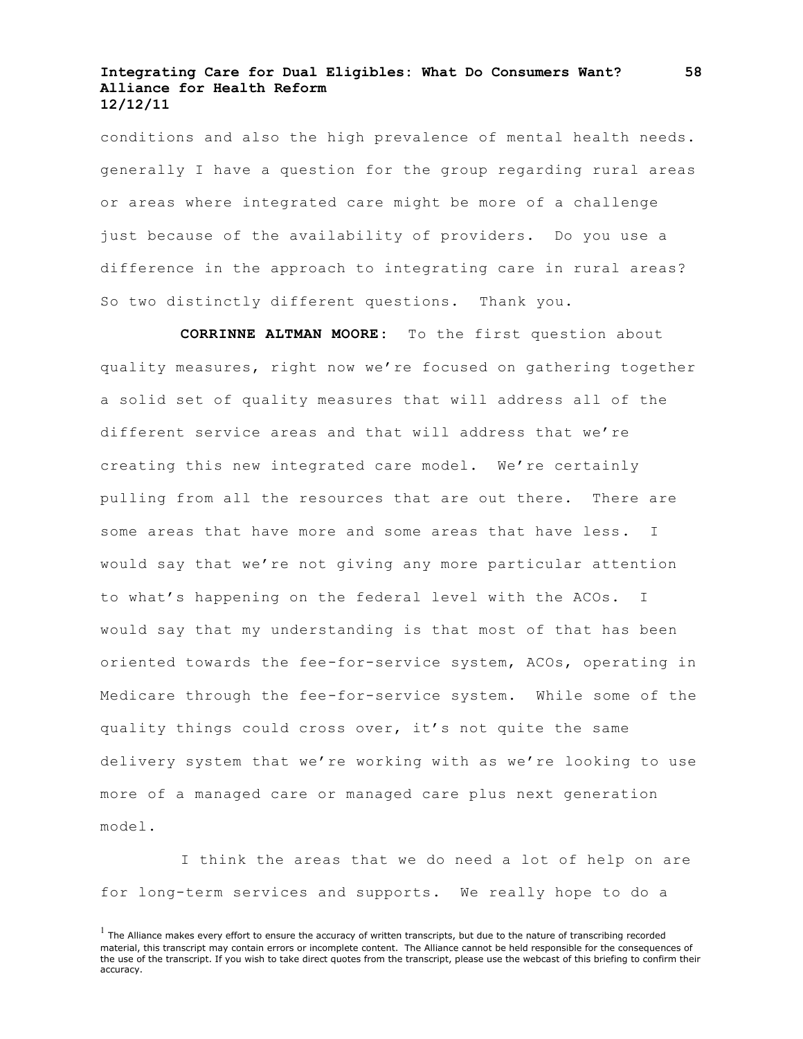conditions and also the high prevalence of mental health needs. generally I have a question for the group regarding rural areas or areas where integrated care might be more of a challenge just because of the availability of providers. Do you use a difference in the approach to integrating care in rural areas? So two distinctly different questions. Thank you.

**CORRINNE ALTMAN MOORE:** To the first question about quality measures, right now we're focused on gathering together a solid set of quality measures that will address all of the different service areas and that will address that we're creating this new integrated care model. We're certainly pulling from all the resources that are out there. There are some areas that have more and some areas that have less. I would say that we're not giving any more particular attention to what's happening on the federal level with the ACOs. I would say that my understanding is that most of that has been oriented towards the fee-for-service system, ACOs, operating in Medicare through the fee-for-service system. While some of the quality things could cross over, it's not quite the same delivery system that we're working with as we're looking to use more of a managed care or managed care plus next generation model.

I think the areas that we do need a lot of help on are for long-term services and supports. We really hope to do a

[1] The Alliance makes every effort to ensure the accuracy of written transcripts, but due to the nature of transcribing recorded material, this transcript may contain errors or incomplete content. The Alliance cannot be held responsible for the consequences of the use of the transcript. If you wish to take direct quotes from the transcript, please use the webcast of this briefing to confirm their accuracy.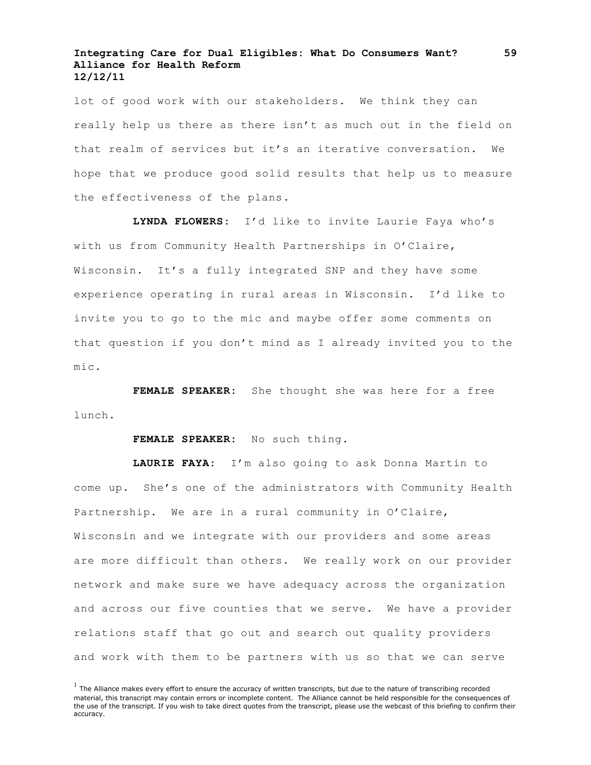lot of good work with our stakeholders. We think they can really help us there as there isn't as much out in the field on that realm of services but it's an iterative conversation. We hope that we produce good solid results that help us to measure the effectiveness of the plans.

**LYNDA FLOWERS**: I'd like to invite Laurie Faya who's with us from Community Health Partnerships in O'Claire, Wisconsin. It's a fully integrated SNP and they have some experience operating in rural areas in Wisconsin. I'd like to invite you to go to the mic and maybe offer some comments on that question if you don't mind as I already invited you to the mic.

**FEMALE SPEAKER**: She thought she was here for a free lunch.

**FEMALE SPEAKER**: No such thing.

**LAURIE FAYA**: I'm also going to ask Donna Martin to come up. She's one of the administrators with Community Health Partnership. We are in a rural community in O'Claire, Wisconsin and we integrate with our providers and some areas are more difficult than others. We really work on our provider network and make sure we have adequacy across the organization and across our five counties that we serve. We have a provider relations staff that go out and search out quality providers and work with them to be partners with us so that we can serve

[1] The Alliance makes every effort to ensure the accuracy of written transcripts, but due to the nature of transcribing recorded material, this transcript may contain errors or incomplete content. The Alliance cannot be held responsible for the consequences of the use of the transcript. If you wish to take direct quotes from the transcript, please use the webcast of this briefing to confirm their accuracy.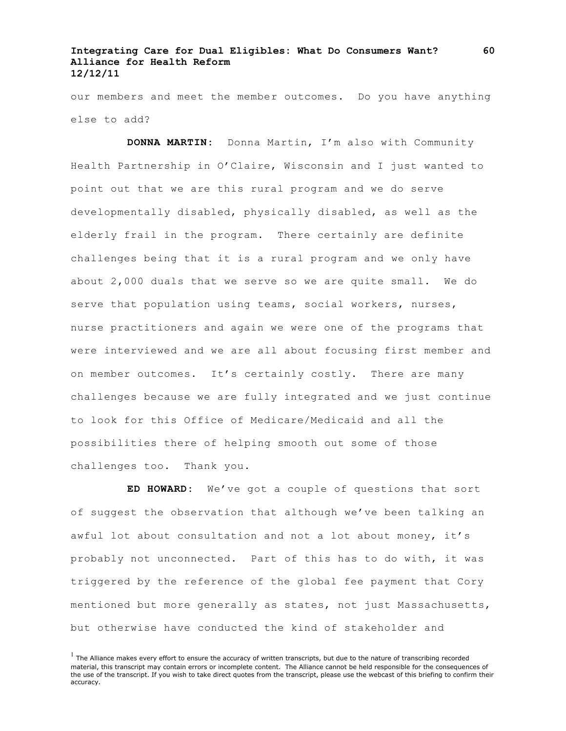our members and meet the member outcomes. Do you have anything else to add?

**DONNA MARTIN:** Donna Martin, I'm also with Community Health Partnership in O'Claire, Wisconsin and I just wanted to point out that we are this rural program and we do serve developmentally disabled, physically disabled, as well as the elderly frail in the program. There certainly are definite challenges being that it is a rural program and we only have about 2,000 duals that we serve so we are quite small. We do serve that population using teams, social workers, nurses, nurse practitioners and again we were one of the programs that were interviewed and we are all about focusing first member and on member outcomes. It's certainly costly. There are many challenges because we are fully integrated and we just continue to look for this Office of Medicare/Medicaid and all the possibilities there of helping smooth out some of those challenges too. Thank you.

**ED HOWARD:** We've got a couple of questions that sort of suggest the observation that although we've been talking an awful lot about consultation and not a lot about money, it's probably not unconnected. Part of this has to do with, it was triggered by the reference of the global fee payment that Cory mentioned but more generally as states, not just Massachusetts, but otherwise have conducted the kind of stakeholder and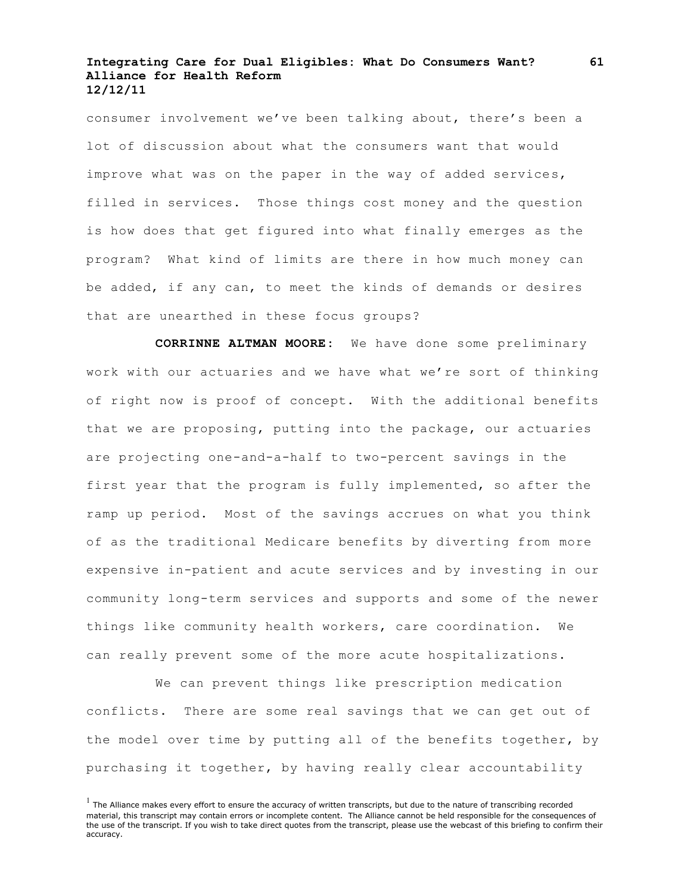consumer involvement we've been talking about, there's been a lot of discussion about what the consumers want that would improve what was on the paper in the way of added services, filled in services. Those things cost money and the question is how does that get figured into what finally emerges as the program? What kind of limits are there in how much money can be added, if any can, to meet the kinds of demands or desires that are unearthed in these focus groups?

**CORRINNE ALTMAN MOORE:** We have done some preliminary work with our actuaries and we have what we're sort of thinking of right now is proof of concept. With the additional benefits that we are proposing, putting into the package, our actuaries are projecting one-and-a-half to two-percent savings in the first year that the program is fully implemented, so after the ramp up period. Most of the savings accrues on what you think of as the traditional Medicare benefits by diverting from more expensive in-patient and acute services and by investing in our community long-term services and supports and some of the newer things like community health workers, care coordination. We can really prevent some of the more acute hospitalizations.

We can prevent things like prescription medication conflicts. There are some real savings that we can get out of the model over time by putting all of the benefits together, by purchasing it together, by having really clear accountability

[1] The Alliance makes every effort to ensure the accuracy of written transcripts, but due to the nature of transcribing recorded material, this transcript may contain errors or incomplete content. The Alliance cannot be held responsible for the consequences of the use of the transcript. If you wish to take direct quotes from the transcript, please use the webcast of this briefing to confirm their accuracy.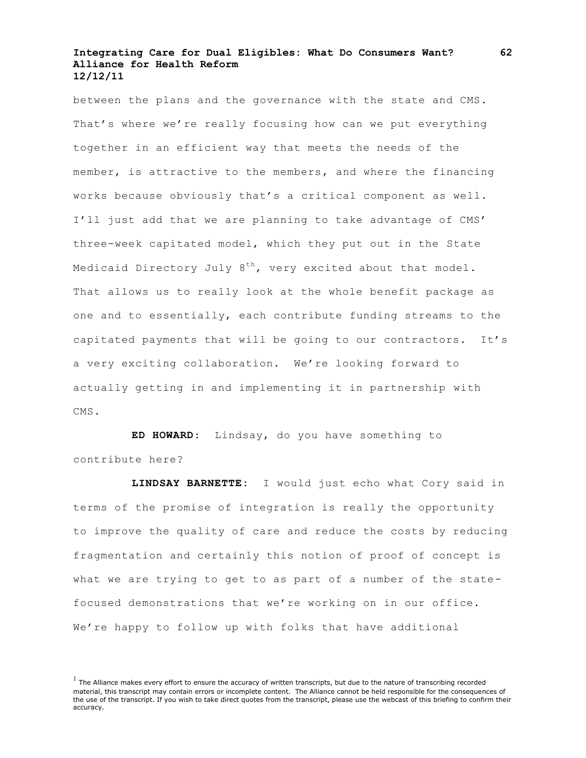between the plans and the governance with the state and CMS. That's where we're really focusing how can we put everything together in an efficient way that meets the needs of the member, is attractive to the members, and where the financing works because obviously that's a critical component as well. I'll just add that we are planning to take advantage of CMS' three-week capitated model, which they put out in the State Medicaid Directory July 8th, very excited about that model. That allows us to really look at the whole benefit package as one and to essentially, each contribute funding streams to the capitated payments that will be going to our contractors. It's a very exciting collaboration. We're looking forward to actually getting in and implementing it in partnership with CMS.

**ED HOWARD:** Lindsay, do you have something to contribute here?

**LINDSAY BARNETTE:** I would just echo what Cory said in terms of the promise of integration is really the opportunity to improve the quality of care and reduce the costs by reducing fragmentation and certainly this notion of proof of concept is what we are trying to get to as part of a number of the state-focused demonstrations that we're working on in our office. We're happy to follow up with folks that have additional

[1] The Alliance makes every effort to ensure the accuracy of written transcripts, but due to the nature of transcribing recorded material, this transcript may contain errors or incomplete content. The Alliance cannot be held responsible for the consequences of the use of the transcript. If you wish to take direct quotes from the transcript, please use the webcast of this briefing to confirm their accuracy.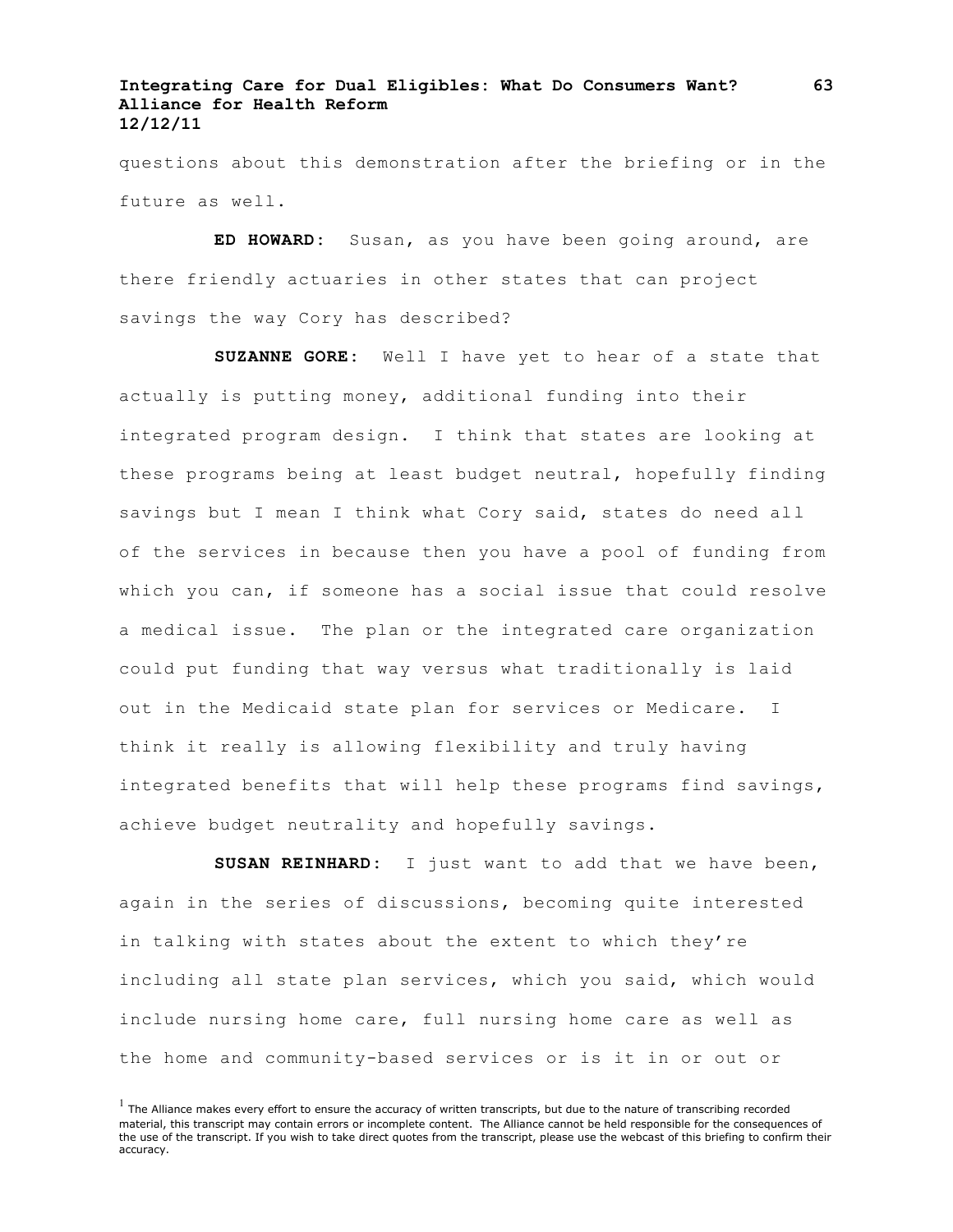questions about this demonstration after the briefing or in the future as well.

**ED HOWARD:** Susan, as you have been going around, are there friendly actuaries in other states that can project savings the way Cory has described?

**SUZANNE GORE:** Well I have yet to hear of a state that actually is putting money, additional funding into their integrated program design. I think that states are looking at these programs being at least budget neutral, hopefully finding savings but I mean I think what Cory said, states do need all of the services in because then you have a pool of funding from which you can, if someone has a social issue that could resolve a medical issue. The plan or the integrated care organization could put funding that way versus what traditionally is laid out in the Medicaid state plan for services or Medicare. I think it really is allowing flexibility and truly having integrated benefits that will help these programs find savings, achieve budget neutrality and hopefully savings.

**SUSAN REINHARD:** I just want to add that we have been, again in the series of discussions, becoming quite interested in talking with states about the extent to which they're including all state plan services, which you said, which would include nursing home care, full nursing home care as well as the home and community-based services or is it in or out or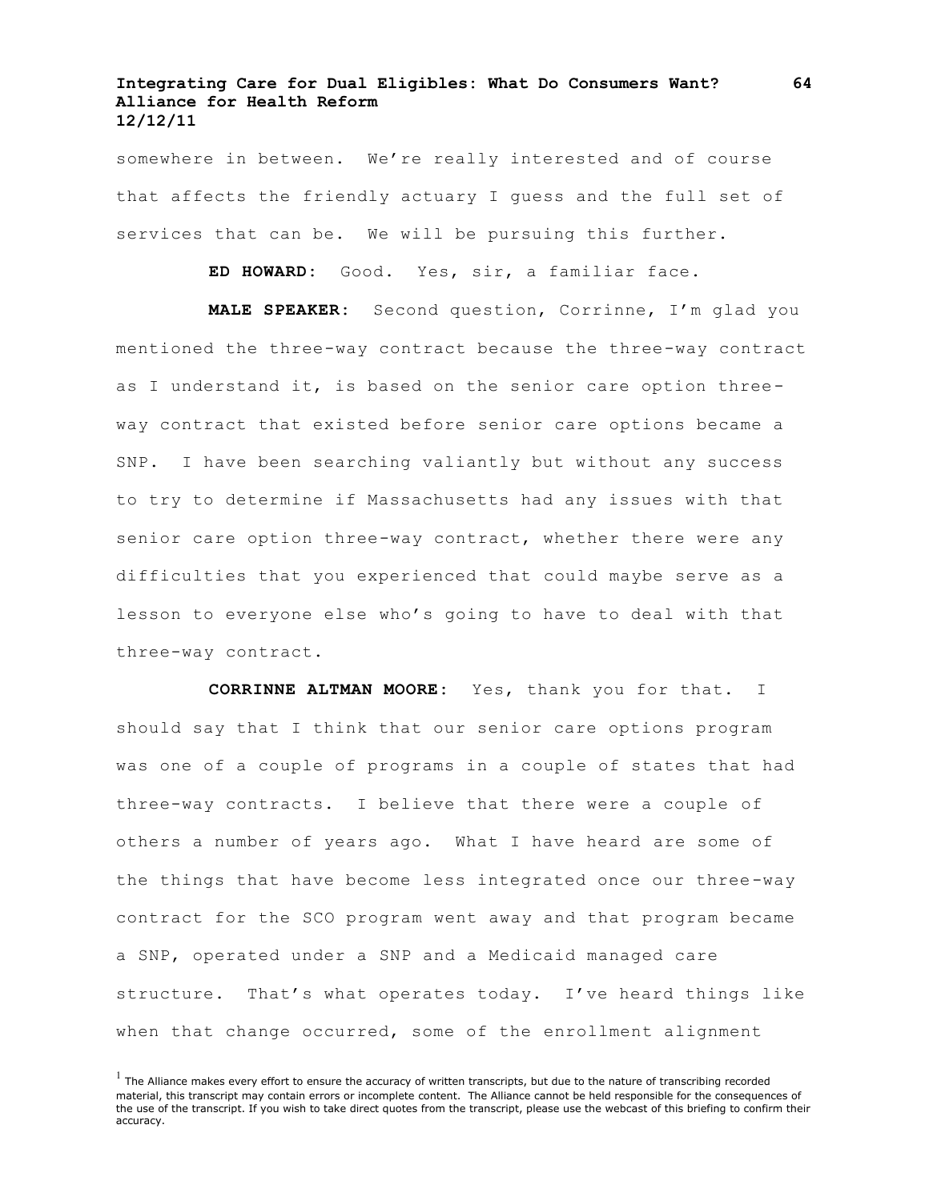somewhere in between. We're really interested and of course that affects the friendly actuary I guess and the full set of services that can be. We will be pursuing this further.

**ED HOWARD:** Good. Yes, sir, a familiar face.

**MALE SPEAKER:** Second question, Corrinne, I'm glad you mentioned the three-way contract because the three-way contract as I understand it, is based on the senior care option three-way contract that existed before senior care options became a SNP. I have been searching valiantly but without any success to try to determine if Massachusetts had any issues with that senior care option three-way contract, whether there were any difficulties that you experienced that could maybe serve as a lesson to everyone else who's going to have to deal with that three-way contract.

**CORRINNE ALTMAN MOORE:** Yes, thank you for that. I should say that I think that our senior care options program was one of a couple of programs in a couple of states that had three-way contracts. I believe that there were a couple of others a number of years ago. What I have heard are some of the things that have become less integrated once our three-way contract for the SCO program went away and that program became a SNP, operated under a SNP and a Medicaid managed care structure. That's what operates today. I've heard things like when that change occurred, some of the enrollment alignment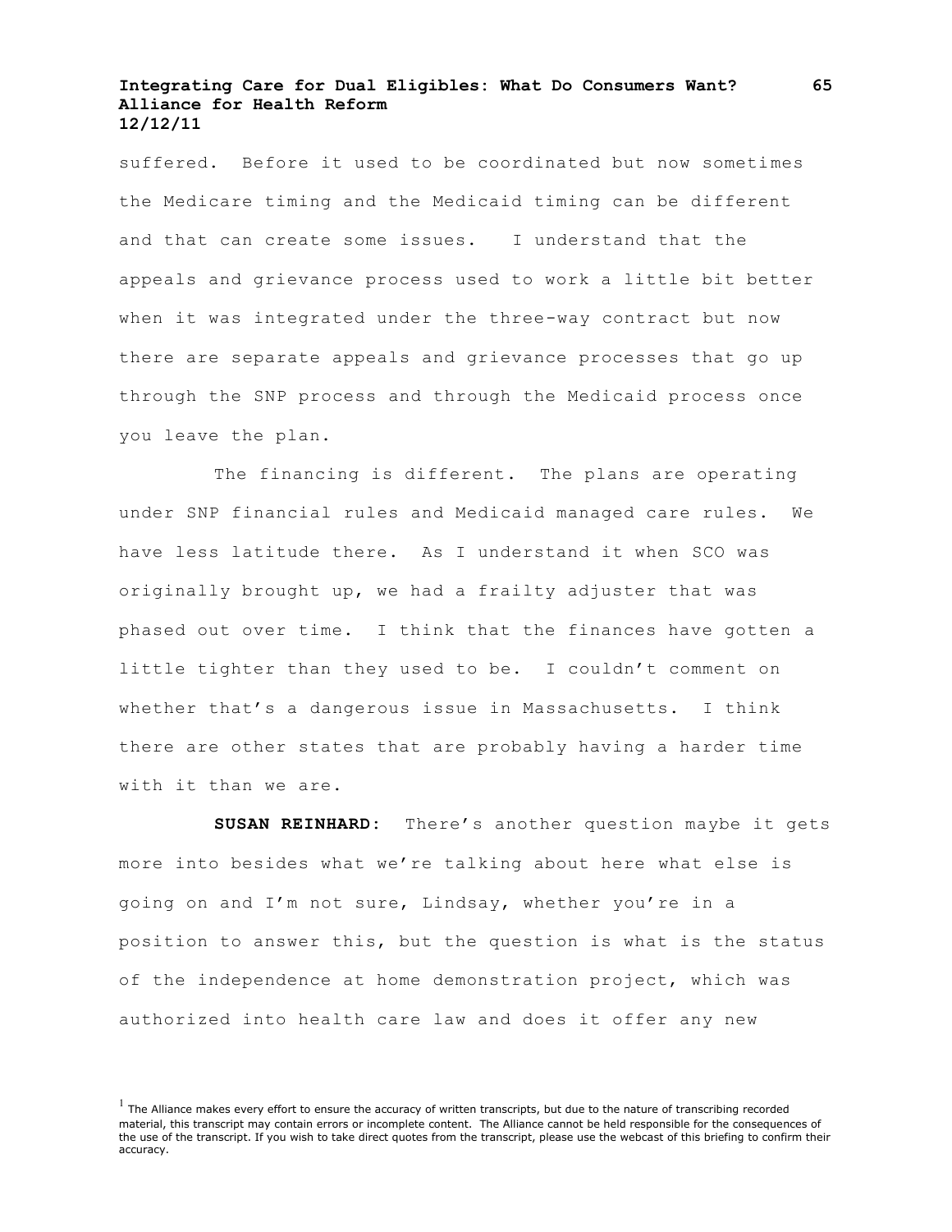suffered. Before it used to be coordinated but now sometimes the Medicare timing and the Medicaid timing can be different and that can create some issues. I understand that the appeals and grievance process used to work a little bit better when it was integrated under the three-way contract but now there are separate appeals and grievance processes that go up through the SNP process and through the Medicaid process once you leave the plan.

The financing is different. The plans are operating under SNP financial rules and Medicaid managed care rules. We have less latitude there. As I understand it when SCO was originally brought up, we had a frailty adjuster that was phased out over time. I think that the finances have gotten a little tighter than they used to be. I couldn't comment on whether that's a dangerous issue in Massachusetts. I think there are other states that are probably having a harder time with it than we are.

**SUSAN REINHARD:** There's another question maybe it gets more into besides what we're talking about here what else is going on and I'm not sure, Lindsay, whether you're in a position to answer this, but the question is what is the status of the independence at home demonstration project, which was authorized into health care law and does it offer any new

[1] The Alliance makes every effort to ensure the accuracy of written transcripts, but due to the nature of transcribing recorded material, this transcript may contain errors or incomplete content. The Alliance cannot be held responsible for the consequences of the use of the transcript. If you wish to take direct quotes from the transcript, please use the webcast of this briefing to confirm their accuracy.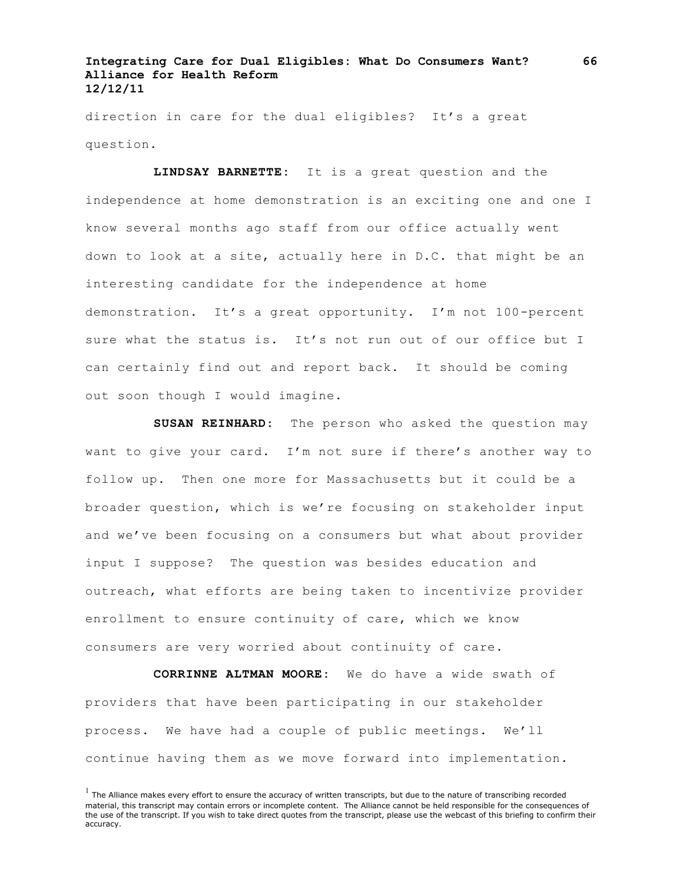direction in care for the dual eligibles? It's a great question.

**LINDSAY BARNETTE:** It is a great question and the independence at home demonstration is an exciting one and one I know several months ago staff from our office actually went down to look at a site, actually here in D.C. that might be an interesting candidate for the independence at home demonstration. It's a great opportunity. I'm not 100-percent sure what the status is. It's not run out of our office but I can certainly find out and report back. It should be coming out soon though I would imagine.

**SUSAN REINHARD:** The person who asked the question may want to give your card. I'm not sure if there's another way to follow up. Then one more for Massachusetts but it could be a broader question, which is we're focusing on stakeholder input and we've been focusing on a consumers but what about provider input I suppose? The question was besides education and outreach, what efforts are being taken to incentivize provider enrollment to ensure continuity of care, which we know consumers are very worried about continuity of care.

**CORRINNE ALTMAN MOORE:** We do have a wide swath of providers that have been participating in our stakeholder process. We have had a couple of public meetings. We'll continue having them as we move forward into implementation.

[1] The Alliance makes every effort to ensure the accuracy of written transcripts, but due to the nature of transcribing recorded material, this transcript may contain errors or incomplete content. The Alliance cannot be held responsible for the consequences of the use of the transcript. If you wish to take direct quotes from the transcript, please use the webcast of this briefing to confirm their accuracy.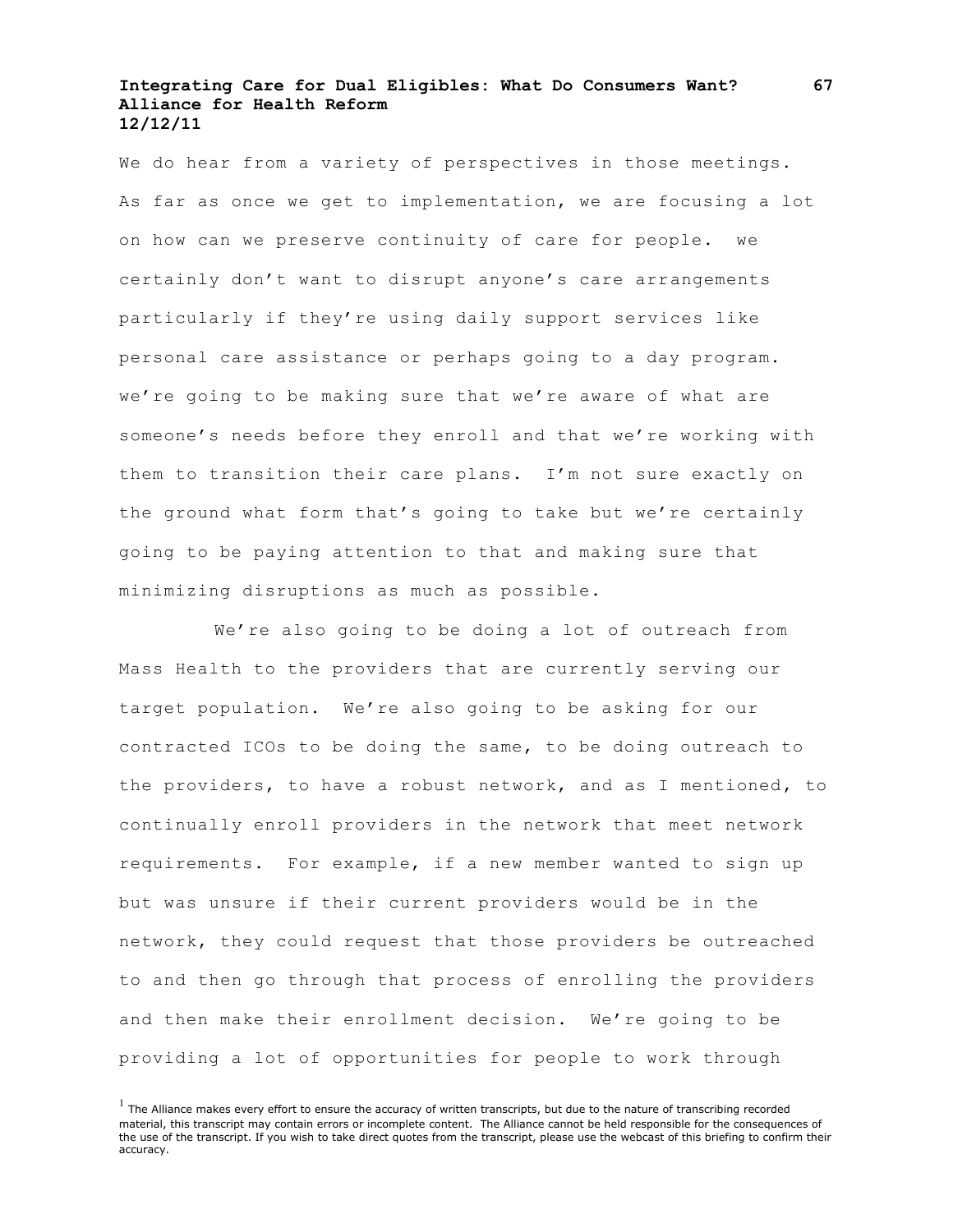We do hear from a variety of perspectives in those meetings. As far as once we get to implementation, we are focusing a lot on how can we preserve continuity of care for people. we certainly don't want to disrupt anyone's care arrangements particularly if they're using daily support services like personal care assistance or perhaps going to a day program. we're going to be making sure that we're aware of what are someone's needs before they enroll and that we're working with them to transition their care plans. I'm not sure exactly on the ground what form that's going to take but we're certainly going to be paying attention to that and making sure that minimizing disruptions as much as possible.

We're also going to be doing a lot of outreach from Mass Health to the providers that are currently serving our target population. We're also going to be asking for our contracted ICOs to be doing the same, to be doing outreach to the providers, to have a robust network, and as I mentioned, to continually enroll providers in the network that meet network requirements. For example, if a new member wanted to sign up but was unsure if their current providers would be in the network, they could request that those providers be outreached to and then go through that process of enrolling the providers and then make their enrollment decision. We're going to be providing a lot of opportunities for people to work through

[1] The Alliance makes every effort to ensure the accuracy of written transcripts, but due to the nature of transcribing recorded material, this transcript may contain errors or incomplete content. The Alliance cannot be held responsible for the consequences of the use of the transcript. If you wish to take direct quotes from the transcript, please use the webcast of this briefing to confirm their accuracy.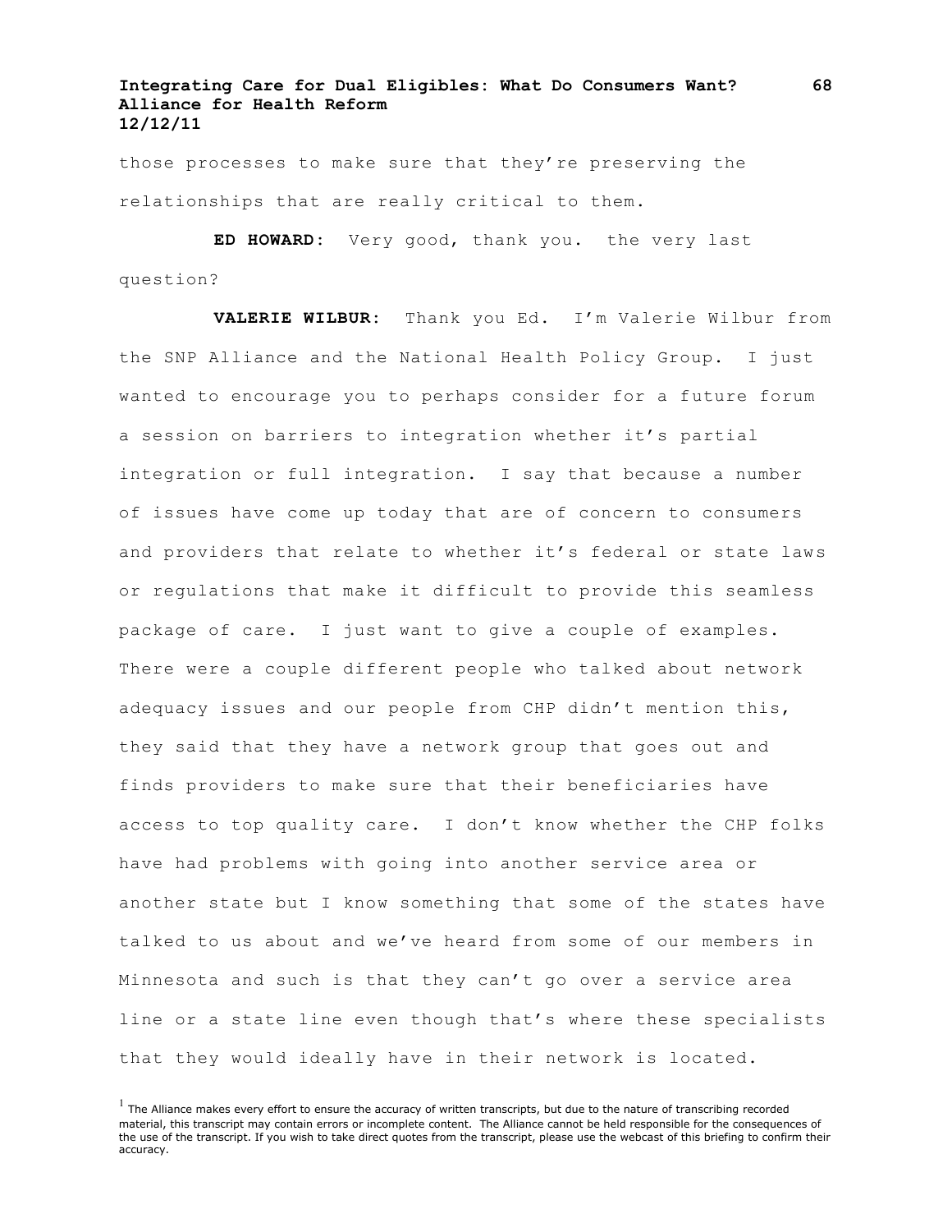those processes to make sure that they're preserving the relationships that are really critical to them.

**ED HOWARD:** Very good, thank you. the very last question?

**VALERIE WILBUR:** Thank you Ed. I'm Valerie Wilbur from the SNP Alliance and the National Health Policy Group. I just wanted to encourage you to perhaps consider for a future forum a session on barriers to integration whether it's partial integration or full integration. I say that because a number of issues have come up today that are of concern to consumers and providers that relate to whether it's federal or state laws or regulations that make it difficult to provide this seamless package of care. I just want to give a couple of examples. There were a couple different people who talked about network adequacy issues and our people from CHP didn't mention this, they said that they have a network group that goes out and finds providers to make sure that their beneficiaries have access to top quality care. I don't know whether the CHP folks have had problems with going into another service area or another state but I know something that some of the states have talked to us about and we've heard from some of our members in Minnesota and such is that they can't go over a service area line or a state line even though that's where these specialists that they would ideally have in their network is located.

[1] The Alliance makes every effort to ensure the accuracy of written transcripts, but due to the nature of transcribing recorded material, this transcript may contain errors or incomplete content. The Alliance cannot be held responsible for the consequences of the use of the transcript. If you wish to take direct quotes from the transcript, please use the webcast of this briefing to confirm their accuracy.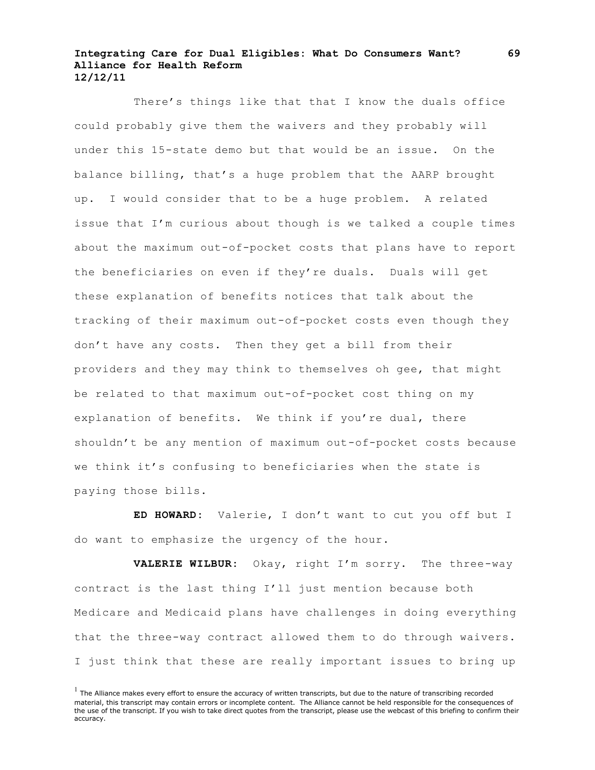There's things like that that I know the duals office could probably give them the waivers and they probably will under this 15-state demo but that would be an issue. On the balance billing, that's a huge problem that the AARP brought up. I would consider that to be a huge problem. A related issue that I'm curious about though is we talked a couple times about the maximum out-of-pocket costs that plans have to report the beneficiaries on even if they're duals. Duals will get these explanation of benefits notices that talk about the tracking of their maximum out-of-pocket costs even though they don't have any costs. Then they get a bill from their providers and they may think to themselves oh gee, that might be related to that maximum out-of-pocket cost thing on my explanation of benefits. We think if you're dual, there shouldn't be any mention of maximum out-of-pocket costs because we think it's confusing to beneficiaries when the state is paying those bills.

**ED HOWARD:** Valerie, I don't want to cut you off but I do want to emphasize the urgency of the hour.

**VALERIE WILBUR:** Okay, right I'm sorry. The three-way contract is the last thing I'll just mention because both Medicare and Medicaid plans have challenges in doing everything that the three-way contract allowed them to do through waivers. I just think that these are really important issues to bring up

[1] The Alliance makes every effort to ensure the accuracy of written transcripts, but due to the nature of transcribing recorded material, this transcript may contain errors or incomplete content. The Alliance cannot be held responsible for the consequences of the use of the transcript. If you wish to take direct quotes from the transcript, please use the webcast of this briefing to confirm their accuracy.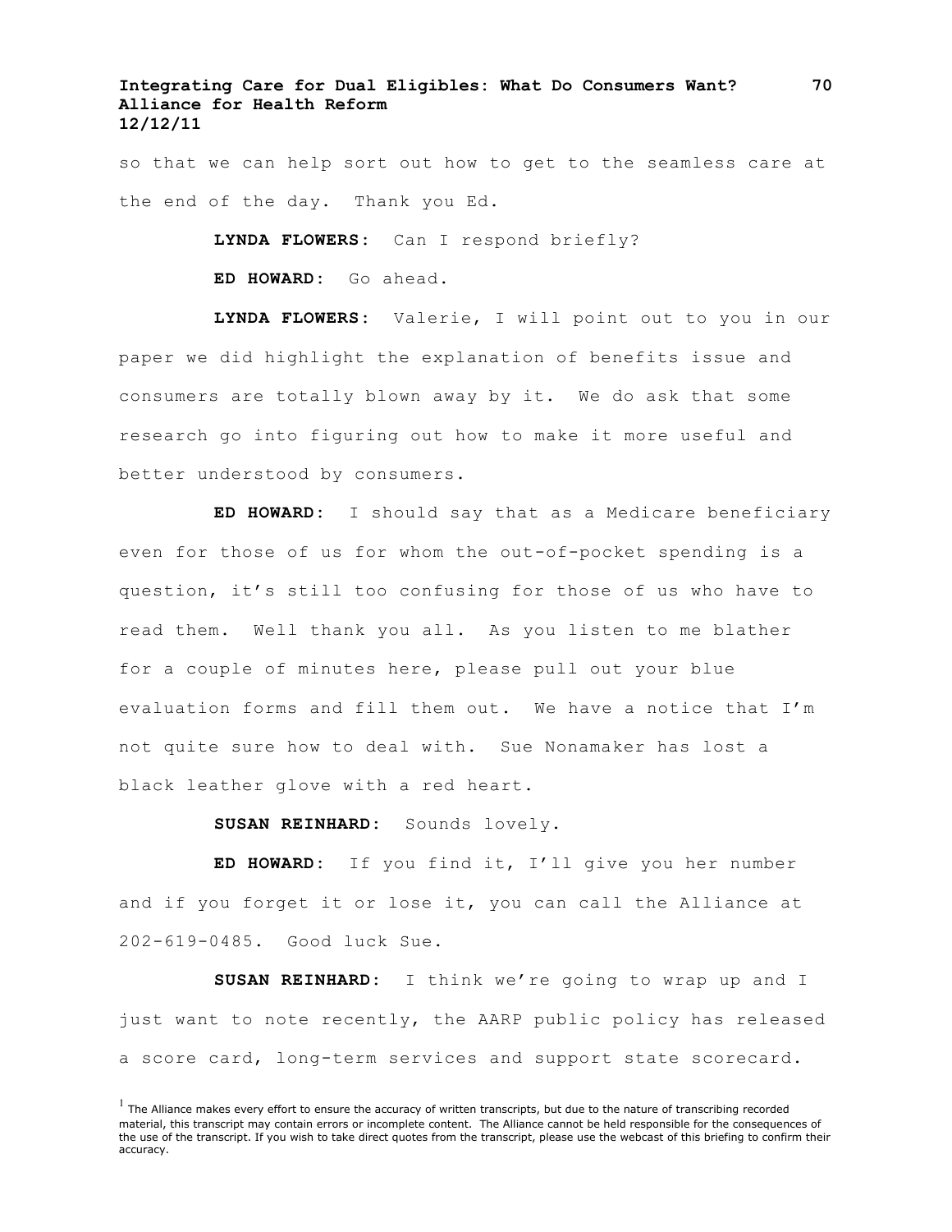so that we can help sort out how to get to the seamless care at the end of the day. Thank you Ed.

**LYNDA FLOWERS:** Can I respond briefly?

**ED HOWARD:** Go ahead.

**LYNDA FLOWERS:** Valerie, I will point out to you in our paper we did highlight the explanation of benefits issue and consumers are totally blown away by it. We do ask that some research go into figuring out how to make it more useful and better understood by consumers.

**ED HOWARD:** I should say that as a Medicare beneficiary even for those of us for whom the out-of-pocket spending is a question, it's still too confusing for those of us who have to read them. Well thank you all. As you listen to me blather for a couple of minutes here, please pull out your blue evaluation forms and fill them out. We have a notice that I'm not quite sure how to deal with. Sue Nonamaker has lost a black leather glove with a red heart.

**SUSAN REINHARD:** Sounds lovely.

**ED HOWARD:** If you find it, I'll give you her number and if you forget it or lose it, you can call the Alliance at 202-619-0485. Good luck Sue.

**SUSAN REINHARD:** I think we're going to wrap up and I just want to note recently, the AARP public policy has released a score card, long-term services and support state scorecard.

[1] The Alliance makes every effort to ensure the accuracy of written transcripts, but due to the nature of transcribing recorded material, this transcript may contain errors or incomplete content. The Alliance cannot be held responsible for the consequences of the use of the transcript. If you wish to take direct quotes from the transcript, please use the webcast of this briefing to confirm their accuracy.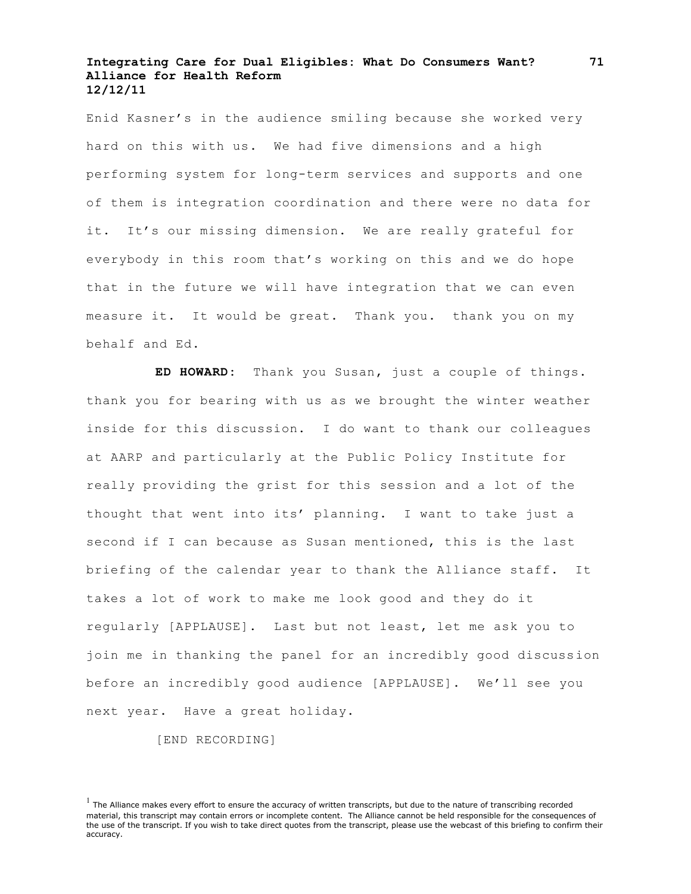Enid Kasner's in the audience smiling because she worked very hard on this with us. We had five dimensions and a high performing system for long-term services and supports and one of them is integration coordination and there were no data for it. It's our missing dimension. We are really grateful for everybody in this room that's working on this and we do hope that in the future we will have integration that we can even measure it. It would be great. Thank you. thank you on my behalf and Ed.

**ED HOWARD:** Thank you Susan, just a couple of things. thank you for bearing with us as we brought the winter weather inside for this discussion. I do want to thank our colleagues at AARP and particularly at the Public Policy Institute for really providing the grist for this session and a lot of the thought that went into its' planning. I want to take just a second if I can because as Susan mentioned, this is the last briefing of the calendar year to thank the Alliance staff. It takes a lot of work to make me look good and they do it regularly [APPLAUSE]. Last but not least, let me ask you to join me in thanking the panel for an incredibly good discussion before an incredibly good audience [APPLAUSE]. We'll see you next year. Have a great holiday.

[END RECORDING]

[1] The Alliance makes every effort to ensure the accuracy of written transcripts, but due to the nature of transcribing recorded material, this transcript may contain errors or incomplete content. The Alliance cannot be held responsible for the consequences of the use of the transcript. If you wish to take direct quotes from the transcript, please use the webcast of this briefing to confirm their accuracy.